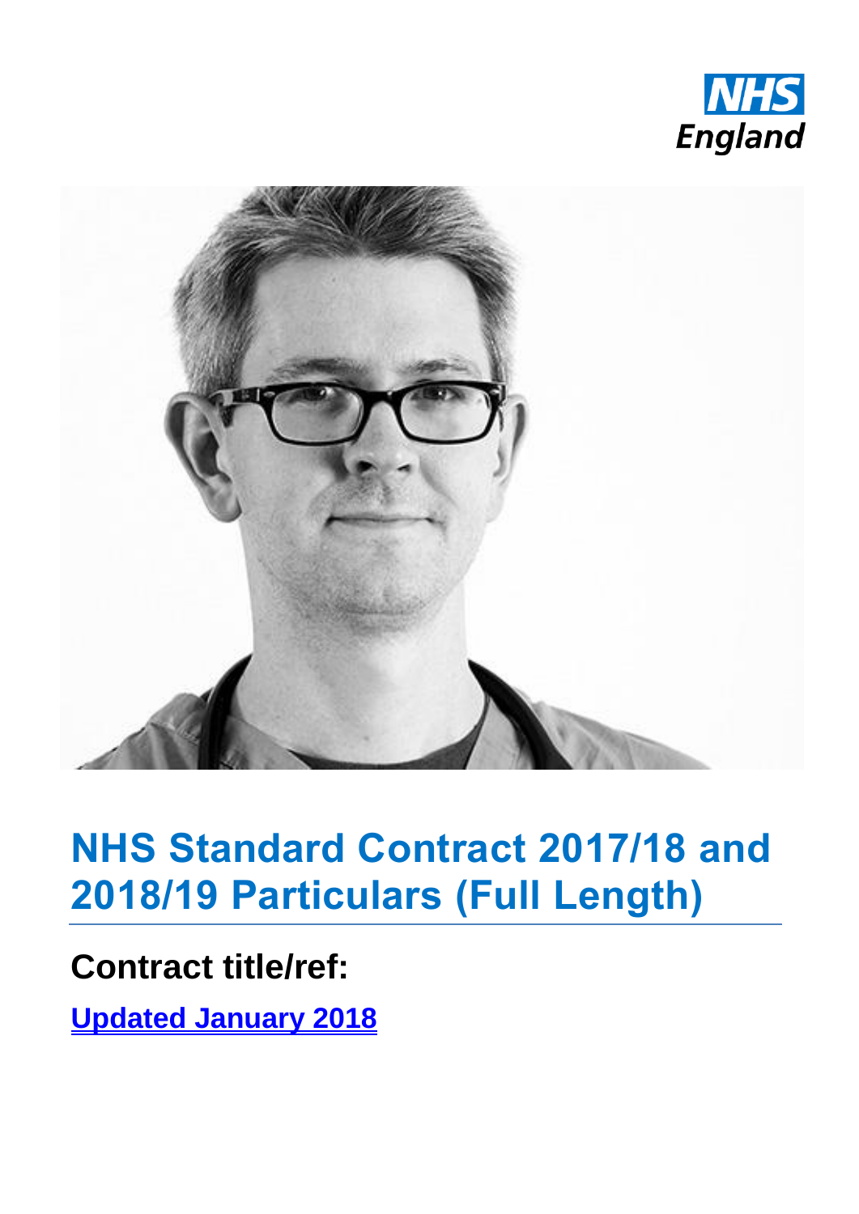NHS England

# NHS Standard Contract 2017/18 and 2018/19 Particulars (Full Length)

## Contract title/ref:

**Updated January 2018**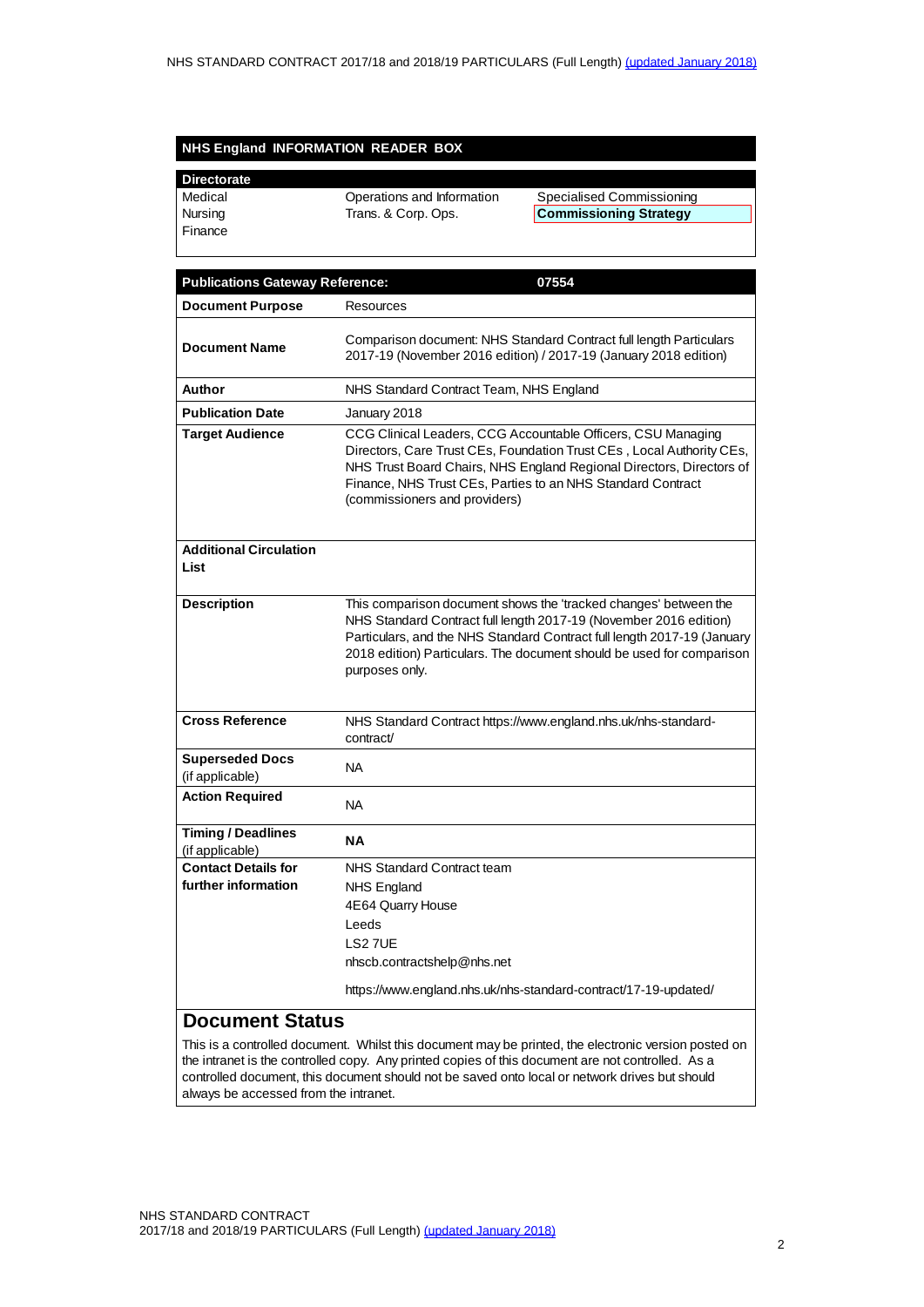## NHS England INFORMATION READER BOX

| Directorate | | |
|---|---|---|
| Medical | Operations and Information | Specialised Commissioning |
| Nursing | Trans. & Corp. Ops. | **Commissioning Strategy** |
| Finance | | |

| **Publications Gateway Reference:** | **07554** |
|---|---|
| **Document Purpose** | Resources |
| **Document Name** | Comparison document: NHS Standard Contract full length Particulars 2017-19 (November 2016 edition) / 2017-19 (January 2018 edition) |
| **Author** | NHS Standard Contract Team, NHS England |
| **Publication Date** | January 2018 |
| **Target Audience** | CCG Clinical Leaders, CCG Accountable Officers, CSU Managing Directors, Care Trust CEs, Foundation Trust CEs , Local Authority CEs, NHS Trust Board Chairs, NHS England Regional Directors, Directors of Finance, NHS Trust CEs, Parties to an NHS Standard Contract (commissioners and providers) |
| **Additional Circulation List** | |
| **Description** | This comparison document shows the 'tracked changes' between the NHS Standard Contract full length 2017-19 (November 2016 edition) Particulars, and the NHS Standard Contract full length 2017-19 (January 2018 edition) Particulars. The document should be used for comparison purposes only. |
| **Cross Reference** | NHS Standard Contract https://www.england.nhs.uk/nhs-standard-contract/ |
| **Superseded Docs** (if applicable) | NA |
| **Action Required** | NA |
| **Timing / Deadlines** (if applicable) | **NA** |
| **Contact Details for further information** | NHS Standard Contract team<br>NHS England<br>4E64 Quarry House<br>Leeds<br>LS2 7UE<br>nhscb.contractshelp@nhs.net<br><br>https://www.england.nhs.uk/nhs-standard-contract/17-19-updated/ |

## Document Status

This is a controlled document. Whilst this document may be printed, the electronic version posted on the intranet is the controlled copy. Any printed copies of this document are not controlled. As a controlled document, this document should not be saved onto local or network drives but should always be accessed from the intranet.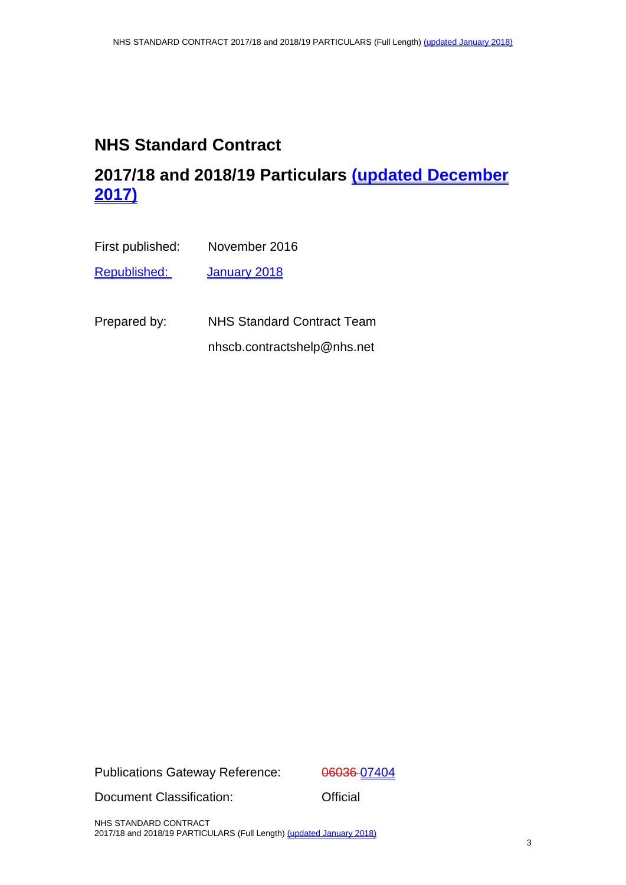# NHS Standard Contract

## 2017/18 and 2018/19 Particulars (updated December 2017)

First published: November 2016

Republished: January 2018

Prepared by: NHS Standard Contract Team

nhscb.contractshelp@nhs.net

Publications Gateway Reference: ~~06036~~ 07404

Document Classification: Official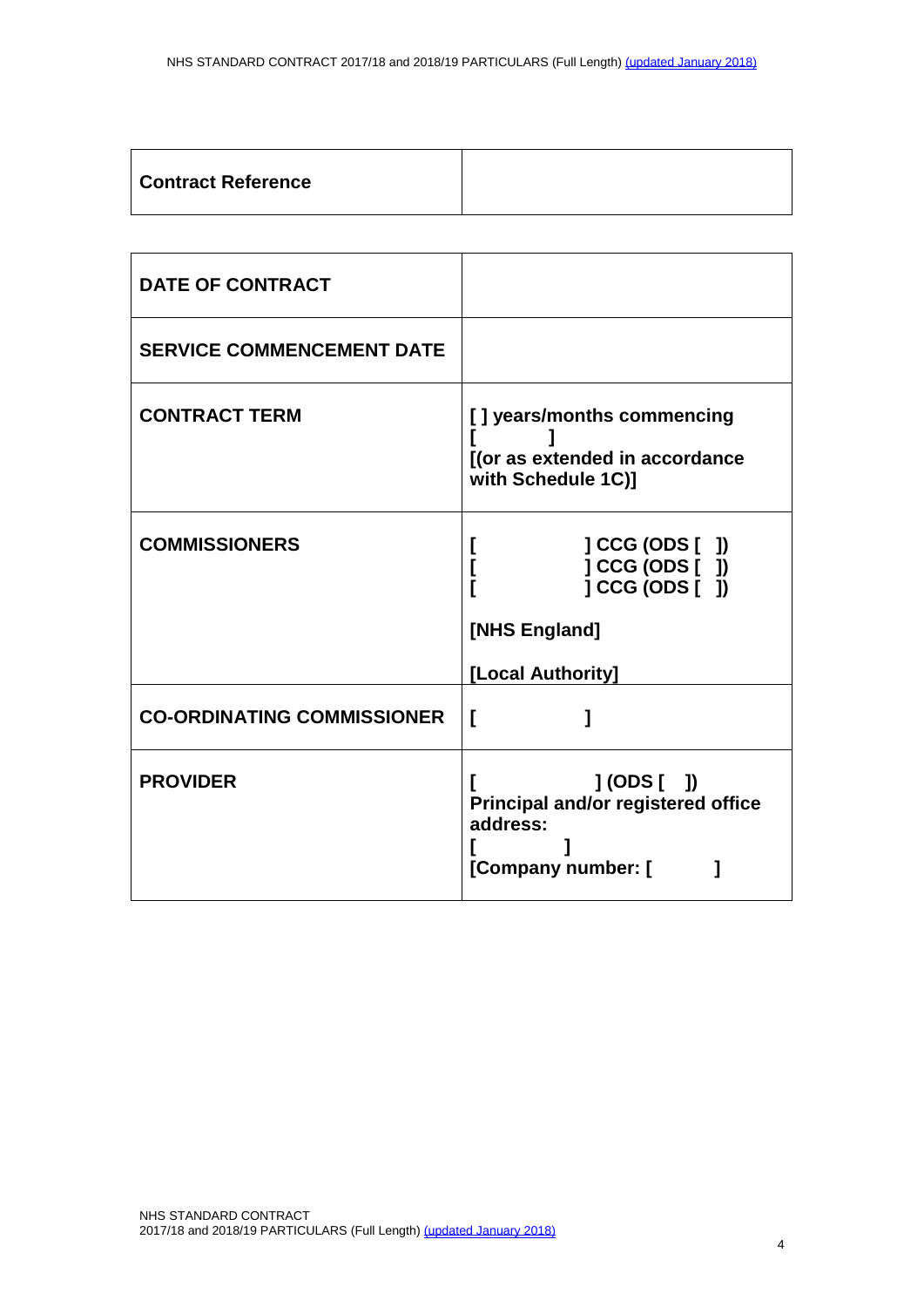| **Contract Reference** | |
|---|---|

| | |
|---|---|
| **DATE OF CONTRACT** | |
| **SERVICE COMMENCEMENT DATE** | |
| **CONTRACT TERM** | **[ ] years/months commencing [ ]<br>[(or as extended in accordance with Schedule 1C)]** |
| **COMMISSIONERS** | **[ ] CCG (ODS [ ])<br>[ ] CCG (ODS [ ])<br>[ ] CCG (ODS [ ])<br><br>[NHS England]<br><br>[Local Authority]** |
| **CO-ORDINATING COMMISSIONER** | **[ ]** |
| **PROVIDER** | **[ ] (ODS [ ])<br>Principal and/or registered office address:<br>[ ]<br>[Company number: [ ]** |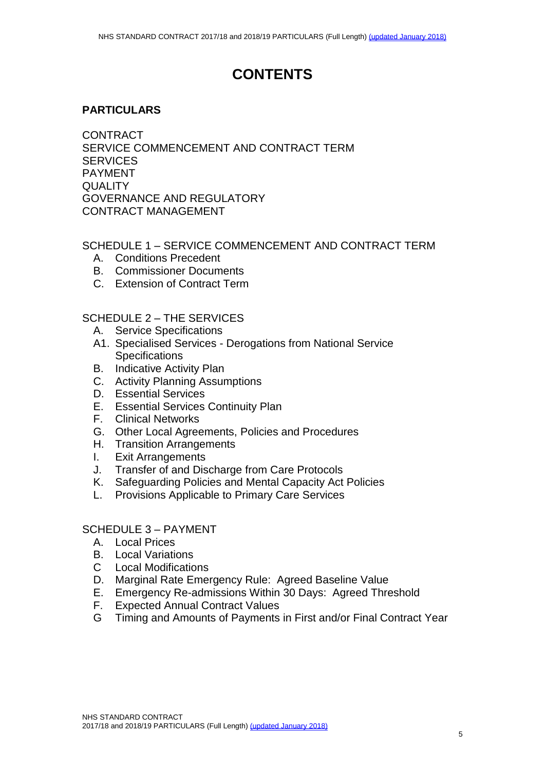# CONTENTS

## PARTICULARS

CONTRACT
SERVICE COMMENCEMENT AND CONTRACT TERM
SERVICES
PAYMENT
QUALITY
GOVERNANCE AND REGULATORY
CONTRACT MANAGEMENT

SCHEDULE 1 – SERVICE COMMENCEMENT AND CONTRACT TERM

- A. Conditions Precedent
- B. Commissioner Documents
- C. Extension of Contract Term

SCHEDULE 2 – THE SERVICES

- A. Service Specifications
- A1. Specialised Services - Derogations from National Service Specifications
- B. Indicative Activity Plan
- C. Activity Planning Assumptions
- D. Essential Services
- E. Essential Services Continuity Plan
- F. Clinical Networks
- G. Other Local Agreements, Policies and Procedures
- H. Transition Arrangements
- I. Exit Arrangements
- J. Transfer of and Discharge from Care Protocols
- K. Safeguarding Policies and Mental Capacity Act Policies
- L. Provisions Applicable to Primary Care Services

SCHEDULE 3 – PAYMENT

- A. Local Prices
- B. Local Variations
- C Local Modifications
- D. Marginal Rate Emergency Rule: Agreed Baseline Value
- E. Emergency Re-admissions Within 30 Days: Agreed Threshold
- F. Expected Annual Contract Values
- G Timing and Amounts of Payments in First and/or Final Contract Year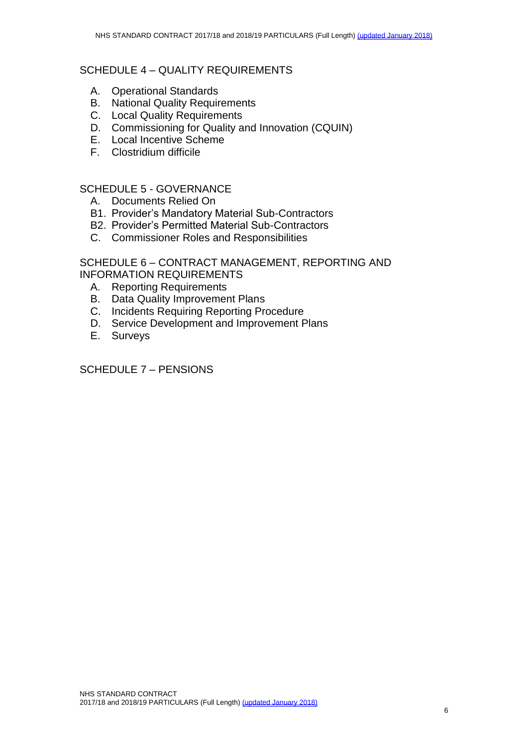## SCHEDULE 4 – QUALITY REQUIREMENTS

A. Operational Standards
B. National Quality Requirements
C. Local Quality Requirements
D. Commissioning for Quality and Innovation (CQUIN)
E. Local Incentive Scheme
F. Clostridium difficile

## SCHEDULE 5 - GOVERNANCE

A. Documents Relied On
B1. Provider's Mandatory Material Sub-Contractors
B2. Provider's Permitted Material Sub-Contractors
C. Commissioner Roles and Responsibilities

## SCHEDULE 6 – CONTRACT MANAGEMENT, REPORTING AND INFORMATION REQUIREMENTS

A. Reporting Requirements
B. Data Quality Improvement Plans
C. Incidents Requiring Reporting Procedure
D. Service Development and Improvement Plans
E. Surveys

## SCHEDULE 7 – PENSIONS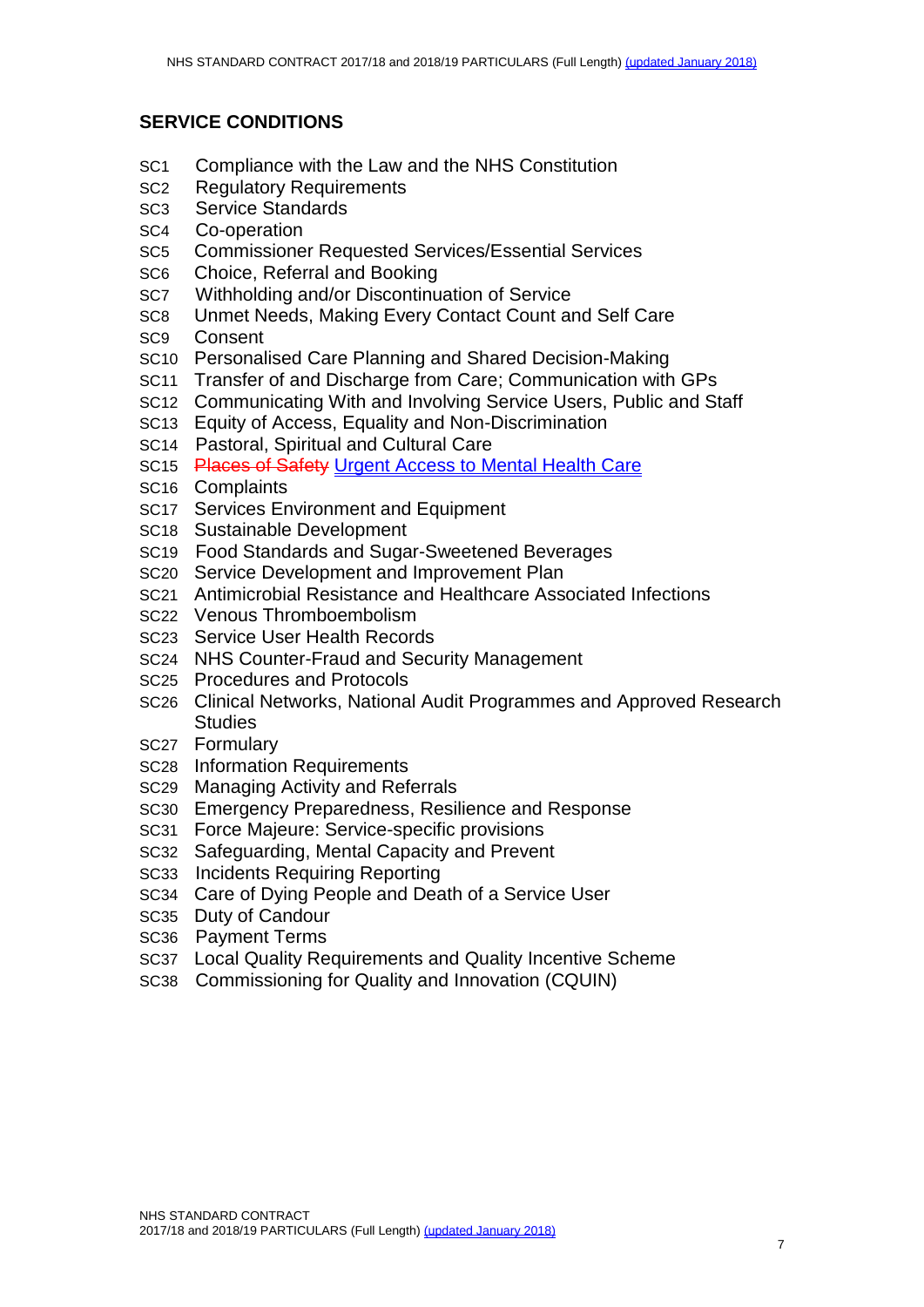## SERVICE CONDITIONS

SC1 Compliance with the Law and the NHS Constitution
SC2 Regulatory Requirements
SC3 Service Standards
SC4 Co-operation
SC5 Commissioner Requested Services/Essential Services
SC6 Choice, Referral and Booking
SC7 Withholding and/or Discontinuation of Service
SC8 Unmet Needs, Making Every Contact Count and Self Care
SC9 Consent
SC10 Personalised Care Planning and Shared Decision-Making
SC11 Transfer of and Discharge from Care; Communication with GPs
SC12 Communicating With and Involving Service Users, Public and Staff
SC13 Equity of Access, Equality and Non-Discrimination
SC14 Pastoral, Spiritual and Cultural Care
SC15 ~~Places of Safety~~ Urgent Access to Mental Health Care
SC16 Complaints
SC17 Services Environment and Equipment
SC18 Sustainable Development
SC19 Food Standards and Sugar-Sweetened Beverages
SC20 Service Development and Improvement Plan
SC21 Antimicrobial Resistance and Healthcare Associated Infections
SC22 Venous Thromboembolism
SC23 Service User Health Records
SC24 NHS Counter-Fraud and Security Management
SC25 Procedures and Protocols
SC26 Clinical Networks, National Audit Programmes and Approved Research Studies
SC27 Formulary
SC28 Information Requirements
SC29 Managing Activity and Referrals
SC30 Emergency Preparedness, Resilience and Response
SC31 Force Majeure: Service-specific provisions
SC32 Safeguarding, Mental Capacity and Prevent
SC33 Incidents Requiring Reporting
SC34 Care of Dying People and Death of a Service User
SC35 Duty of Candour
SC36 Payment Terms
SC37 Local Quality Requirements and Quality Incentive Scheme
SC38 Commissioning for Quality and Innovation (CQUIN)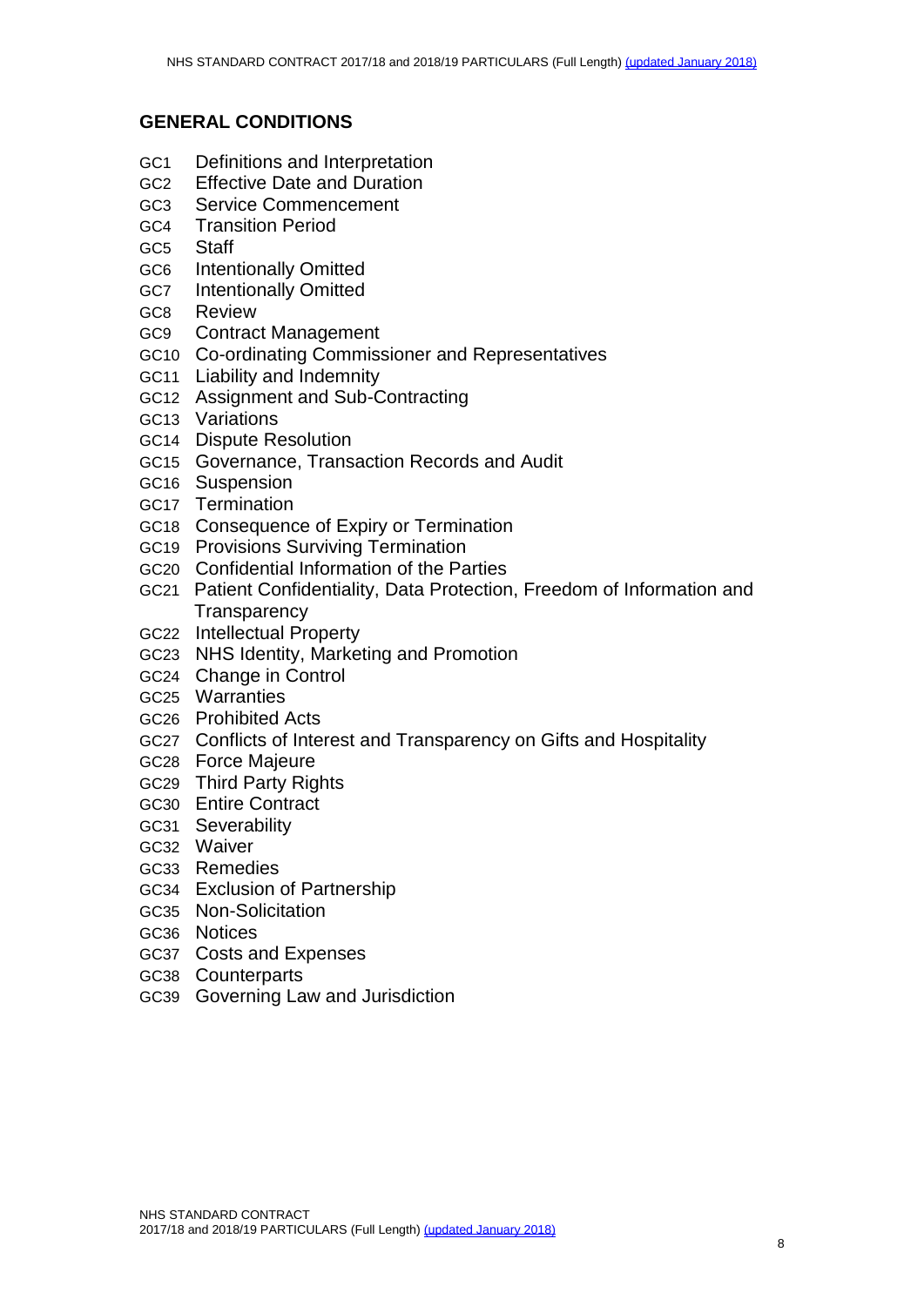## GENERAL CONDITIONS

GC1 Definitions and Interpretation
GC2 Effective Date and Duration
GC3 Service Commencement
GC4 Transition Period
GC5 Staff
GC6 Intentionally Omitted
GC7 Intentionally Omitted
GC8 Review
GC9 Contract Management
GC10 Co-ordinating Commissioner and Representatives
GC11 Liability and Indemnity
GC12 Assignment and Sub-Contracting
GC13 Variations
GC14 Dispute Resolution
GC15 Governance, Transaction Records and Audit
GC16 Suspension
GC17 Termination
GC18 Consequence of Expiry or Termination
GC19 Provisions Surviving Termination
GC20 Confidential Information of the Parties
GC21 Patient Confidentiality, Data Protection, Freedom of Information and Transparency
GC22 Intellectual Property
GC23 NHS Identity, Marketing and Promotion
GC24 Change in Control
GC25 Warranties
GC26 Prohibited Acts
GC27 Conflicts of Interest and Transparency on Gifts and Hospitality
GC28 Force Majeure
GC29 Third Party Rights
GC30 Entire Contract
GC31 Severability
GC32 Waiver
GC33 Remedies
GC34 Exclusion of Partnership
GC35 Non-Solicitation
GC36 Notices
GC37 Costs and Expenses
GC38 Counterparts
GC39 Governing Law and Jurisdiction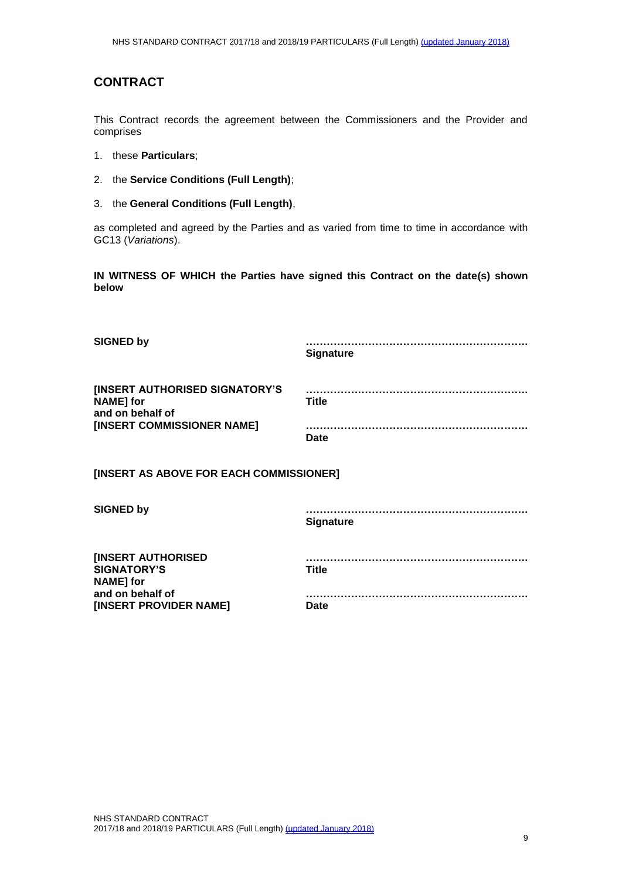## CONTRACT

This Contract records the agreement between the Commissioners and the Provider and comprises

1. these **Particulars**;
2. the **Service Conditions (Full Length)**;
3. the **General Conditions (Full Length)**,

as completed and agreed by the Parties and as varied from time to time in accordance with GC13 (*Variations*).

**IN WITNESS OF WHICH the Parties have signed this Contract on the date(s) shown below**

| | |
|---|---|
| **SIGNED by** | ……………………………………………………… **Signature** |
| **[INSERT AUTHORISED SIGNATORY'S NAME] for and on behalf of [INSERT COMMISSIONER NAME]** | ……………………………………………………… **Title** ……………………………………………………… **Date** |

**[INSERT AS ABOVE FOR EACH COMMISSIONER]**

| | |
|---|---|
| **SIGNED by** | ……………………………………………………… **Signature** |
| **[INSERT AUTHORISED SIGNATORY'S NAME] for and on behalf of [INSERT PROVIDER NAME]** | ……………………………………………………… **Title** ……………………………………………………… **Date** |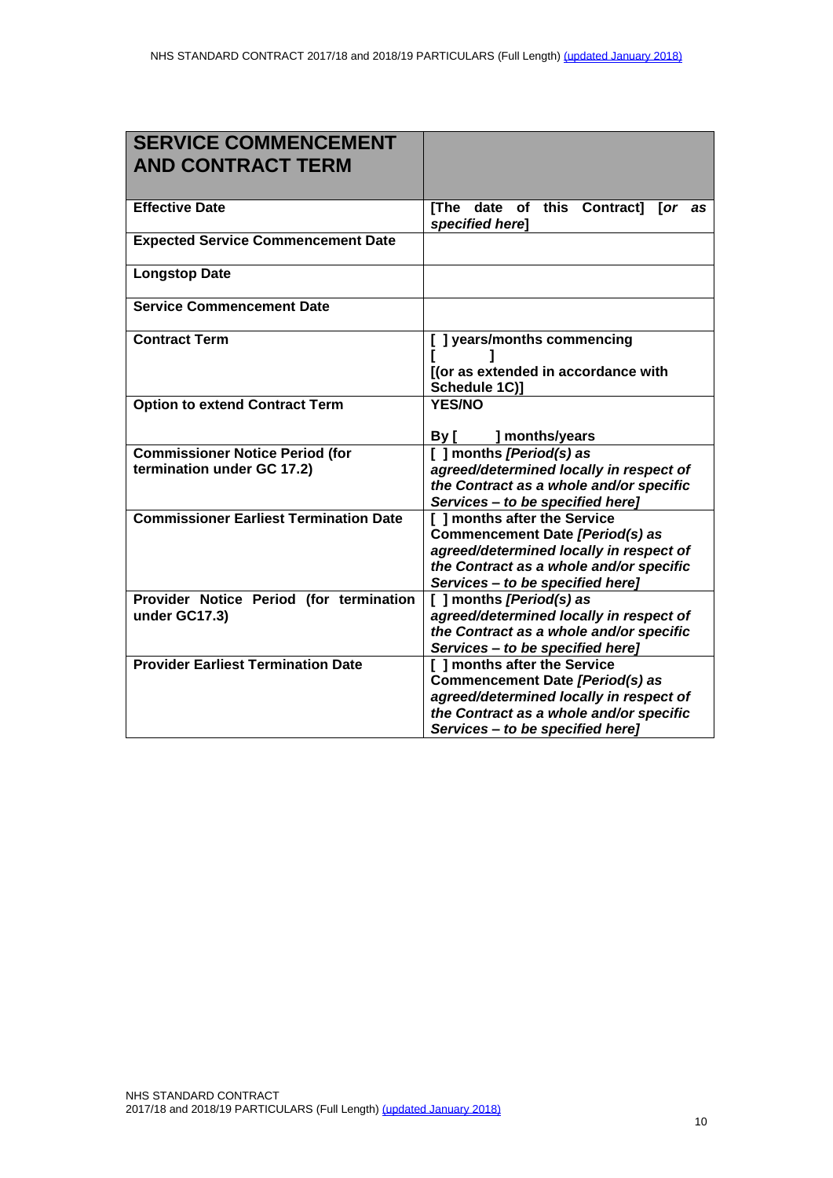| **SERVICE COMMENCEMENT AND CONTRACT TERM** | |
|---|---|
| **Effective Date** | **[The date of this Contract] [*or as specified here*]** |
| **Expected Service Commencement Date** | |
| **Longstop Date** | |
| **Service Commencement Date** | |
| **Contract Term** | **[ ] years/months commencing [ ] [(or as extended in accordance with Schedule 1C)]** |
| **Option to extend Contract Term** | **YES/NO**<br><br>**By [ ] months/years** |
| **Commissioner Notice Period (for termination under GC 17.2)** | **[ ] months *[Period(s) as agreed/determined locally in respect of the Contract as a whole and/or specific Services – to be specified here]*** |
| **Commissioner Earliest Termination Date** | **[ ] months after the Service Commencement Date *[Period(s) as agreed/determined locally in respect of the Contract as a whole and/or specific Services – to be specified here]*** |
| **Provider Notice Period (for termination under GC17.3)** | **[ ] months *[Period(s) as agreed/determined locally in respect of the Contract as a whole and/or specific Services – to be specified here]*** |
| **Provider Earliest Termination Date** | **[ ] months after the Service Commencement Date *[Period(s) as agreed/determined locally in respect of the Contract as a whole and/or specific Services – to be specified here]*** |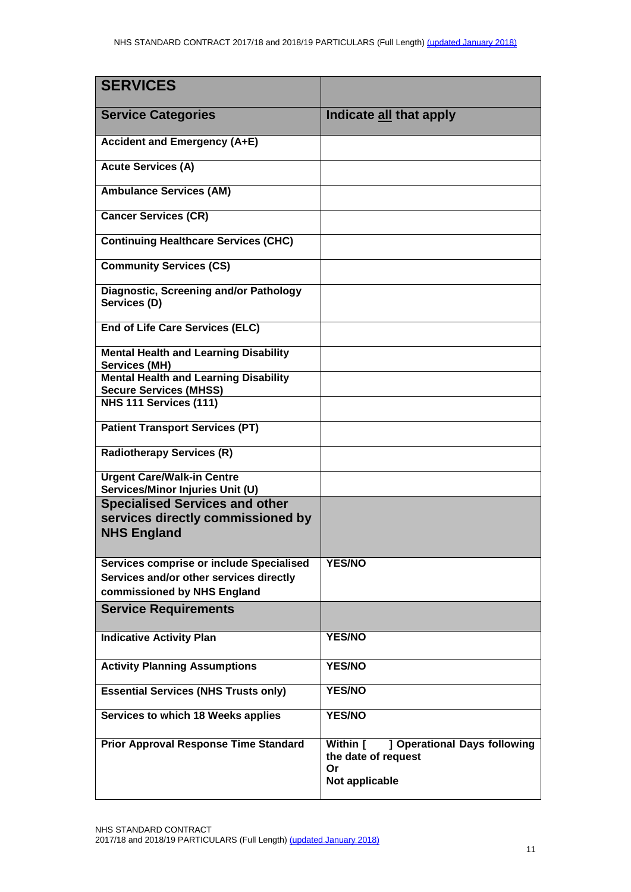| **SERVICES** | |
|---|---|
| **Service Categories** | **Indicate all that apply** |
| **Accident and Emergency (A+E)** | |
| **Acute Services (A)** | |
| **Ambulance Services (AM)** | |
| **Cancer Services (CR)** | |
| **Continuing Healthcare Services (CHC)** | |
| **Community Services (CS)** | |
| **Diagnostic, Screening and/or Pathology Services (D)** | |
| **End of Life Care Services (ELC)** | |
| **Mental Health and Learning Disability Services (MH)** | |
| **Mental Health and Learning Disability Secure Services (MHSS)** | |
| **NHS 111 Services (111)** | |
| **Patient Transport Services (PT)** | |
| **Radiotherapy Services (R)** | |
| **Urgent Care/Walk-in Centre Services/Minor Injuries Unit (U)** | |
| **Specialised Services and other services directly commissioned by NHS England** | |
| **Services comprise or include Specialised Services and/or other services directly commissioned by NHS England** | **YES/NO** |
| **Service Requirements** | |
| **Indicative Activity Plan** | **YES/NO** |
| **Activity Planning Assumptions** | **YES/NO** |
| **Essential Services (NHS Trusts only)** | **YES/NO** |
| **Services to which 18 Weeks applies** | **YES/NO** |
| **Prior Approval Response Time Standard** | **Within [ ] Operational Days following the date of request Or Not applicable** |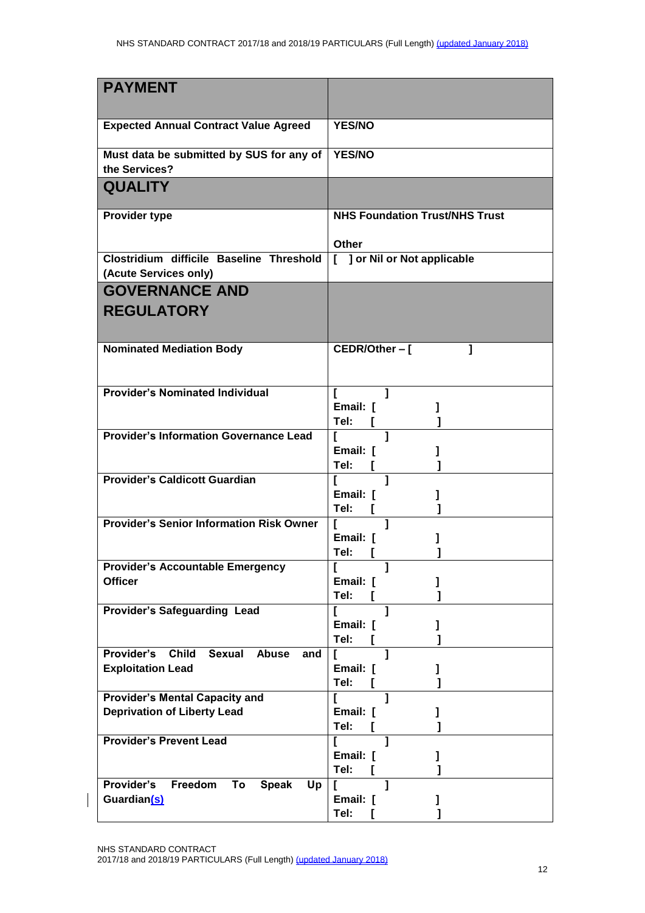| **PAYMENT** | |
|---|---|
| **Expected Annual Contract Value Agreed** | **YES/NO** |
| **Must data be submitted by SUS for any of the Services?** | **YES/NO** |
| **QUALITY** | |
| **Provider type** | **NHS Foundation Trust/NHS Trust**<br><br>**Other** |
| **Clostridium difficile Baseline Threshold (Acute Services only)** | **[ ] or Nil or Not applicable** |
| **GOVERNANCE AND REGULATORY** | |
| **Nominated Mediation Body** | **CEDR/Other – [ ]** |
| **Provider's Nominated Individual** | **[ ]**<br>**Email: [ ]**<br>**Tel: [ ]** |
| **Provider's Information Governance Lead** | **[ ]**<br>**Email: [ ]**<br>**Tel: [ ]** |
| **Provider's Caldicott Guardian** | **[ ]**<br>**Email: [ ]**<br>**Tel: [ ]** |
| **Provider's Senior Information Risk Owner** | **[ ]**<br>**Email: [ ]**<br>**Tel: [ ]** |
| **Provider's Accountable Emergency Officer** | **[ ]**<br>**Email: [ ]**<br>**Tel: [ ]** |
| **Provider's Safeguarding Lead** | **[ ]**<br>**Email: [ ]**<br>**Tel: [ ]** |
| **Provider's Child Sexual Abuse and Exploitation Lead** | **[ ]**<br>**Email: [ ]**<br>**Tel: [ ]** |
| **Provider's Mental Capacity and Deprivation of Liberty Lead** | **[ ]**<br>**Email: [ ]**<br>**Tel: [ ]** |
| **Provider's Prevent Lead** | **[ ]**<br>**Email: [ ]**<br>**Tel: [ ]** |
| **Provider's Freedom To Speak Up Guardian(s)** | **[ ]**<br>**Email: [ ]**<br>**Tel: [ ]** |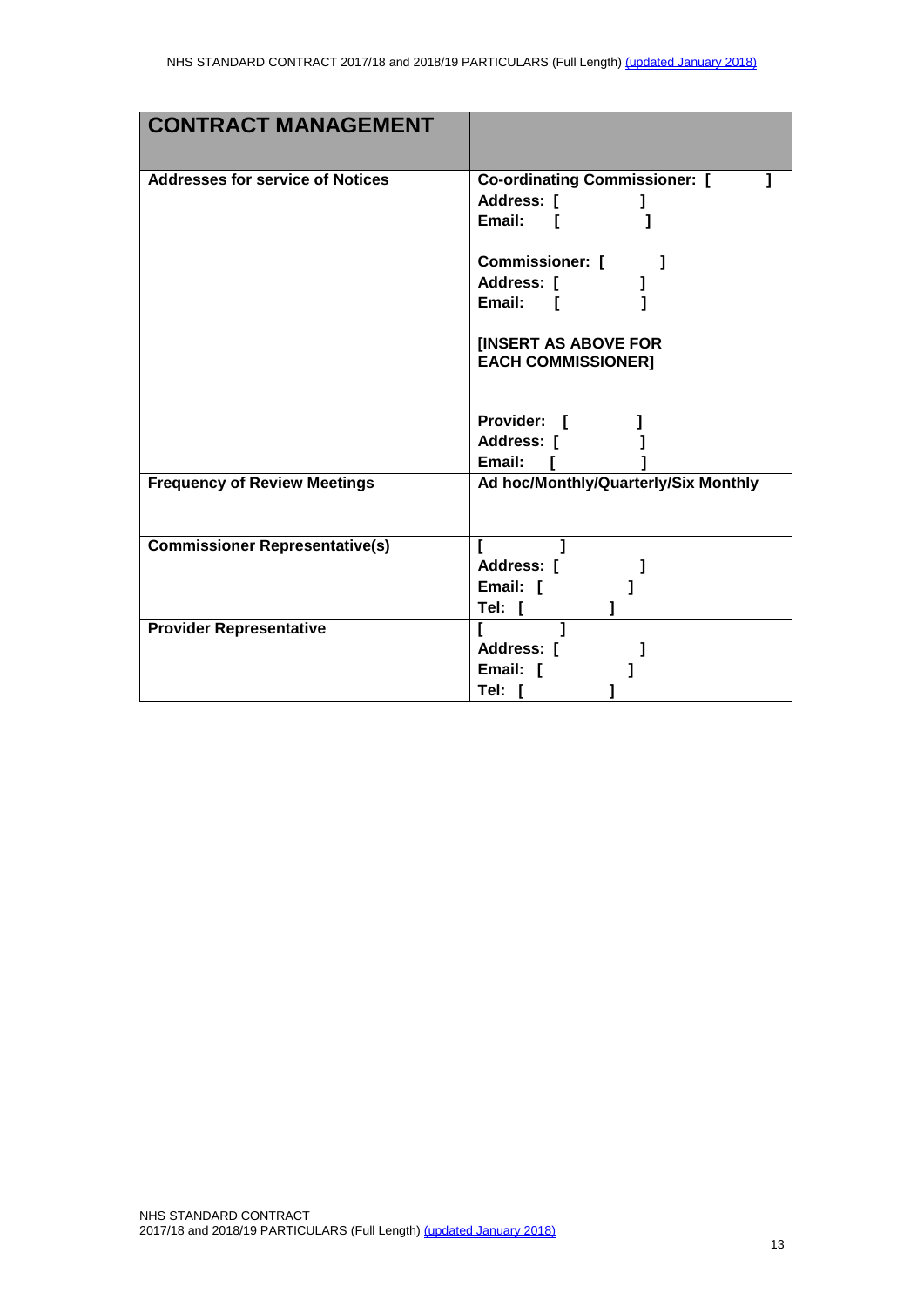| CONTRACT MANAGEMENT | |
|---|---|
| **Addresses for service of Notices** | **Co-ordinating Commissioner: [ ]**<br>**Address: [ ]**<br>**Email: [ ]**<br><br>**Commissioner: [ ]**<br>**Address: [ ]**<br>**Email: [ ]**<br><br>**[INSERT AS ABOVE FOR EACH COMMISSIONER]**<br><br>**Provider: [ ]**<br>**Address: [ ]**<br>**Email: [ ]** |
| **Frequency of Review Meetings** | **Ad hoc/Monthly/Quarterly/Six Monthly** |
| **Commissioner Representative(s)** | **[ ]**<br>**Address: [ ]**<br>**Email: [ ]**<br>**Tel: [ ]** |
| **Provider Representative** | **[ ]**<br>**Address: [ ]**<br>**Email: [ ]**<br>**Tel: [ ]** |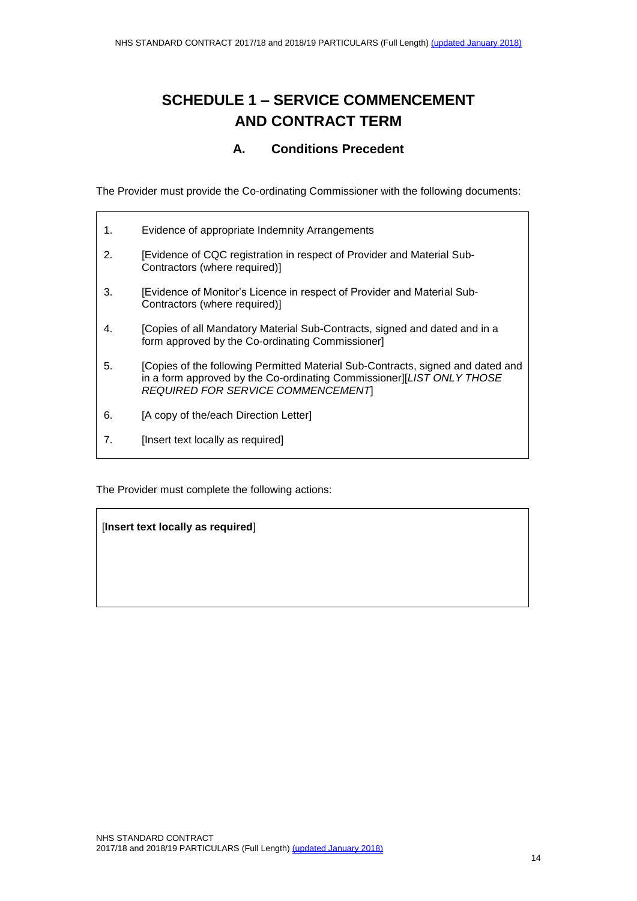# SCHEDULE 1 – SERVICE COMMENCEMENT AND CONTRACT TERM

## A. Conditions Precedent

The Provider must provide the Co-ordinating Commissioner with the following documents:

1. Evidence of appropriate Indemnity Arrangements
2. [Evidence of CQC registration in respect of Provider and Material Sub-Contractors (where required)]
3. [Evidence of Monitor's Licence in respect of Provider and Material Sub-Contractors (where required)]
4. [Copies of all Mandatory Material Sub-Contracts, signed and dated and in a form approved by the Co-ordinating Commissioner]
5. [Copies of the following Permitted Material Sub-Contracts, signed and dated and in a form approved by the Co-ordinating Commissioner][*LIST ONLY THOSE REQUIRED FOR SERVICE COMMENCEMENT*]
6. [A copy of the/each Direction Letter]
7. [Insert text locally as required]

The Provider must complete the following actions:

[**Insert text locally as required**]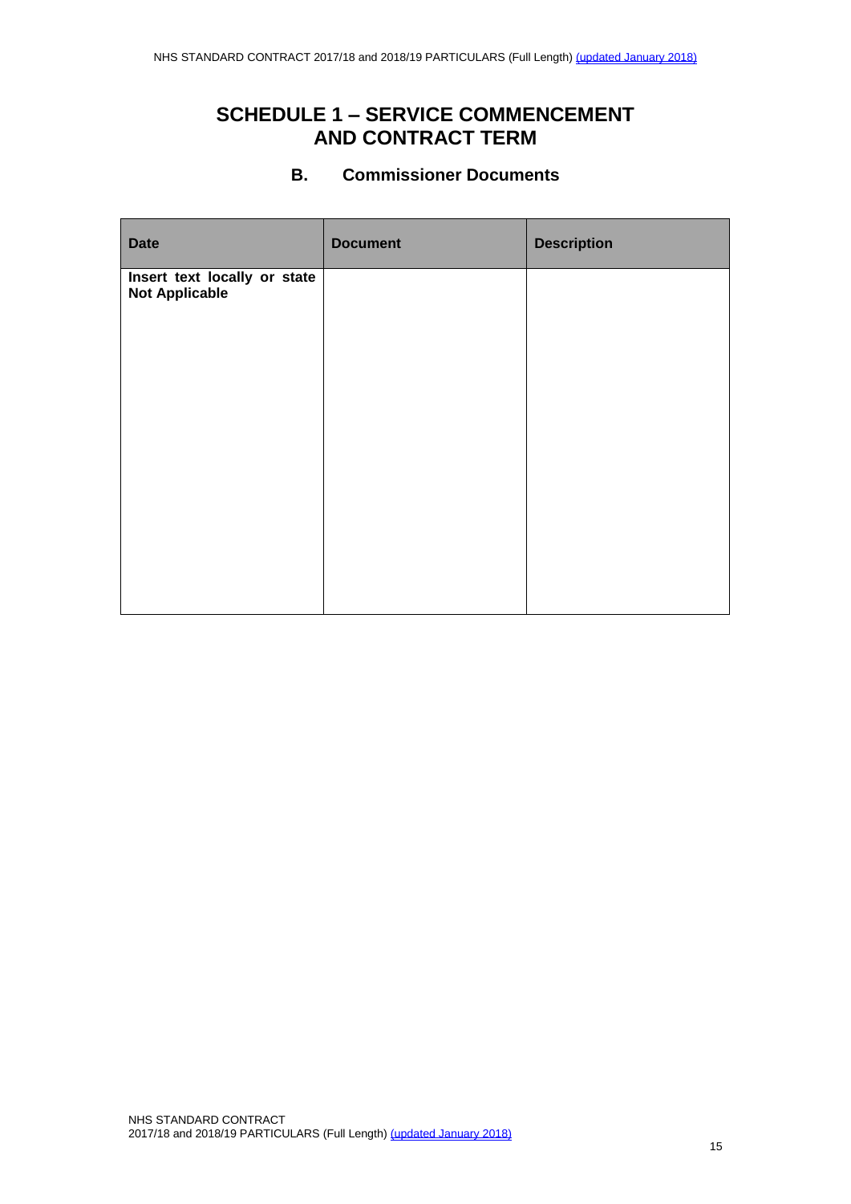# SCHEDULE 1 – SERVICE COMMENCEMENT AND CONTRACT TERM

## B. Commissioner Documents

| Date | Document | Description |
|---|---|---|
| **Insert text locally or state Not Applicable** | | |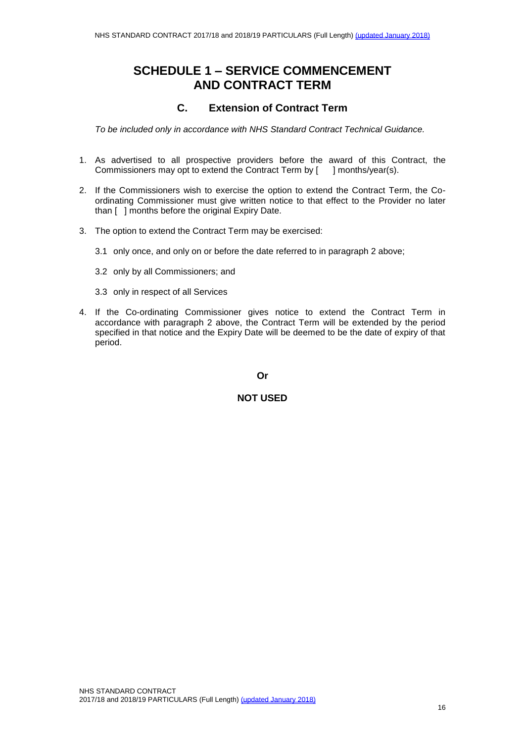# SCHEDULE 1 – SERVICE COMMENCEMENT AND CONTRACT TERM

## C. Extension of Contract Term

*To be included only in accordance with NHS Standard Contract Technical Guidance.*

1. As advertised to all prospective providers before the award of this Contract, the Commissioners may opt to extend the Contract Term by [ ] months/year(s).

2. If the Commissioners wish to exercise the option to extend the Contract Term, the Co-ordinating Commissioner must give written notice to that effect to the Provider no later than [ ] months before the original Expiry Date.

3. The option to extend the Contract Term may be exercised:

   3.1 only once, and only on or before the date referred to in paragraph 2 above;

   3.2 only by all Commissioners; and

   3.3 only in respect of all Services

4. If the Co-ordinating Commissioner gives notice to extend the Contract Term in accordance with paragraph 2 above, the Contract Term will be extended by the period specified in that notice and the Expiry Date will be deemed to be the date of expiry of that period.

**Or**

**NOT USED**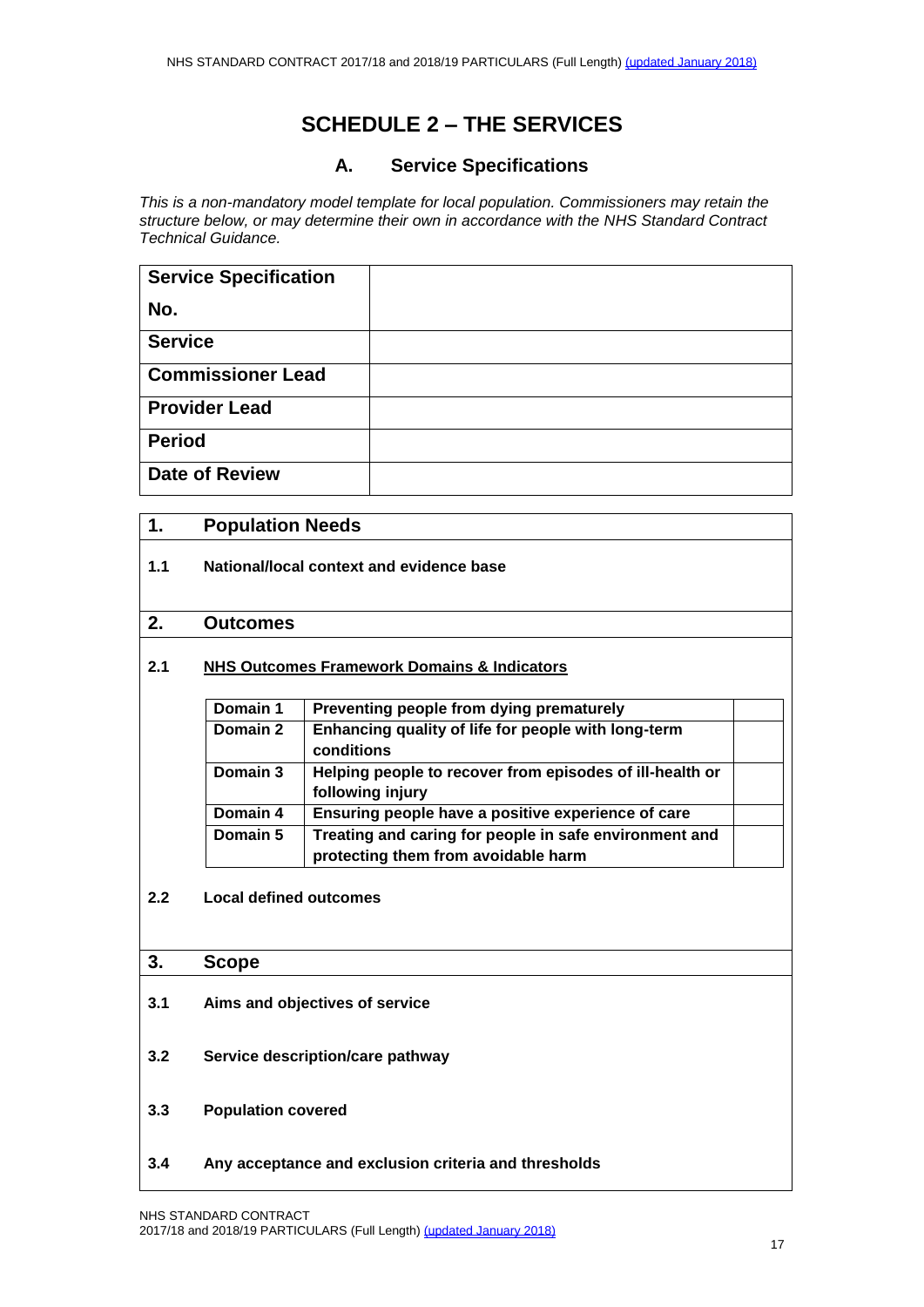# SCHEDULE 2 – THE SERVICES

## A. Service Specifications

*This is a non-mandatory model template for local population. Commissioners may retain the structure below, or may determine their own in accordance with the NHS Standard Contract Technical Guidance.*

| | |
|---|---|
| **Service Specification No.** | |
| **Service** | |
| **Commissioner Lead** | |
| **Provider Lead** | |
| **Period** | |
| **Date of Review** | |

### 1. Population Needs

**1.1 National/local context and evidence base**

### 2. Outcomes

**2.1 NHS Outcomes Framework Domains & Indicators**

| | | |
|---|---|---|
| **Domain 1** | **Preventing people from dying prematurely** | |
| **Domain 2** | **Enhancing quality of life for people with long-term conditions** | |
| **Domain 3** | **Helping people to recover from episodes of ill-health or following injury** | |
| **Domain 4** | **Ensuring people have a positive experience of care** | |
| **Domain 5** | **Treating and caring for people in safe environment and protecting them from avoidable harm** | |

**2.2 Local defined outcomes**

### 3. Scope

**3.1 Aims and objectives of service**

**3.2 Service description/care pathway**

**3.3 Population covered**

**3.4 Any acceptance and exclusion criteria and thresholds**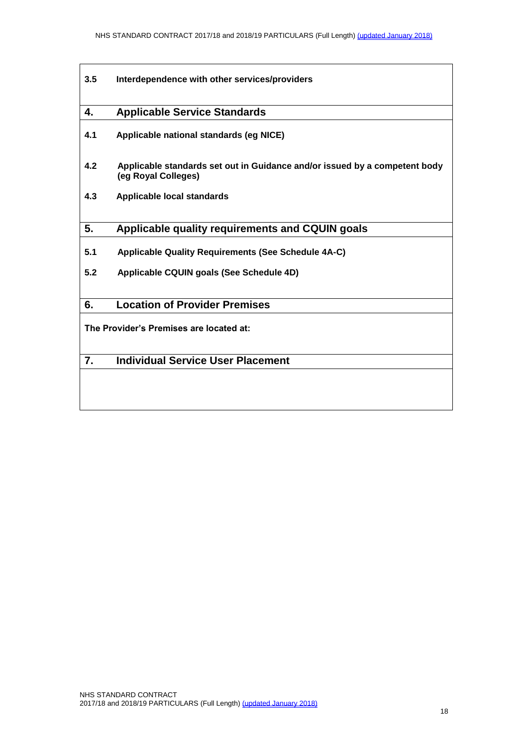**3.5 Interdependence with other services/providers**

## 4. Applicable Service Standards

**4.1 Applicable national standards (eg NICE)**

**4.2 Applicable standards set out in Guidance and/or issued by a competent body (eg Royal Colleges)**

**4.3 Applicable local standards**

## 5. Applicable quality requirements and CQUIN goals

**5.1 Applicable Quality Requirements (See Schedule 4A-C)**

**5.2 Applicable CQUIN goals (See Schedule 4D)**

## 6. Location of Provider Premises

**The Provider's Premises are located at:**

## 7. Individual Service User Placement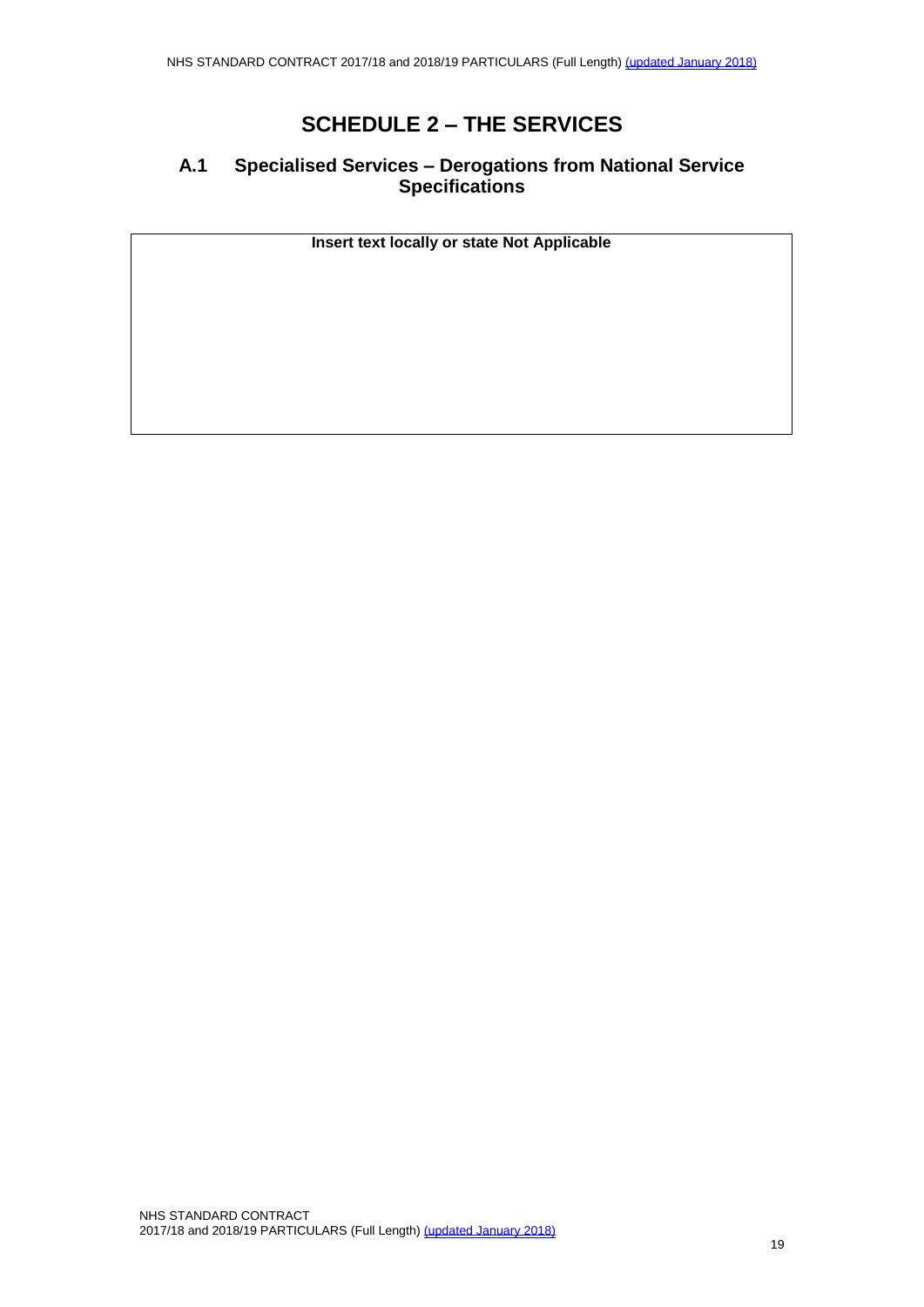# SCHEDULE 2 – THE SERVICES

## A.1 Specialised Services – Derogations from National Service Specifications

| Insert text locally or state Not Applicable |
|---|
| |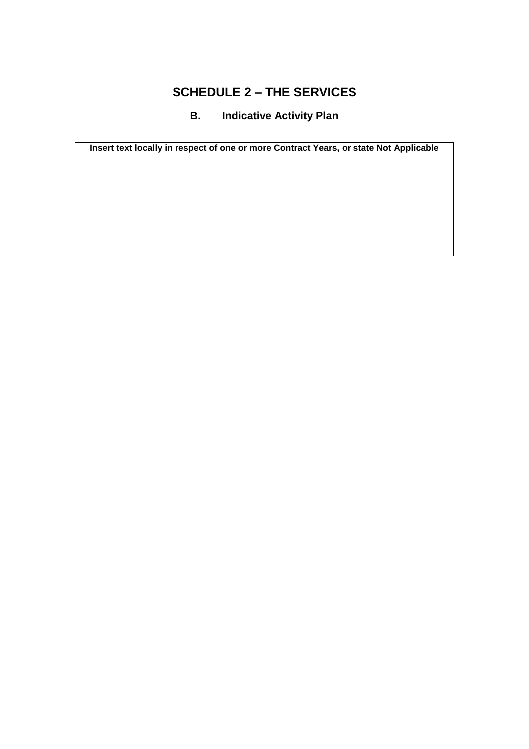# SCHEDULE 2 – THE SERVICES

## B. Indicative Activity Plan

| **Insert text locally in respect of one or more Contract Years, or state Not Applicable** |
|---|
| |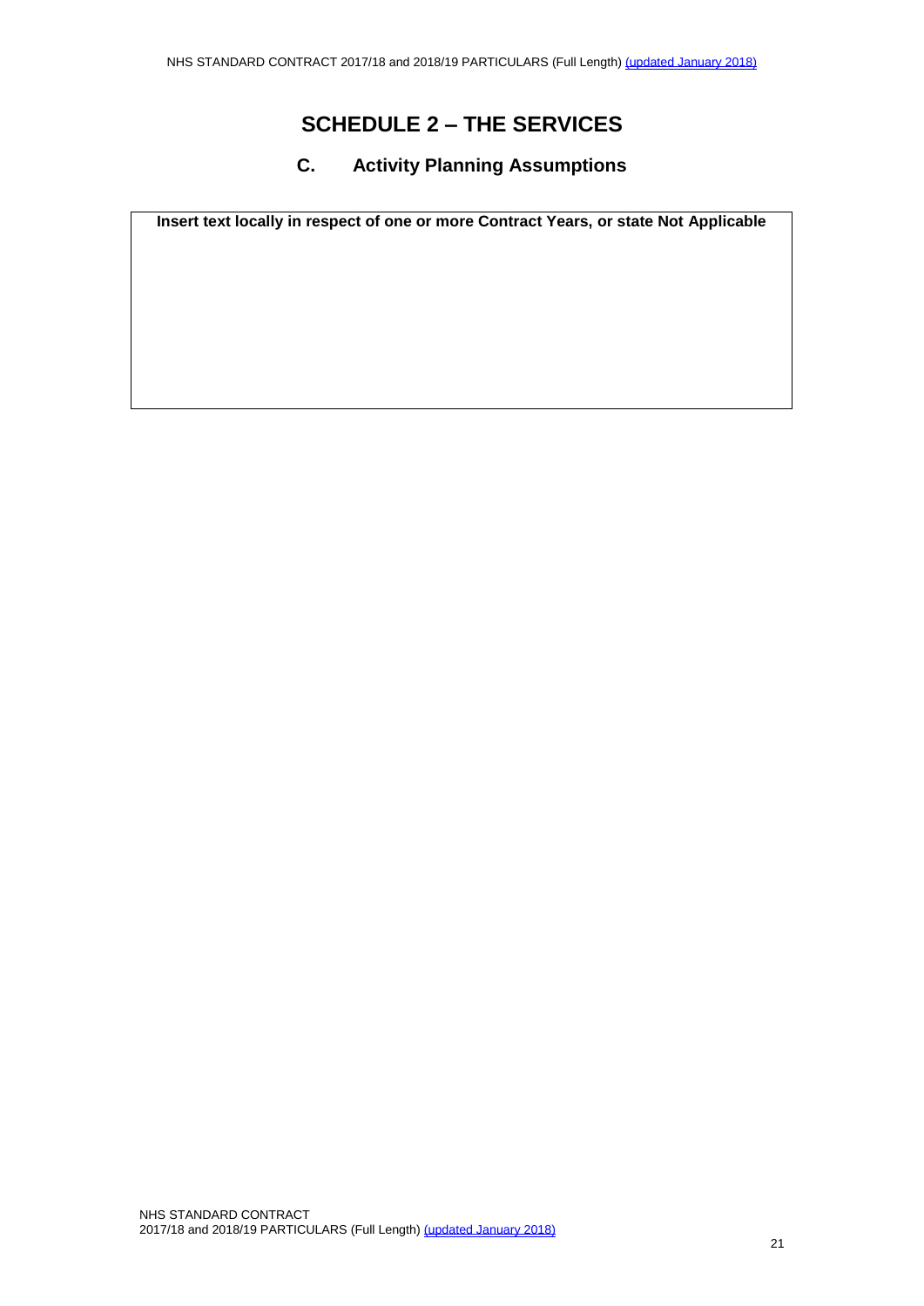# SCHEDULE 2 – THE SERVICES

## C. Activity Planning Assumptions

| **Insert text locally in respect of one or more Contract Years, or state Not Applicable** |
| --- |
| |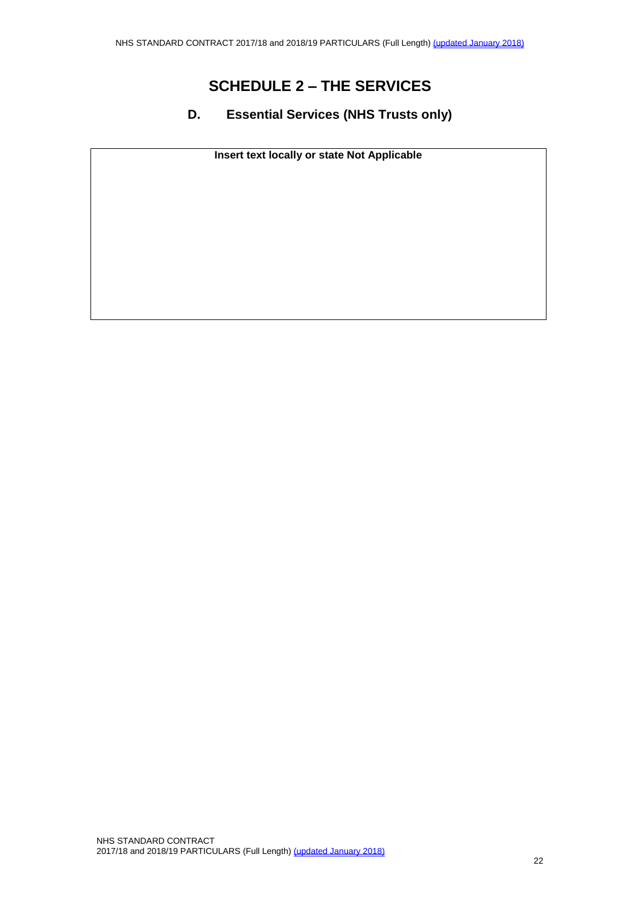# SCHEDULE 2 – THE SERVICES

## D. Essential Services (NHS Trusts only)

| Insert text locally or state Not Applicable |
| --- |
| |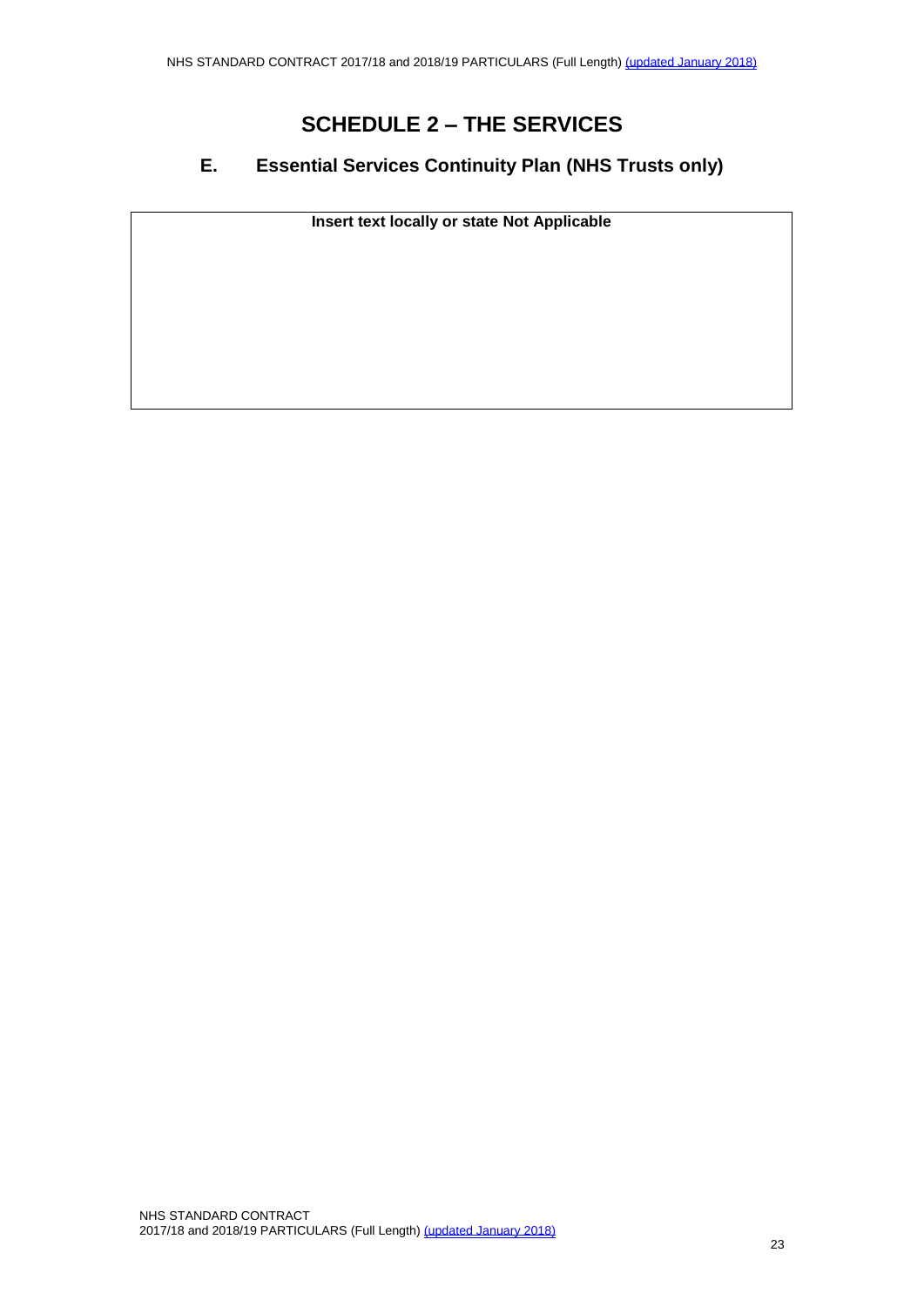# SCHEDULE 2 – THE SERVICES

## E. Essential Services Continuity Plan (NHS Trusts only)

| Insert text locally or state Not Applicable |
|---|
| |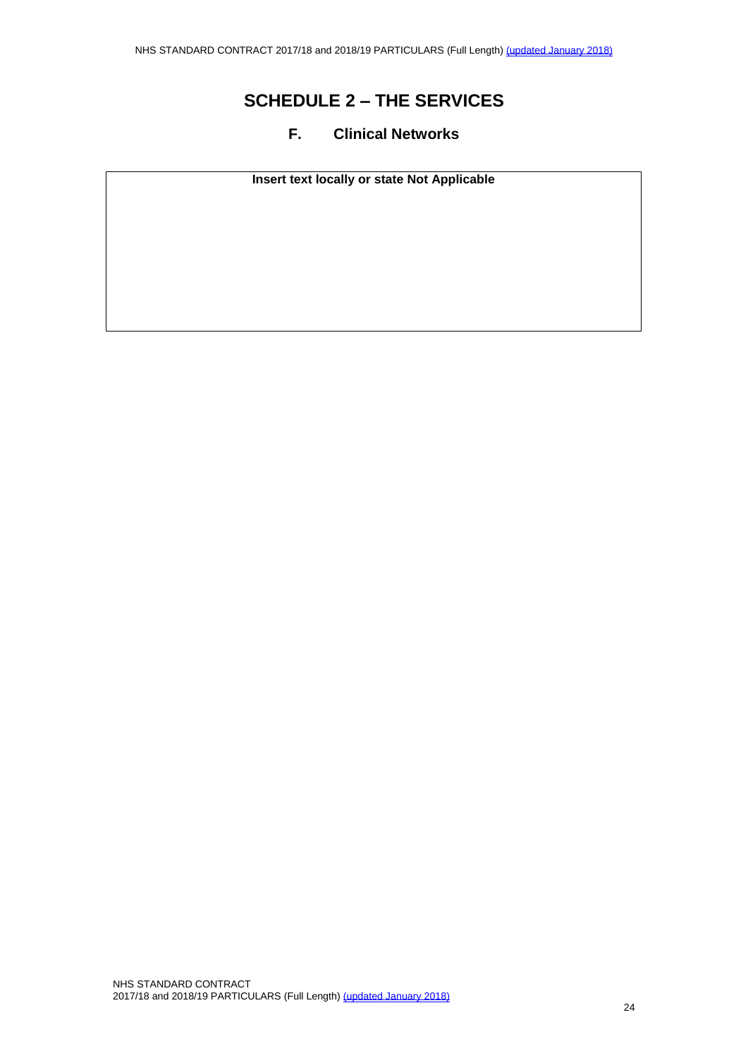# SCHEDULE 2 – THE SERVICES

## F. Clinical Networks

| **Insert text locally or state Not Applicable** |
| --- |
| |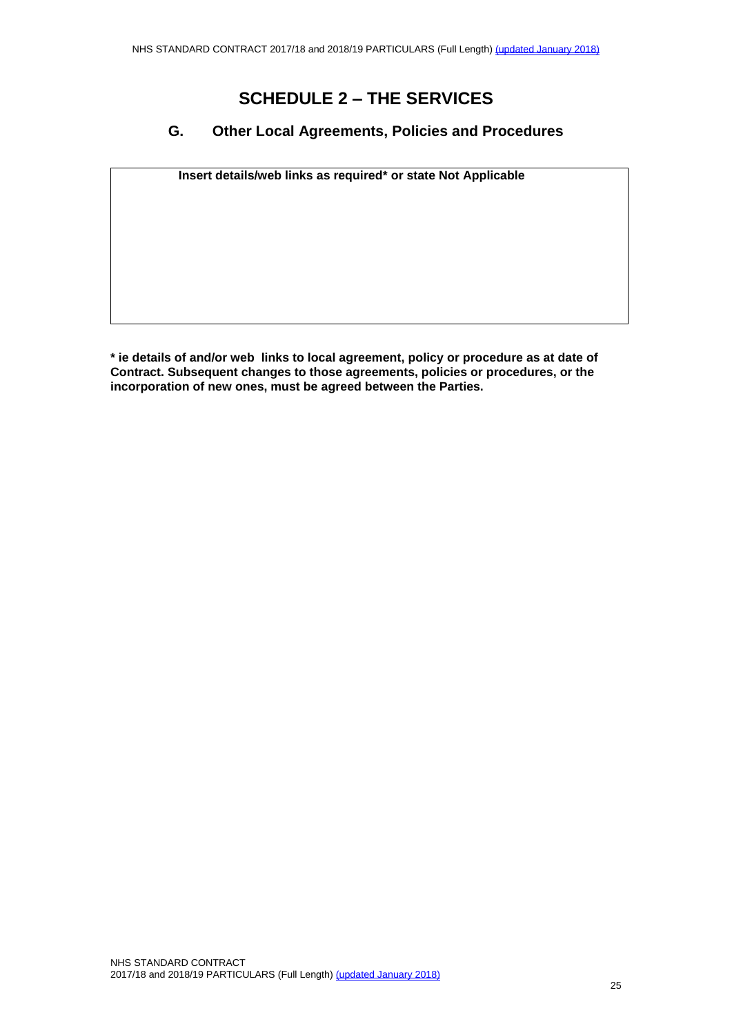# SCHEDULE 2 – THE SERVICES

## G. Other Local Agreements, Policies and Procedures

| **Insert details/web links as required* or state Not Applicable** |
| --- |
| |

**\* ie details of and/or web links to local agreement, policy or procedure as at date of Contract. Subsequent changes to those agreements, policies or procedures, or the incorporation of new ones, must be agreed between the Parties.**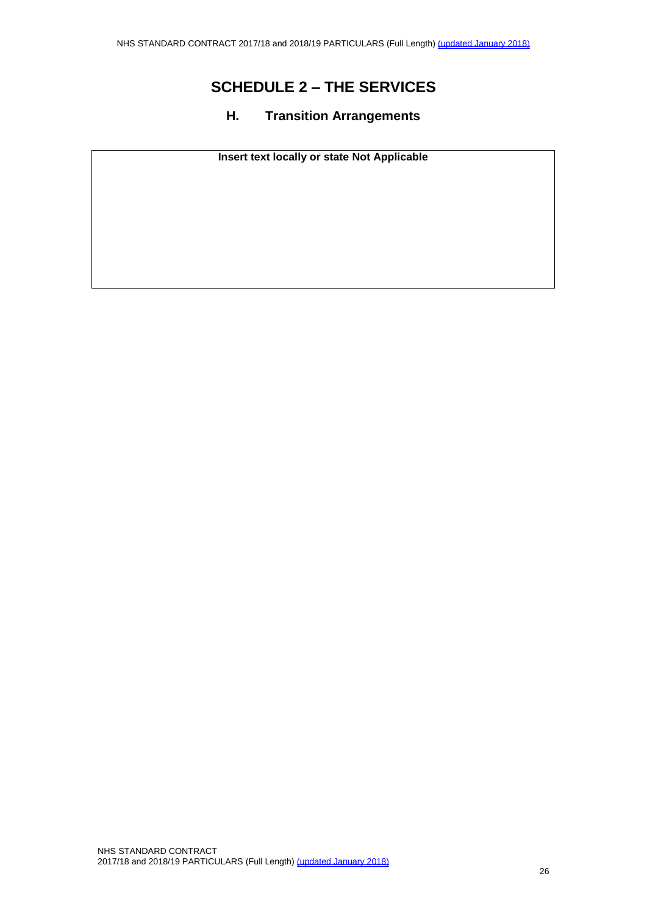# SCHEDULE 2 – THE SERVICES

## H. Transition Arrangements

| Insert text locally or state Not Applicable |
| --- |
| |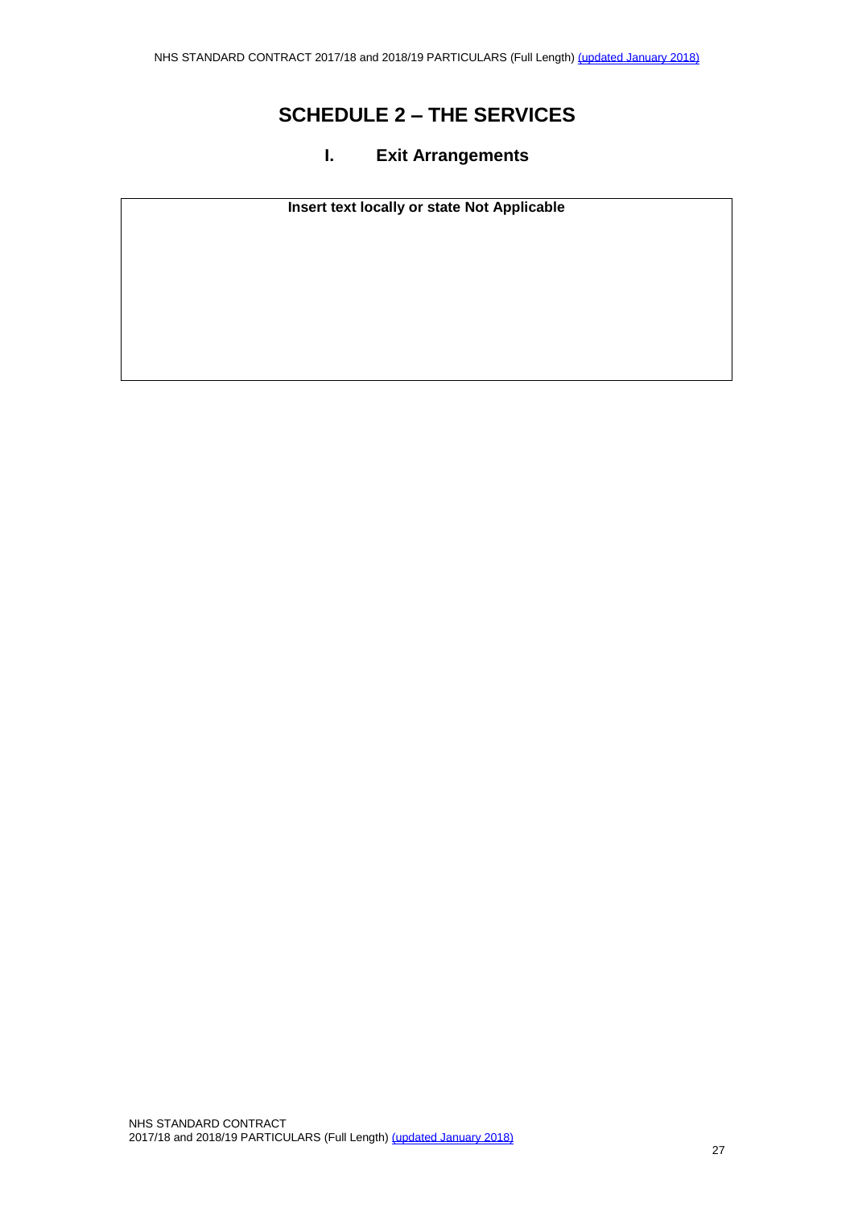# SCHEDULE 2 – THE SERVICES

## I. Exit Arrangements

| **Insert text locally or state Not Applicable** |
| --- |
| |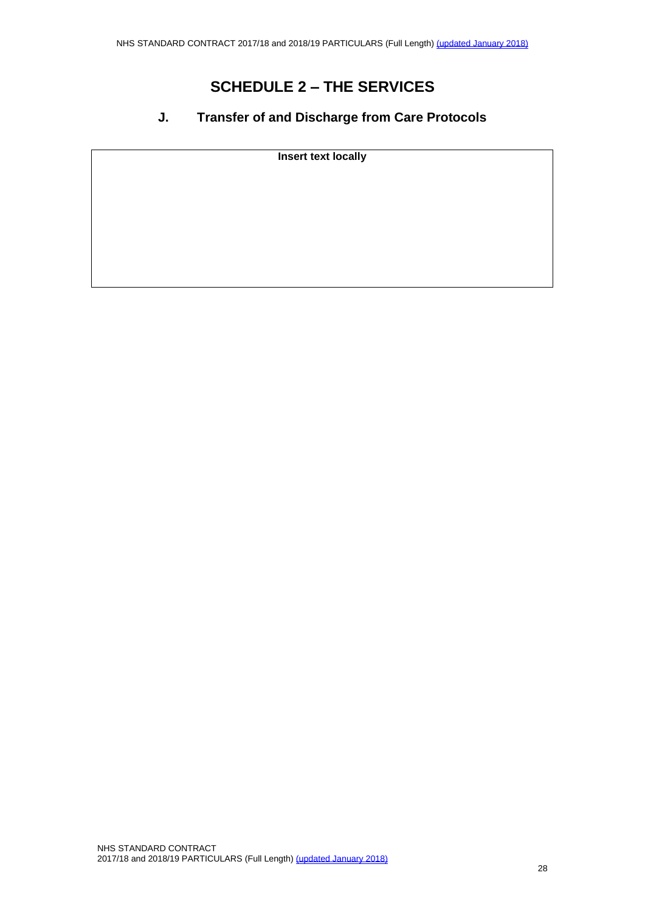# SCHEDULE 2 – THE SERVICES

## J. Transfer of and Discharge from Care Protocols

| **Insert text locally** |
| --- |
| |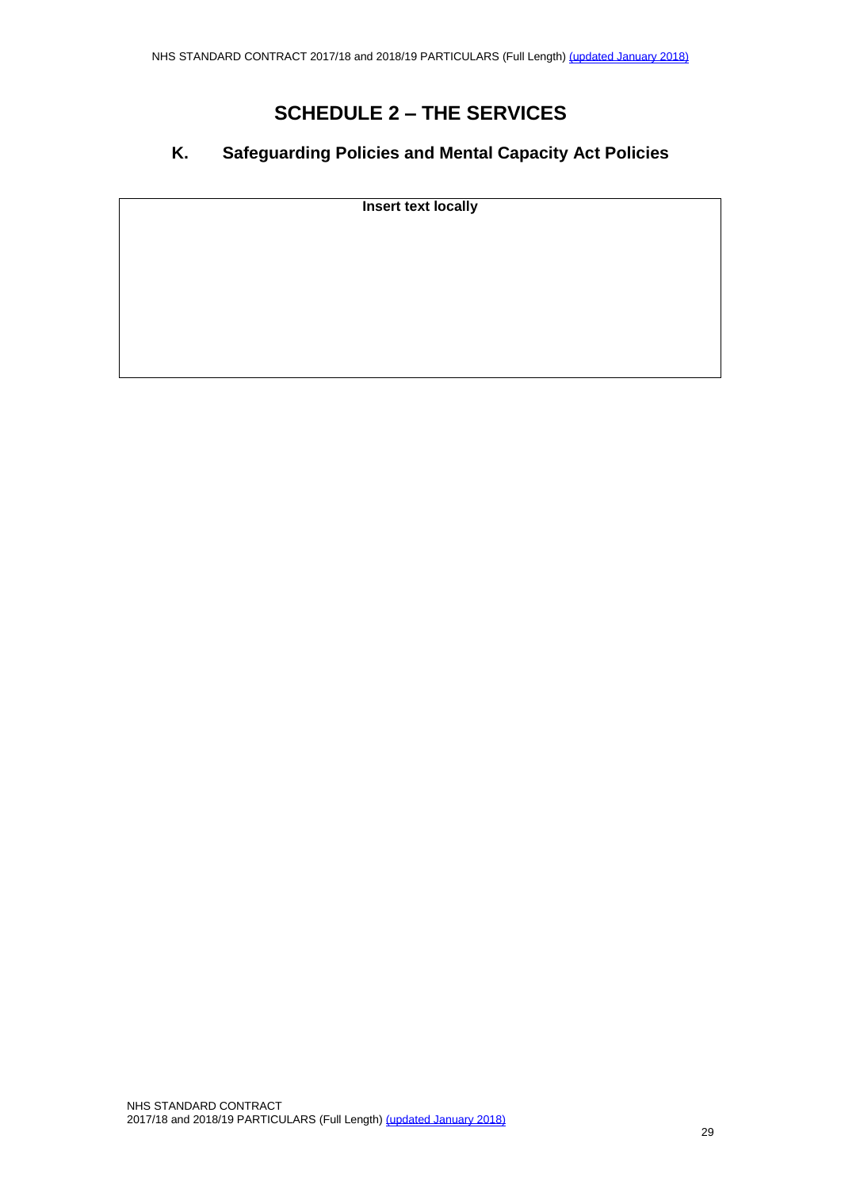# SCHEDULE 2 – THE SERVICES

## K. Safeguarding Policies and Mental Capacity Act Policies

| **Insert text locally** |
| --- |
| |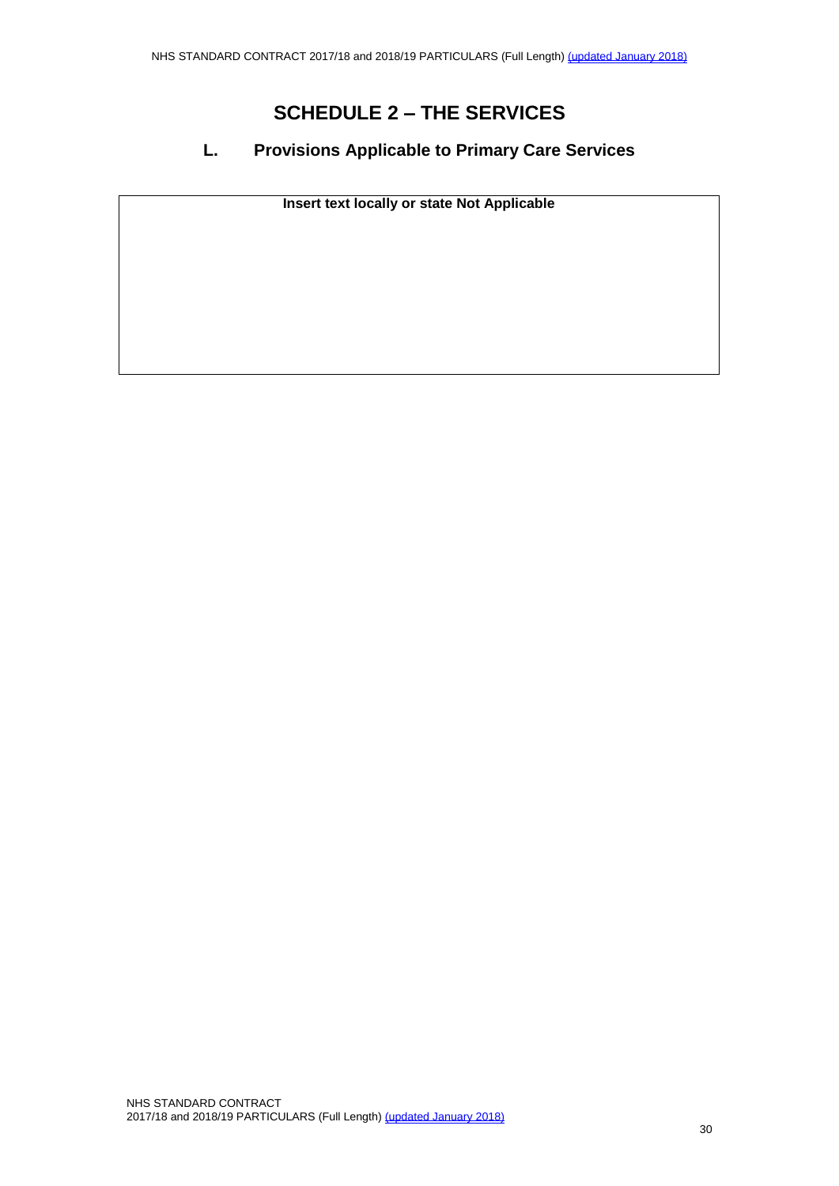# SCHEDULE 2 – THE SERVICES

## L. Provisions Applicable to Primary Care Services

| **Insert text locally or state Not Applicable** |
| --- |
| |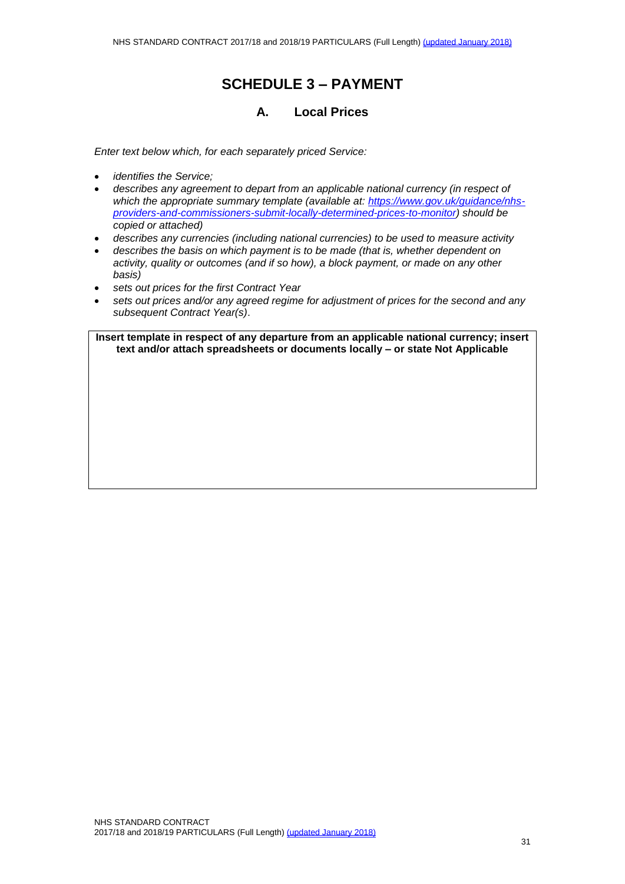# SCHEDULE 3 – PAYMENT

## A. Local Prices

*Enter text below which, for each separately priced Service:*

- *identifies the Service;*
- *describes any agreement to depart from an applicable national currency (in respect of which the appropriate summary template (available at: [https://www.gov.uk/guidance/nhs-providers-and-commissioners-submit-locally-determined-prices-to-monitor](https://www.gov.uk/guidance/nhs-providers-and-commissioners-submit-locally-determined-prices-to-monitor)) should be copied or attached)*
- *describes any currencies (including national currencies) to be used to measure activity*
- *describes the basis on which payment is to be made (that is, whether dependent on activity, quality or outcomes (and if so how), a block payment, or made on any other basis)*
- *sets out prices for the first Contract Year*
- *sets out prices and/or any agreed regime for adjustment of prices for the second and any subsequent Contract Year(s).*

| **Insert template in respect of any departure from an applicable national currency; insert text and/or attach spreadsheets or documents locally – or state Not Applicable** |
|---|
| |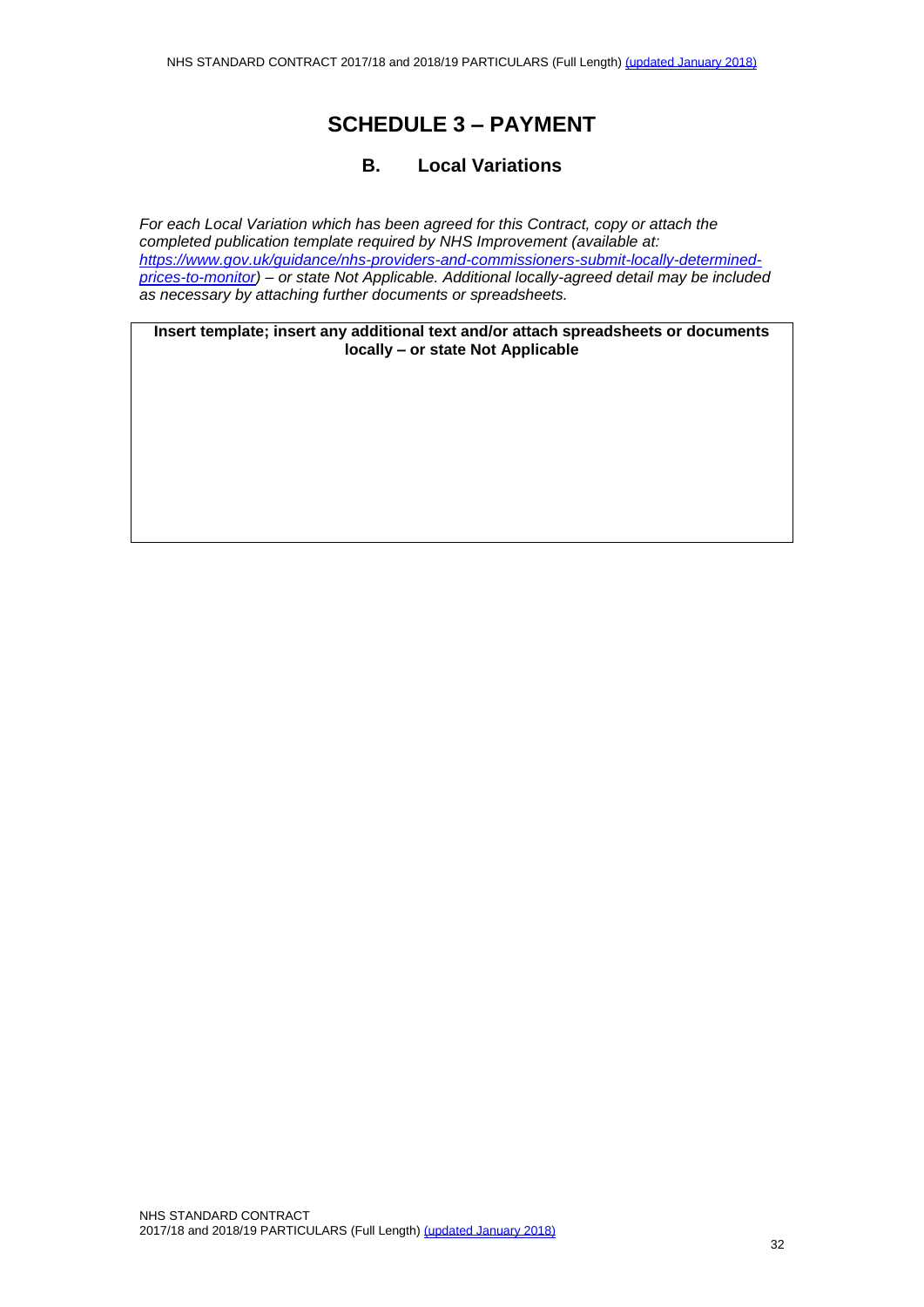# SCHEDULE 3 – PAYMENT

## B. Local Variations

*For each Local Variation which has been agreed for this Contract, copy or attach the completed publication template required by NHS Improvement (available at: [https://www.gov.uk/guidance/nhs-providers-and-commissioners-submit-locally-determined-prices-to-monitor](https://www.gov.uk/guidance/nhs-providers-and-commissioners-submit-locally-determined-prices-to-monitor)) – or state Not Applicable. Additional locally-agreed detail may be included as necessary by attaching further documents or spreadsheets.*

| **Insert template; insert any additional text and/or attach spreadsheets or documents locally – or state Not Applicable** |
|---|
| |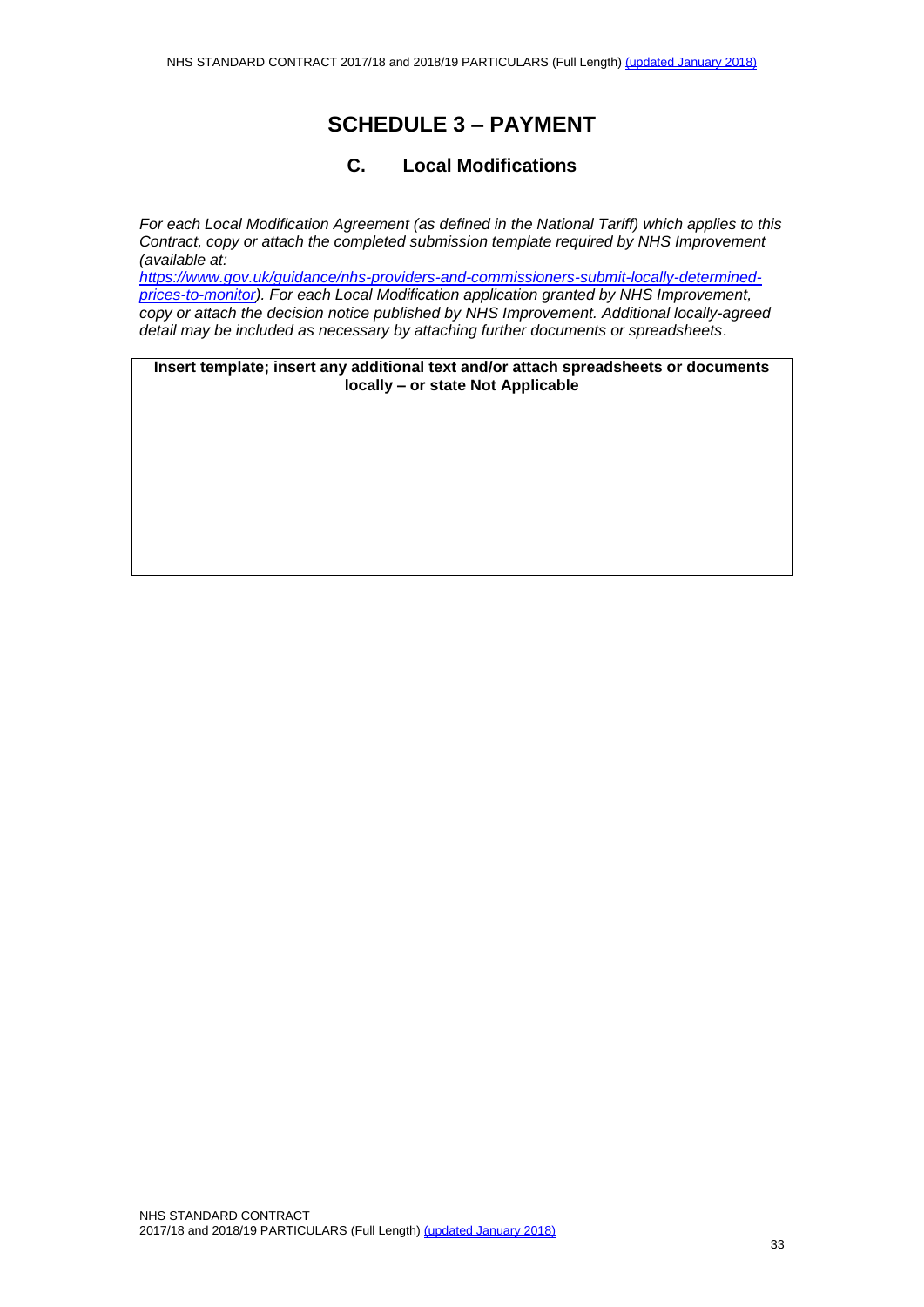# SCHEDULE 3 – PAYMENT

## C. Local Modifications

*For each Local Modification Agreement (as defined in the National Tariff) which applies to this Contract, copy or attach the completed submission template required by NHS Improvement (available at: [https://www.gov.uk/guidance/nhs-providers-and-commissioners-submit-locally-determined-prices-to-monitor](https://www.gov.uk/guidance/nhs-providers-and-commissioners-submit-locally-determined-prices-to-monitor)). For each Local Modification application granted by NHS Improvement, copy or attach the decision notice published by NHS Improvement. Additional locally-agreed detail may be included as necessary by attaching further documents or spreadsheets*.

| **Insert template; insert any additional text and/or attach spreadsheets or documents locally – or state Not Applicable** |
|---|
| |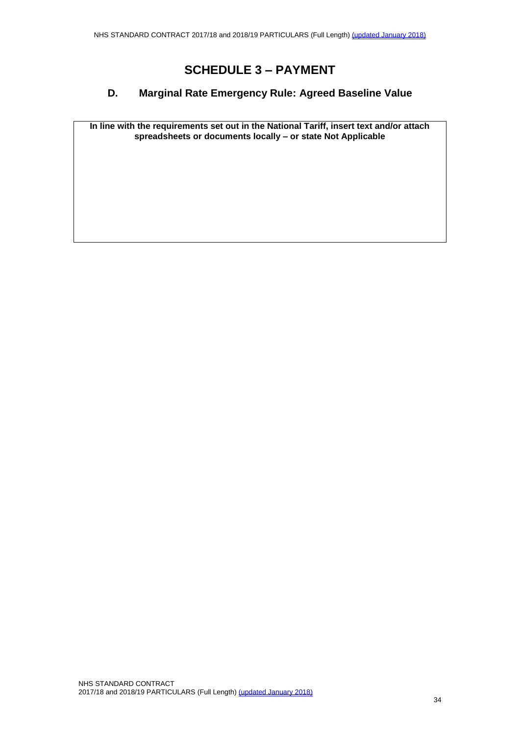# SCHEDULE 3 – PAYMENT

## D. Marginal Rate Emergency Rule: Agreed Baseline Value

| In line with the requirements set out in the National Tariff, insert text and/or attach spreadsheets or documents locally – or state Not Applicable |
|---|
| |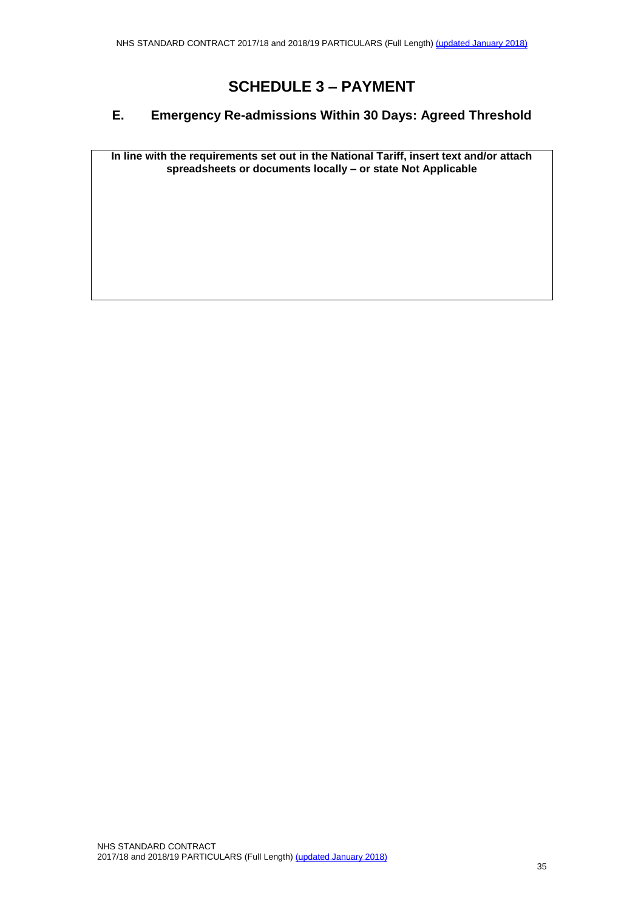# SCHEDULE 3 – PAYMENT

## E. Emergency Re-admissions Within 30 Days: Agreed Threshold

| In line with the requirements set out in the National Tariff, insert text and/or attach spreadsheets or documents locally – or state Not Applicable |
|---|
| |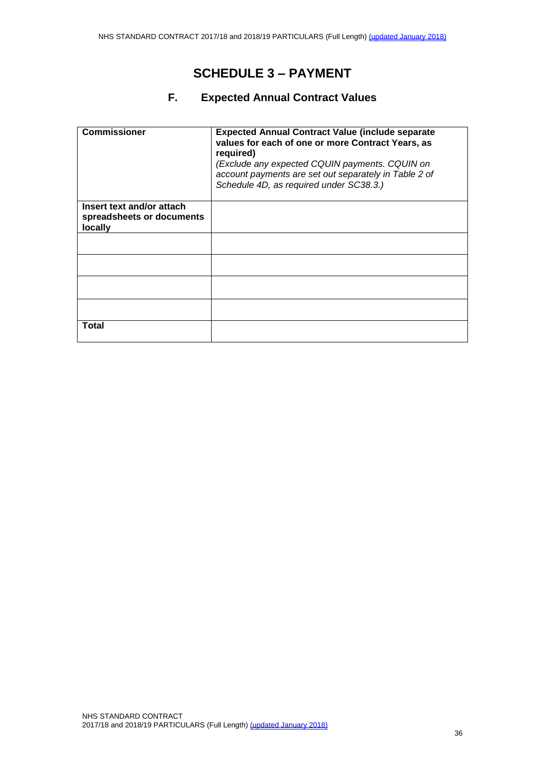# SCHEDULE 3 – PAYMENT

## F. Expected Annual Contract Values

| **Commissioner** | **Expected Annual Contract Value (include separate values for each of one or more Contract Years, as required)** *(Exclude any expected CQUIN payments. CQUIN on account payments are set out separately in Table 2 of Schedule 4D, as required under SC38.3.)* |
|---|---|
| **Insert text and/or attach spreadsheets or documents locally** | |
| | |
| | |
| | |
| | |
| **Total** | |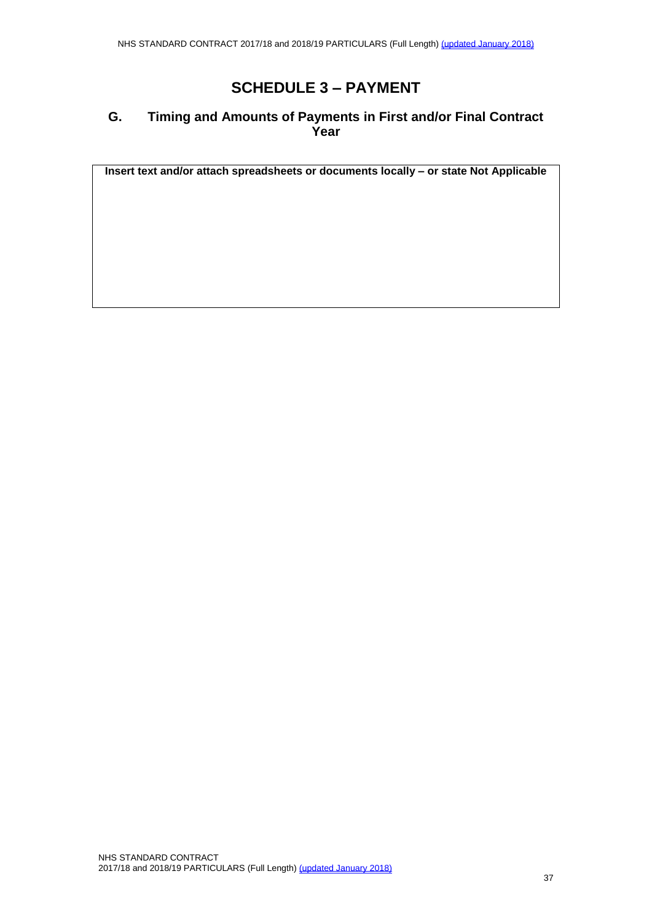# SCHEDULE 3 – PAYMENT

## G. Timing and Amounts of Payments in First and/or Final Contract Year

| Insert text and/or attach spreadsheets or documents locally – or state Not Applicable |
| --- |
| |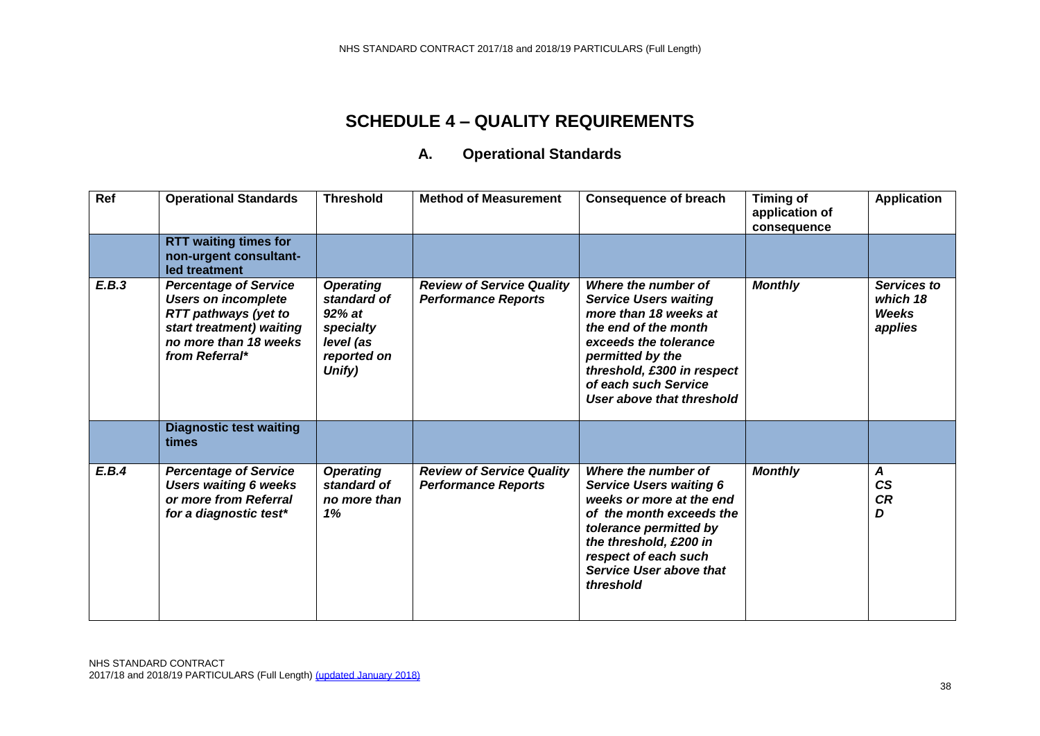# SCHEDULE 4 – QUALITY REQUIREMENTS

## A. Operational Standards

| Ref | Operational Standards | Threshold | Method of Measurement | Consequence of breach | Timing of application of consequence | Application |
|---|---|---|---|---|---|---|
| | **RTT waiting times for non-urgent consultant-led treatment** | | | | | |
| ***E.B.3*** | ***Percentage of Service Users on incomplete RTT pathways (yet to start treatment) waiting no more than 18 weeks from Referral**** | ***Operating standard of 92% at specialty level (as reported on Unify)*** | ***Review of Service Quality Performance Reports*** | ***Where the number of Service Users waiting more than 18 weeks at the end of the month exceeds the tolerance permitted by the threshold, £300 in respect of each such Service User above that threshold*** | ***Monthly*** | ***Services to which 18 Weeks applies*** |
| | **Diagnostic test waiting times** | | | | | |
| ***E.B.4*** | ***Percentage of Service Users waiting 6 weeks or more from Referral for a diagnostic test**** | ***Operating standard of no more than 1%*** | ***Review of Service Quality Performance Reports*** | ***Where the number of Service Users waiting 6 weeks or more at the end of the month exceeds the tolerance permitted by the threshold, £200 in respect of each such Service User above that threshold*** | ***Monthly*** | ***A CS CR D*** |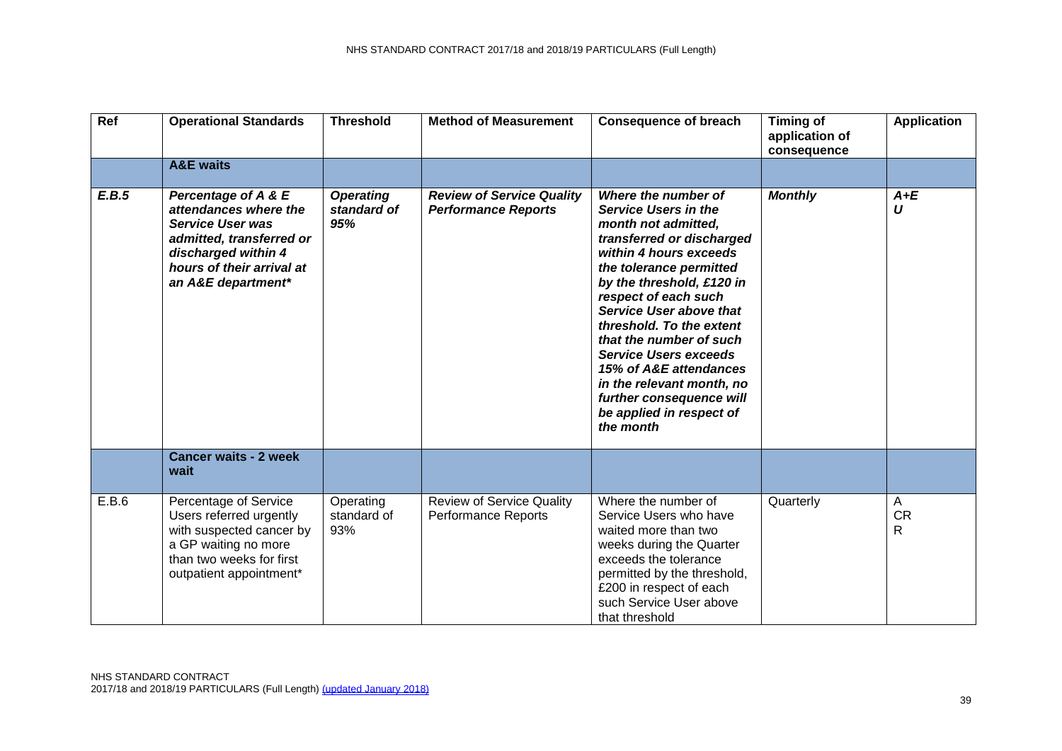| Ref | Operational Standards | Threshold | Method of Measurement | Consequence of breach | Timing of application of consequence | Application |
|---|---|---|---|---|---|---|
| | **A&E waits** | | | | | |
| ***E.B.5*** | ***Percentage of A & E attendances where the Service User was admitted, transferred or discharged within 4 hours of their arrival at an A&E department**** | ***Operating standard of 95%*** | ***Review of Service Quality Performance Reports*** | ***Where the number of Service Users in the month not admitted, transferred or discharged within 4 hours exceeds the tolerance permitted by the threshold, £120 in respect of each such Service User above that threshold. To the extent that the number of such Service Users exceeds 15% of A&E attendances in the relevant month, no further consequence will be applied in respect of the month*** | ***Monthly*** | ***A+E U*** |
| | **Cancer waits - 2 week wait** | | | | | |
| E.B.6 | Percentage of Service Users referred urgently with suspected cancer by a GP waiting no more than two weeks for first outpatient appointment* | Operating standard of 93% | Review of Service Quality Performance Reports | Where the number of Service Users who have waited more than two weeks during the Quarter exceeds the tolerance permitted by the threshold, £200 in respect of each such Service User above that threshold | Quarterly | A CR R |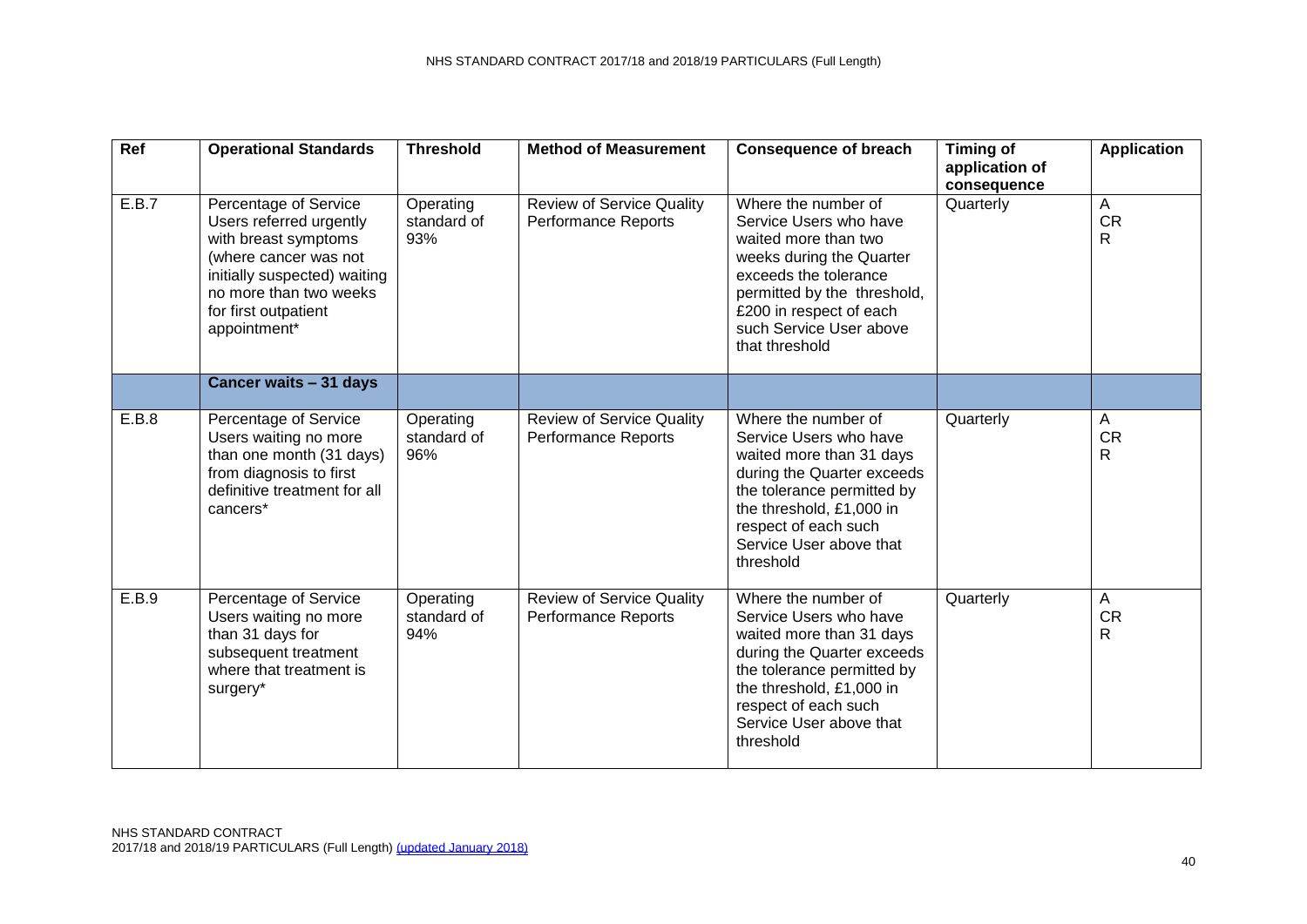| Ref | Operational Standards | Threshold | Method of Measurement | Consequence of breach | Timing of application of consequence | Application |
|---|---|---|---|---|---|---|
| E.B.7 | Percentage of Service Users referred urgently with breast symptoms (where cancer was not initially suspected) waiting no more than two weeks for first outpatient appointment* | Operating standard of 93% | Review of Service Quality Performance Reports | Where the number of Service Users who have waited more than two weeks during the Quarter exceeds the tolerance permitted by the threshold, £200 in respect of each such Service User above that threshold | Quarterly | A<br>CR<br>R |
| | **Cancer waits – 31 days** | | | | | |
| E.B.8 | Percentage of Service Users waiting no more than one month (31 days) from diagnosis to first definitive treatment for all cancers* | Operating standard of 96% | Review of Service Quality Performance Reports | Where the number of Service Users who have waited more than 31 days during the Quarter exceeds the tolerance permitted by the threshold, £1,000 in respect of each such Service User above that threshold | Quarterly | A<br>CR<br>R |
| E.B.9 | Percentage of Service Users waiting no more than 31 days for subsequent treatment where that treatment is surgery* | Operating standard of 94% | Review of Service Quality Performance Reports | Where the number of Service Users who have waited more than 31 days during the Quarter exceeds the tolerance permitted by the threshold, £1,000 in respect of each such Service User above that threshold | Quarterly | A<br>CR<br>R |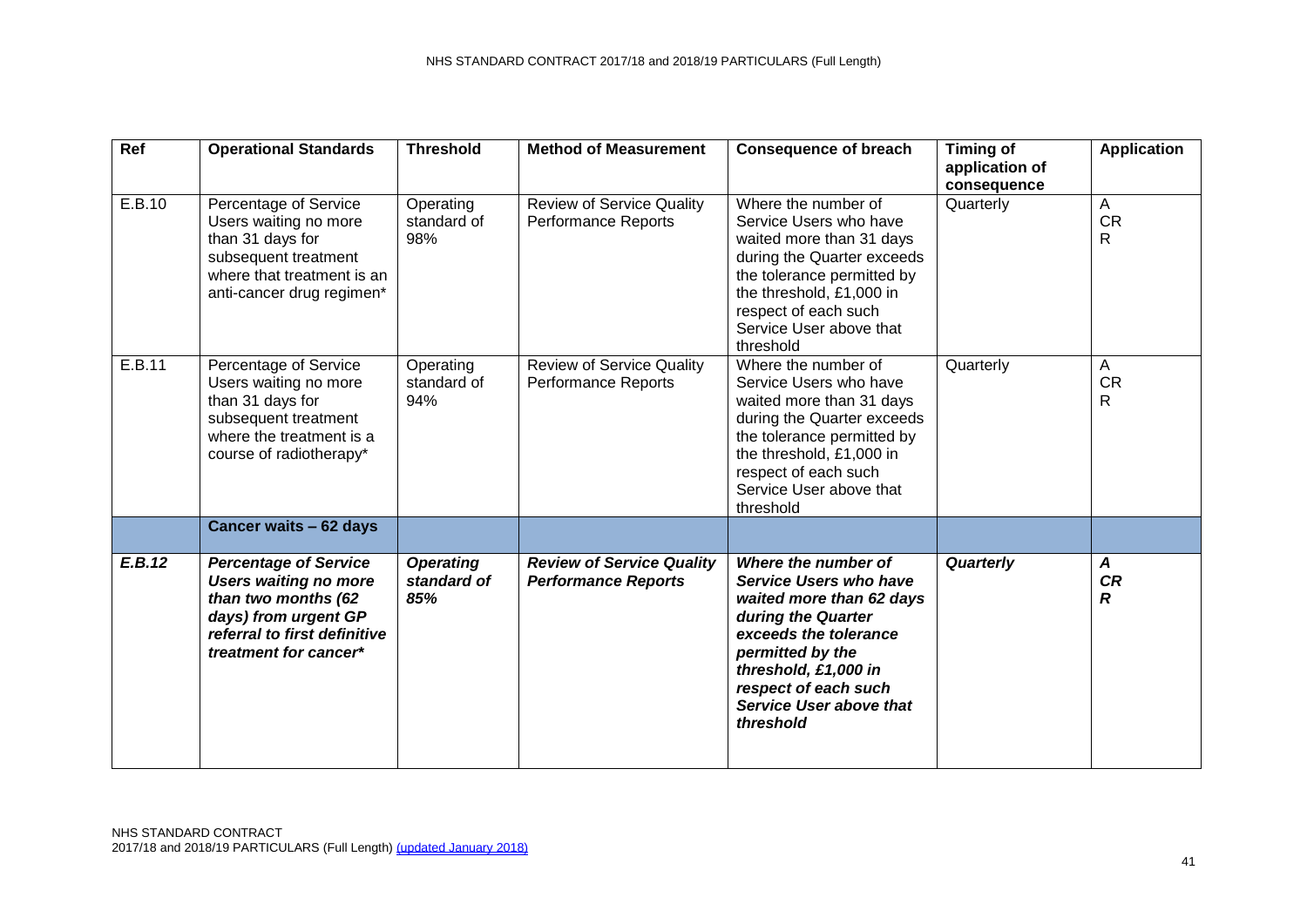| Ref | Operational Standards | Threshold | Method of Measurement | Consequence of breach | Timing of application of consequence | Application |
|---|---|---|---|---|---|---|
| E.B.10 | Percentage of Service Users waiting no more than 31 days for subsequent treatment where that treatment is an anti-cancer drug regimen* | Operating standard of 98% | Review of Service Quality Performance Reports | Where the number of Service Users who have waited more than 31 days during the Quarter exceeds the tolerance permitted by the threshold, £1,000 in respect of each such Service User above that threshold | Quarterly | A CR R |
| E.B.11 | Percentage of Service Users waiting no more than 31 days for subsequent treatment where the treatment is a course of radiotherapy* | Operating standard of 94% | Review of Service Quality Performance Reports | Where the number of Service Users who have waited more than 31 days during the Quarter exceeds the tolerance permitted by the threshold, £1,000 in respect of each such Service User above that threshold | Quarterly | A CR R |
| | **Cancer waits – 62 days** | | | | | |
| ***E.B.12*** | ***Percentage of Service Users waiting no more than two months (62 days) from urgent GP referral to first definitive treatment for cancer**** | ***Operating standard of 85%*** | ***Review of Service Quality Performance Reports*** | ***Where the number of Service Users who have waited more than 62 days during the Quarter exceeds the tolerance permitted by the threshold, £1,000 in respect of each such Service User above that threshold*** | ***Quarterly*** | ***A CR R*** |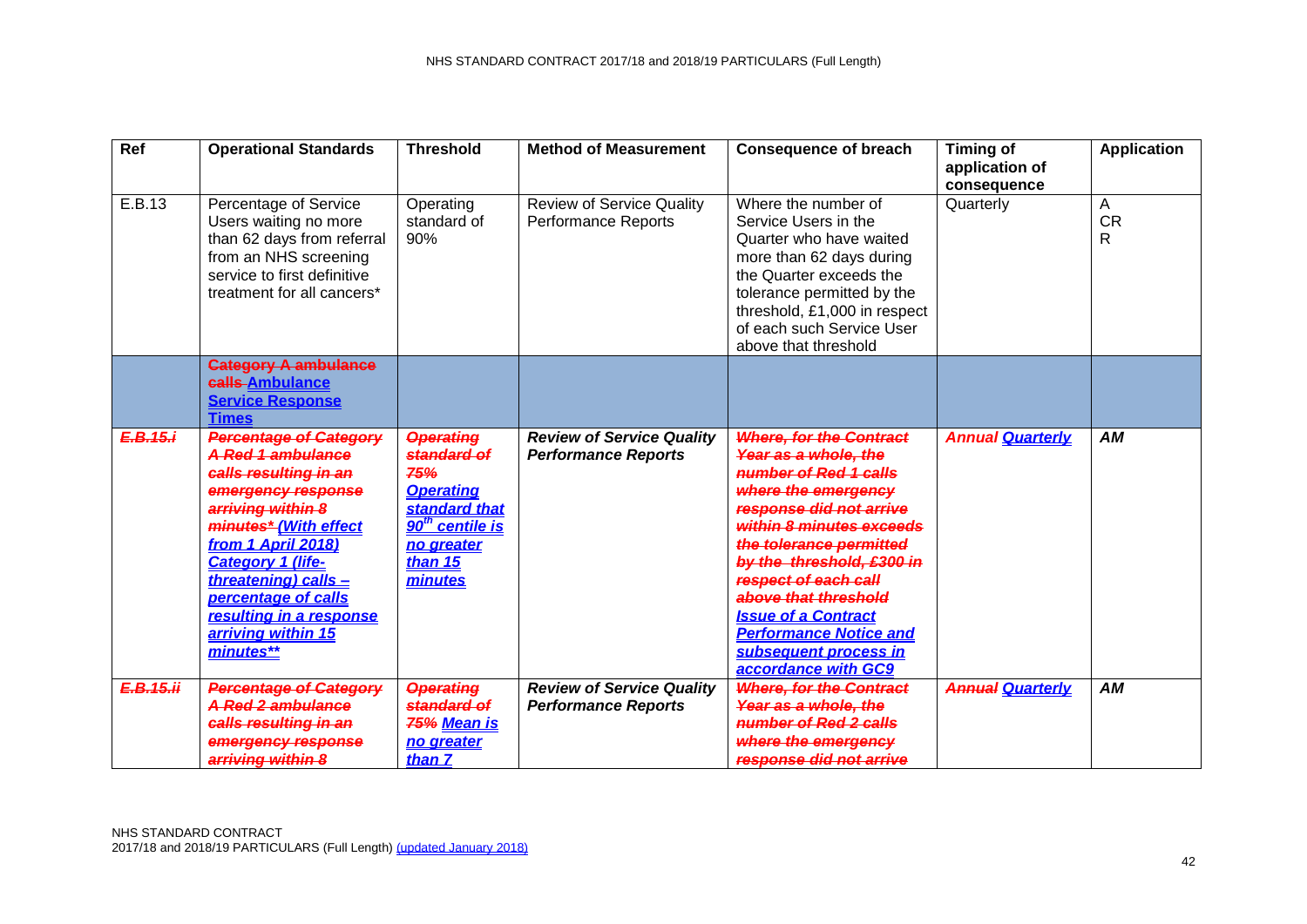| Ref | Operational Standards | Threshold | Method of Measurement | Consequence of breach | Timing of application of consequence | Application |
|---|---|---|---|---|---|---|
| E.B.13 | Percentage of Service Users waiting no more than 62 days from referral from an NHS screening service to first definitive treatment for all cancers* | Operating standard of 90% | Review of Service Quality Performance Reports | Where the number of Service Users in the Quarter who have waited more than 62 days during the Quarter exceeds the tolerance permitted by the threshold, £1,000 in respect of each such Service User above that threshold | Quarterly | A CR R |
| | ~~Category A ambulance calls~~ Ambulance Service Response Times | | | | | |
| ~~E.B.15.i~~ | ~~Percentage of Category A Red 1 ambulance calls resulting in an emergency response arriving within 8 minutes*~~ (With effect from 1 April 2018) Category 1 (life-threatening) calls – percentage of calls resulting in a response arriving within 15 minutes** | ~~Operating standard of 75%~~ Operating standard that 90th centile is no greater than 15 minutes | Review of Service Quality Performance Reports | ~~Where, for the Contract Year as a whole, the number of Red 1 calls where the emergency response did not arrive within 8 minutes exceeds the tolerance permitted by the threshold, £300 in respect of each call above that threshold~~ Issue of a Contract Performance Notice and subsequent process in accordance with GC9 | ~~Annual~~ Quarterly | AM |
| ~~E.B.15.ii~~ | ~~Percentage of Category A Red 2 ambulance calls resulting in an emergency response arriving within 8~~ | ~~Operating standard of 75%~~ Mean is no greater than 7 | Review of Service Quality Performance Reports | ~~Where, for the Contract Year as a whole, the number of Red 2 calls where the emergency response did not arrive~~ | ~~Annual~~ Quarterly | AM |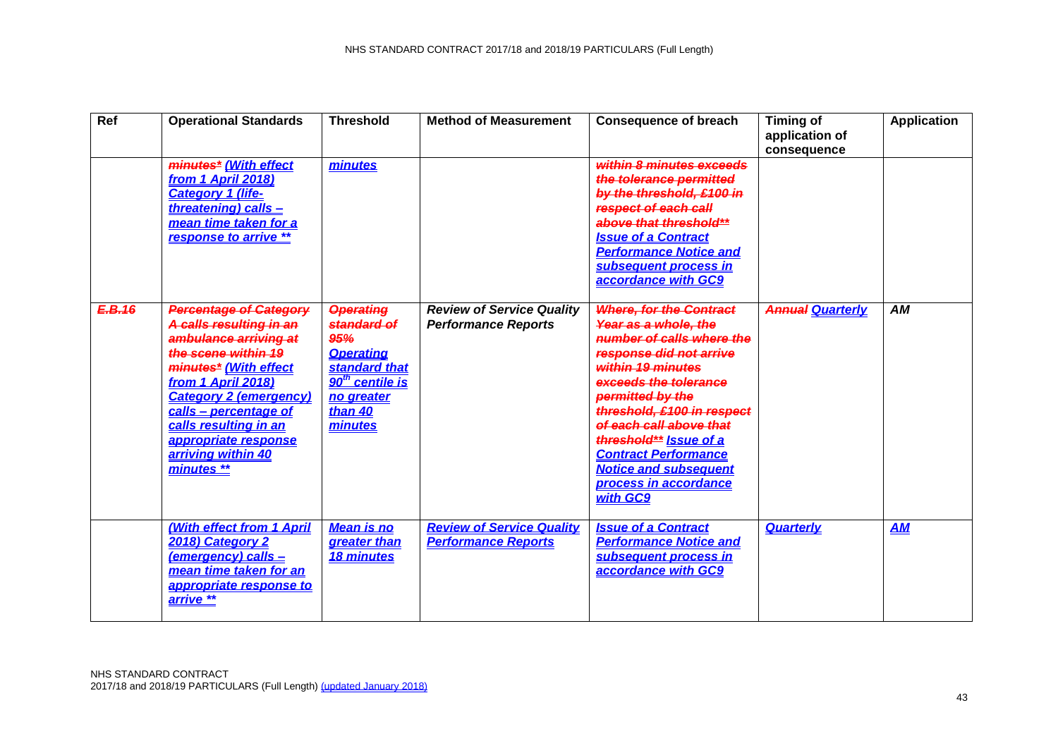| Ref | Operational Standards | Threshold | Method of Measurement | Consequence of breach | Timing of application of consequence | Application |
|---|---|---|---|---|---|---|
| | ~~minutes*~~ (With effect from 1 April 2018) Category 1 (life-threatening) calls – mean time taken for a response to arrive ** | minutes | | ~~within 8 minutes exceeds the tolerance permitted by the threshold, £100 in respect of each call above that threshold**~~ Issue of a Contract Performance Notice and subsequent process in accordance with GC9 | | |
| ~~E.B.16~~ | ~~Percentage of Category A calls resulting in an ambulance arriving at the scene within 19 minutes*~~ (With effect from 1 April 2018) Category 2 (emergency) calls – percentage of calls resulting in an appropriate response arriving within 40 minutes ** | ~~Operating standard of 95%~~ Operating standard that 90th centile is no greater than 40 minutes | Review of Service Quality Performance Reports | ~~Where, for the Contract Year as a whole, the number of calls where the response did not arrive within 19 minutes exceeds the tolerance permitted by the threshold, £100 in respect of each call above that threshold**~~ Issue of a Contract Performance Notice and subsequent process in accordance with GC9 | ~~Annual~~ Quarterly | AM |
| | (With effect from 1 April 2018) Category 2 (emergency) calls – mean time taken for an appropriate response to arrive ** | Mean is no greater than 18 minutes | Review of Service Quality Performance Reports | Issue of a Contract Performance Notice and subsequent process in accordance with GC9 | Quarterly | AM |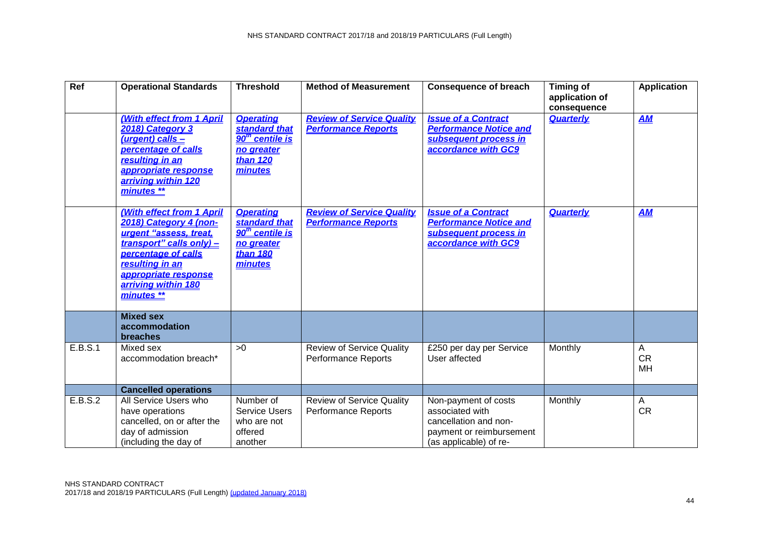| Ref | Operational Standards | Threshold | Method of Measurement | Consequence of breach | Timing of application of consequence | Application |
|---|---|---|---|---|---|---|
| | ***(With effect from 1 April 2018) Category 3 (urgent) calls – percentage of calls resulting in an appropriate response arriving within 120 minutes \*\**** | ***Operating standard that 90th centile is no greater than 120 minutes*** | ***Review of Service Quality Performance Reports*** | ***Issue of a Contract Performance Notice and subsequent process in accordance with GC9*** | ***Quarterly*** | ***AM*** |
| | ***(With effect from 1 April 2018) Category 4 (non-urgent "assess, treat, transport" calls only) – percentage of calls resulting in an appropriate response arriving within 180 minutes \*\**** | ***Operating standard that 90th centile is no greater than 180 minutes*** | ***Review of Service Quality Performance Reports*** | ***Issue of a Contract Performance Notice and subsequent process in accordance with GC9*** | ***Quarterly*** | ***AM*** |
| | **Mixed sex accommodation breaches** | | | | | |
| E.B.S.1 | Mixed sex accommodation breach* | >0 | Review of Service Quality Performance Reports | £250 per day per Service User affected | Monthly | A<br>CR<br>MH |
| | **Cancelled operations** | | | | | |
| E.B.S.2 | All Service Users who have operations cancelled, on or after the day of admission (including the day of | Number of Service Users who are not offered another | Review of Service Quality Performance Reports | Non-payment of costs associated with cancellation and non-payment or reimbursement (as applicable) of re- | Monthly | A<br>CR |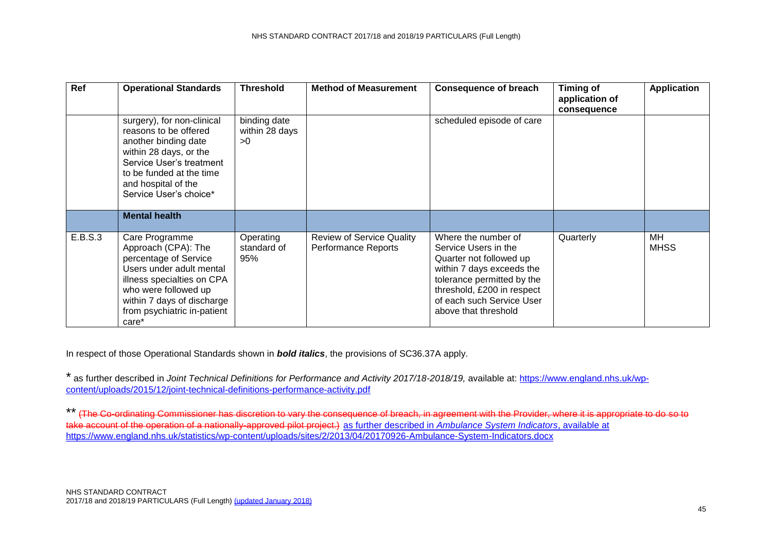| Ref | Operational Standards | Threshold | Method of Measurement | Consequence of breach | Timing of application of consequence | Application |
|---|---|---|---|---|---|---|
| | surgery), for non-clinical reasons to be offered another binding date within 28 days, or the Service User's treatment to be funded at the time and hospital of the Service User's choice* | binding date within 28 days >0 | | scheduled episode of care | | |
| | **Mental health** | | | | | |
| E.B.S.3 | Care Programme Approach (CPA): The percentage of Service Users under adult mental illness specialties on CPA who were followed up within 7 days of discharge from psychiatric in-patient care* | Operating standard of 95% | Review of Service Quality Performance Reports | Where the number of Service Users in the Quarter not followed up within 7 days exceeds the tolerance permitted by the threshold, £200 in respect of each such Service User above that threshold | Quarterly | MH MHSS |

In respect of those Operational Standards shown in ***bold italics***, the provisions of SC36.37A apply.

\* as further described in *Joint Technical Definitions for Performance and Activity 2017/18-2018/19,* available at: https://www.england.nhs.uk/wp-content/uploads/2015/12/joint-technical-definitions-performance-activity.pdf

\*\* ~~(The Co-ordinating Commissioner has discretion to vary the consequence of breach, in agreement with the Provider, where it is appropriate to do so to take account of the operation of a nationally-approved pilot project.)~~ as further described in *Ambulance System Indicators*, available at https://www.england.nhs.uk/statistics/wp-content/uploads/sites/2/2013/04/20170926-Ambulance-System-Indicators.docx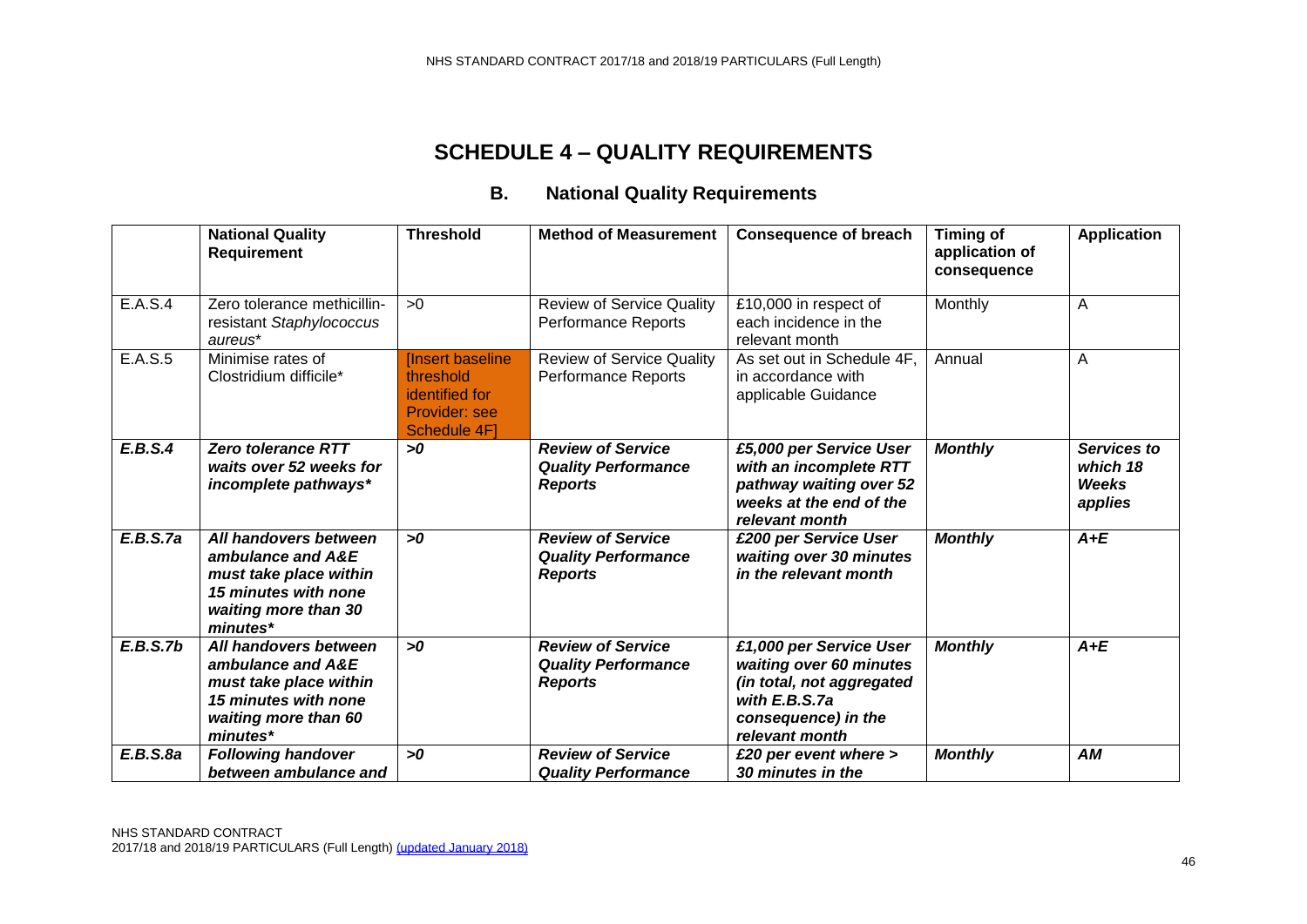# SCHEDULE 4 – QUALITY REQUIREMENTS

## B. National Quality Requirements

| | National Quality Requirement | Threshold | Method of Measurement | Consequence of breach | Timing of application of consequence | Application |
|---|---|---|---|---|---|---|
| E.A.S.4 | Zero tolerance methicillin-resistant *Staphylococcus aureus** | >0 | Review of Service Quality Performance Reports | £10,000 in respect of each incidence in the relevant month | Monthly | A |
| E.A.S.5 | Minimise rates of Clostridium difficile* | [Insert baseline threshold identified for Provider: see Schedule 4F] | Review of Service Quality Performance Reports | As set out in Schedule 4F, in accordance with applicable Guidance | Annual | A |
| ***E.B.S.4*** | ***Zero tolerance RTT waits over 52 weeks for incomplete pathways**** | ***>0*** | ***Review of Service Quality Performance Reports*** | ***£5,000 per Service User with an incomplete RTT pathway waiting over 52 weeks at the end of the relevant month*** | ***Monthly*** | ***Services to which 18 Weeks applies*** |
| ***E.B.S.7a*** | ***All handovers between ambulance and A&E must take place within 15 minutes with none waiting more than 30 minutes**** | ***>0*** | ***Review of Service Quality Performance Reports*** | ***£200 per Service User waiting over 30 minutes in the relevant month*** | ***Monthly*** | ***A+E*** |
| ***E.B.S.7b*** | ***All handovers between ambulance and A&E must take place within 15 minutes with none waiting more than 60 minutes**** | ***>0*** | ***Review of Service Quality Performance Reports*** | ***£1,000 per Service User waiting over 60 minutes (in total, not aggregated with E.B.S.7a consequence) in the relevant month*** | ***Monthly*** | ***A+E*** |
| ***E.B.S.8a*** | ***Following handover between ambulance and*** | ***>0*** | ***Review of Service Quality Performance*** | ***£20 per event where > 30 minutes in the*** | ***Monthly*** | ***AM*** |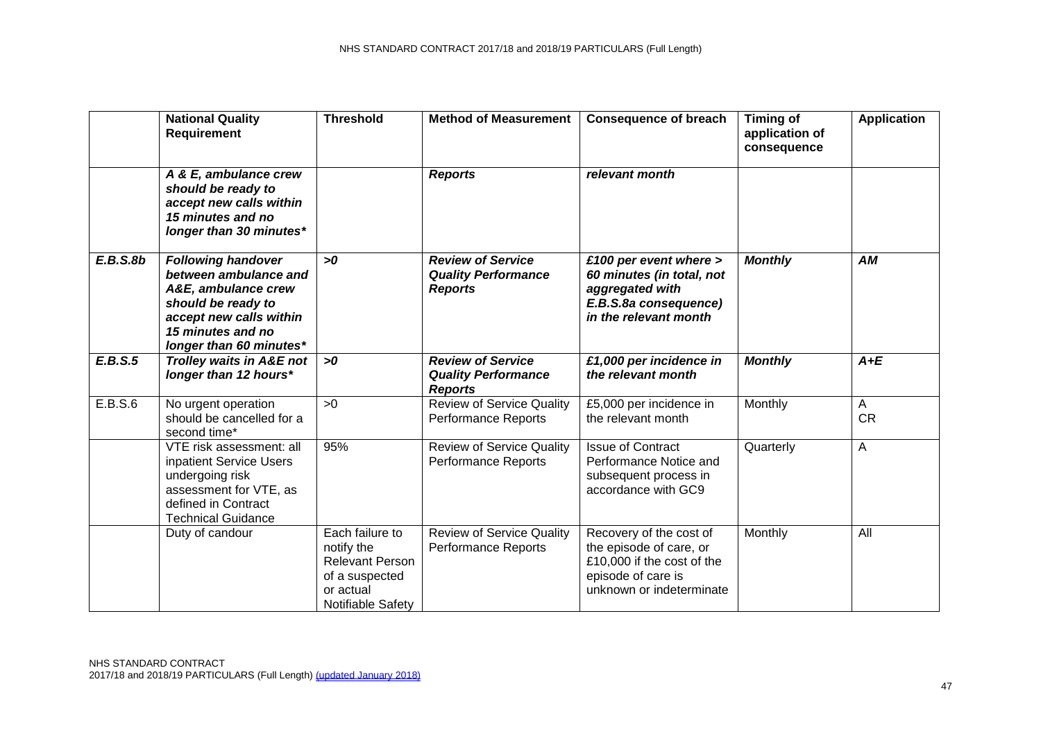| | National Quality Requirement | Threshold | Method of Measurement | Consequence of breach | Timing of application of consequence | Application |
|---|---|---|---|---|---|---|
| | ***A & E, ambulance crew should be ready to accept new calls within 15 minutes and no longer than 30 minutes**** | | ***Reports*** | ***relevant month*** | | |
| ***E.B.S.8b*** | ***Following handover between ambulance and A&E, ambulance crew should be ready to accept new calls within 15 minutes and no longer than 60 minutes**** | ***>0*** | ***Review of Service Quality Performance Reports*** | ***£100 per event where > 60 minutes (in total, not aggregated with E.B.S.8a consequence) in the relevant month*** | ***Monthly*** | ***AM*** |
| ***E.B.S.5*** | ***Trolley waits in A&E not longer than 12 hours**** | ***>0*** | ***Review of Service Quality Performance Reports*** | ***£1,000 per incidence in the relevant month*** | ***Monthly*** | ***A+E*** |
| E.B.S.6 | No urgent operation should be cancelled for a second time* | >0 | Review of Service Quality Performance Reports | £5,000 per incidence in the relevant month | Monthly | A CR |
| | VTE risk assessment: all inpatient Service Users undergoing risk assessment for VTE, as defined in Contract Technical Guidance | 95% | Review of Service Quality Performance Reports | Issue of Contract Performance Notice and subsequent process in accordance with GC9 | Quarterly | A |
| | Duty of candour | Each failure to notify the Relevant Person of a suspected or actual Notifiable Safety | Review of Service Quality Performance Reports | Recovery of the cost of the episode of care, or £10,000 if the cost of the episode of care is unknown or indeterminate | Monthly | All |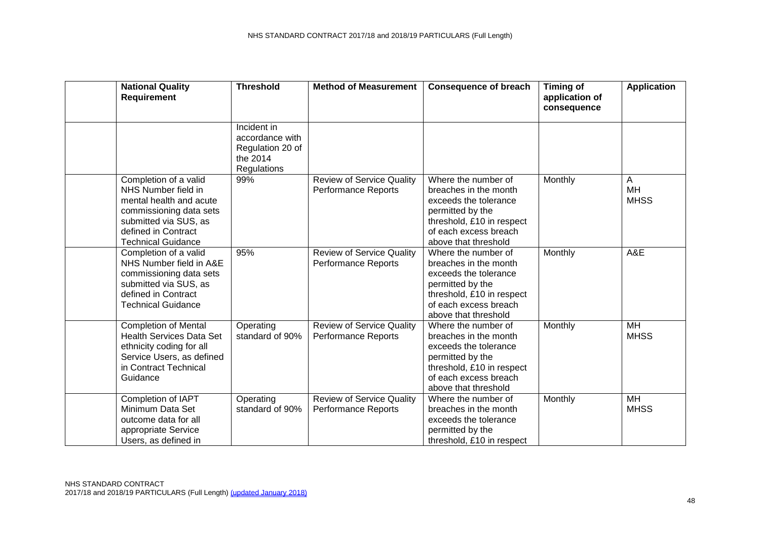| | National Quality Requirement | Threshold | Method of Measurement | Consequence of breach | Timing of application of consequence | Application |
|---|---|---|---|---|---|---|
| | | Incident in accordance with Regulation 20 of the 2014 Regulations | | | | |
| | Completion of a valid NHS Number field in mental health and acute commissioning data sets submitted via SUS, as defined in Contract Technical Guidance | 99% | Review of Service Quality Performance Reports | Where the number of breaches in the month exceeds the tolerance permitted by the threshold, £10 in respect of each excess breach above that threshold | Monthly | A<br>MH<br>MHSS |
| | Completion of a valid NHS Number field in A&E commissioning data sets submitted via SUS, as defined in Contract Technical Guidance | 95% | Review of Service Quality Performance Reports | Where the number of breaches in the month exceeds the tolerance permitted by the threshold, £10 in respect of each excess breach above that threshold | Monthly | A&E |
| | Completion of Mental Health Services Data Set ethnicity coding for all Service Users, as defined in Contract Technical Guidance | Operating standard of 90% | Review of Service Quality Performance Reports | Where the number of breaches in the month exceeds the tolerance permitted by the threshold, £10 in respect of each excess breach above that threshold | Monthly | MH<br>MHSS |
| | Completion of IAPT Minimum Data Set outcome data for all appropriate Service Users, as defined in | Operating standard of 90% | Review of Service Quality Performance Reports | Where the number of breaches in the month exceeds the tolerance permitted by the threshold, £10 in respect | Monthly | MH<br>MHSS |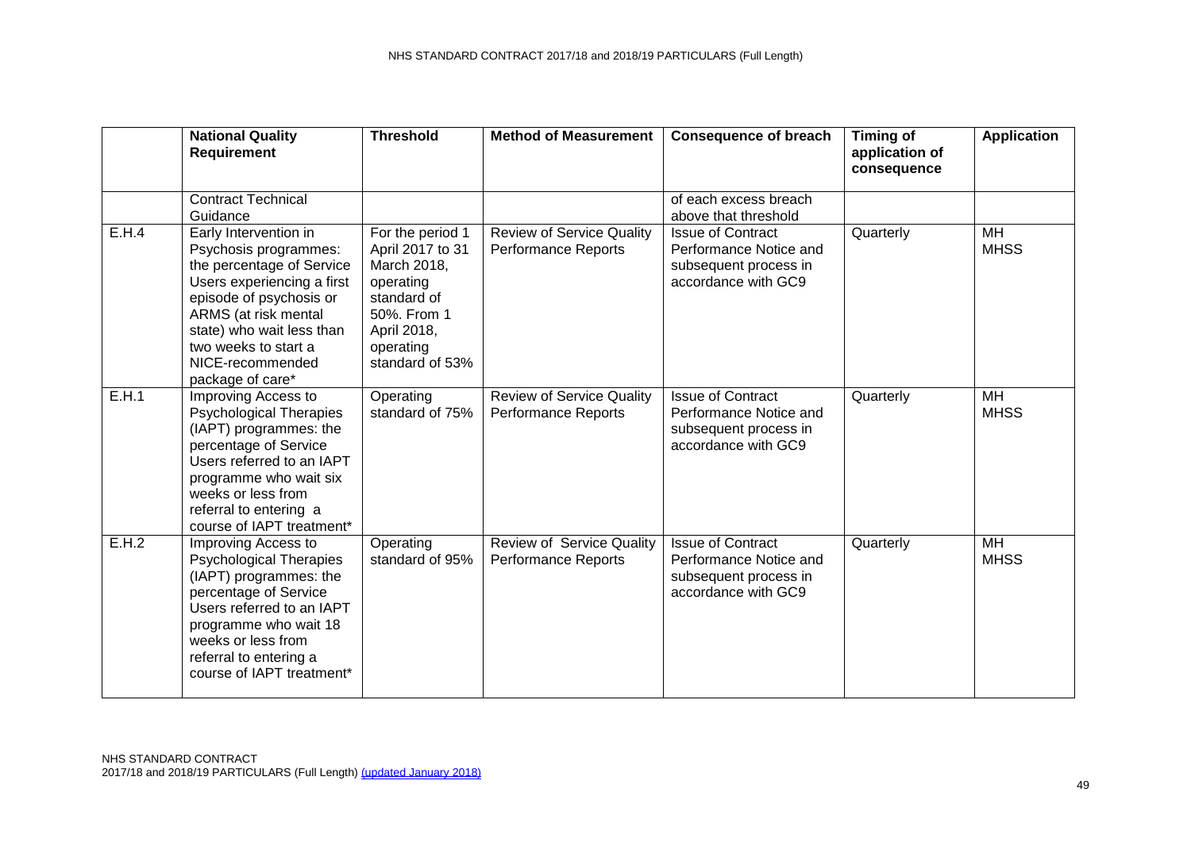| | National Quality Requirement | Threshold | Method of Measurement | Consequence of breach | Timing of application of consequence | Application |
|---|---|---|---|---|---|---|
| | Contract Technical Guidance | | | of each excess breach above that threshold | | |
| E.H.4 | Early Intervention in Psychosis programmes: the percentage of Service Users experiencing a first episode of psychosis or ARMS (at risk mental state) who wait less than two weeks to start a NICE-recommended package of care* | For the period 1 April 2017 to 31 March 2018, operating standard of 50%. From 1 April 2018, operating standard of 53% | Review of Service Quality Performance Reports | Issue of Contract Performance Notice and subsequent process in accordance with GC9 | Quarterly | MH MHSS |
| E.H.1 | Improving Access to Psychological Therapies (IAPT) programmes: the percentage of Service Users referred to an IAPT programme who wait six weeks or less from referral to entering a course of IAPT treatment* | Operating standard of 75% | Review of Service Quality Performance Reports | Issue of Contract Performance Notice and subsequent process in accordance with GC9 | Quarterly | MH MHSS |
| E.H.2 | Improving Access to Psychological Therapies (IAPT) programmes: the percentage of Service Users referred to an IAPT programme who wait 18 weeks or less from referral to entering a course of IAPT treatment* | Operating standard of 95% | Review of Service Quality Performance Reports | Issue of Contract Performance Notice and subsequent process in accordance with GC9 | Quarterly | MH MHSS |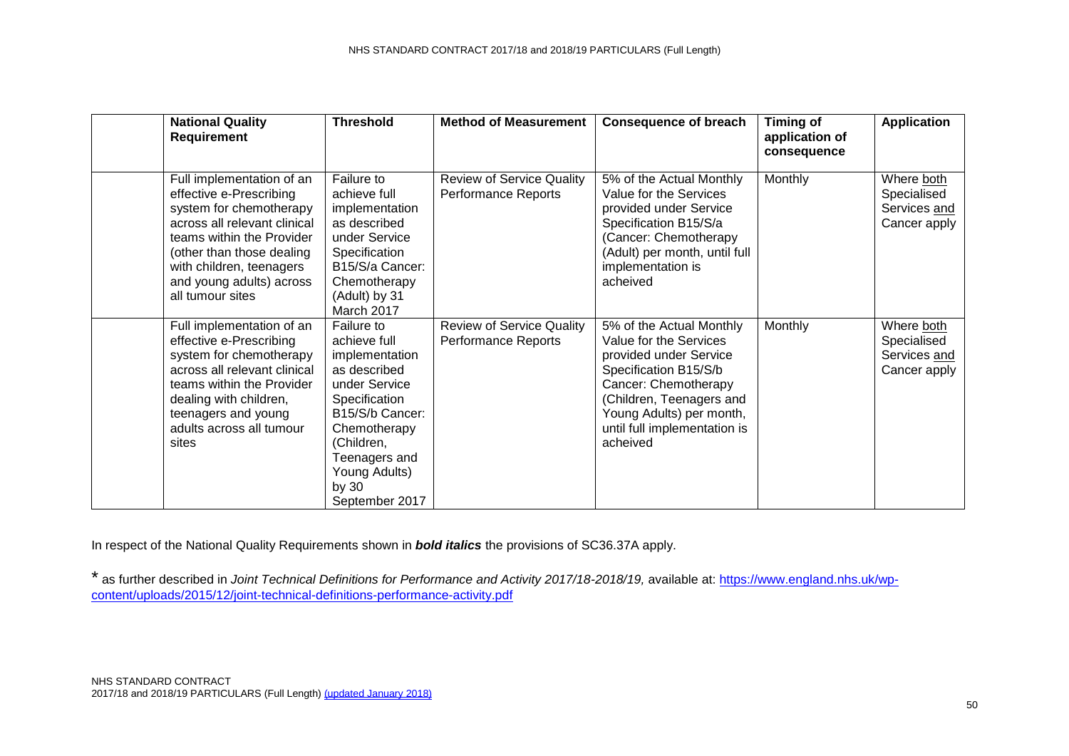| | National Quality Requirement | Threshold | Method of Measurement | Consequence of breach | Timing of application of consequence | Application |
|---|---|---|---|---|---|---|
| | Full implementation of an effective e-Prescribing system for chemotherapy across all relevant clinical teams within the Provider (other than those dealing with children, teenagers and young adults) across all tumour sites | Failure to achieve full implementation as described under Service Specification B15/S/a Cancer: Chemotherapy (Adult) by 31 March 2017 | Review of Service Quality Performance Reports | 5% of the Actual Monthly Value for the Services provided under Service Specification B15/S/a (Cancer: Chemotherapy (Adult) per month, until full implementation is acheived | Monthly | Where both Specialised Services and Cancer apply |
| | Full implementation of an effective e-Prescribing system for chemotherapy across all relevant clinical teams within the Provider dealing with children, teenagers and young adults across all tumour sites | Failure to achieve full implementation as described under Service Specification B15/S/b Cancer: Chemotherapy (Children, Teenagers and Young Adults) by 30 September 2017 | Review of Service Quality Performance Reports | 5% of the Actual Monthly Value for the Services provided under Service Specification B15/S/b Cancer: Chemotherapy (Children, Teenagers and Young Adults) per month, until full implementation is acheived | Monthly | Where both Specialised Services and Cancer apply |

In respect of the National Quality Requirements shown in ***bold italics*** the provisions of SC36.37A apply.

\* as further described in *Joint Technical Definitions for Performance and Activity 2017/18-2018/19,* available at: https://www.england.nhs.uk/wp-content/uploads/2015/12/joint-technical-definitions-performance-activity.pdf

NHS STANDARD CONTRACT
2017/18 and 2018/19 PARTICULARS (Full Length) (updated January 2018)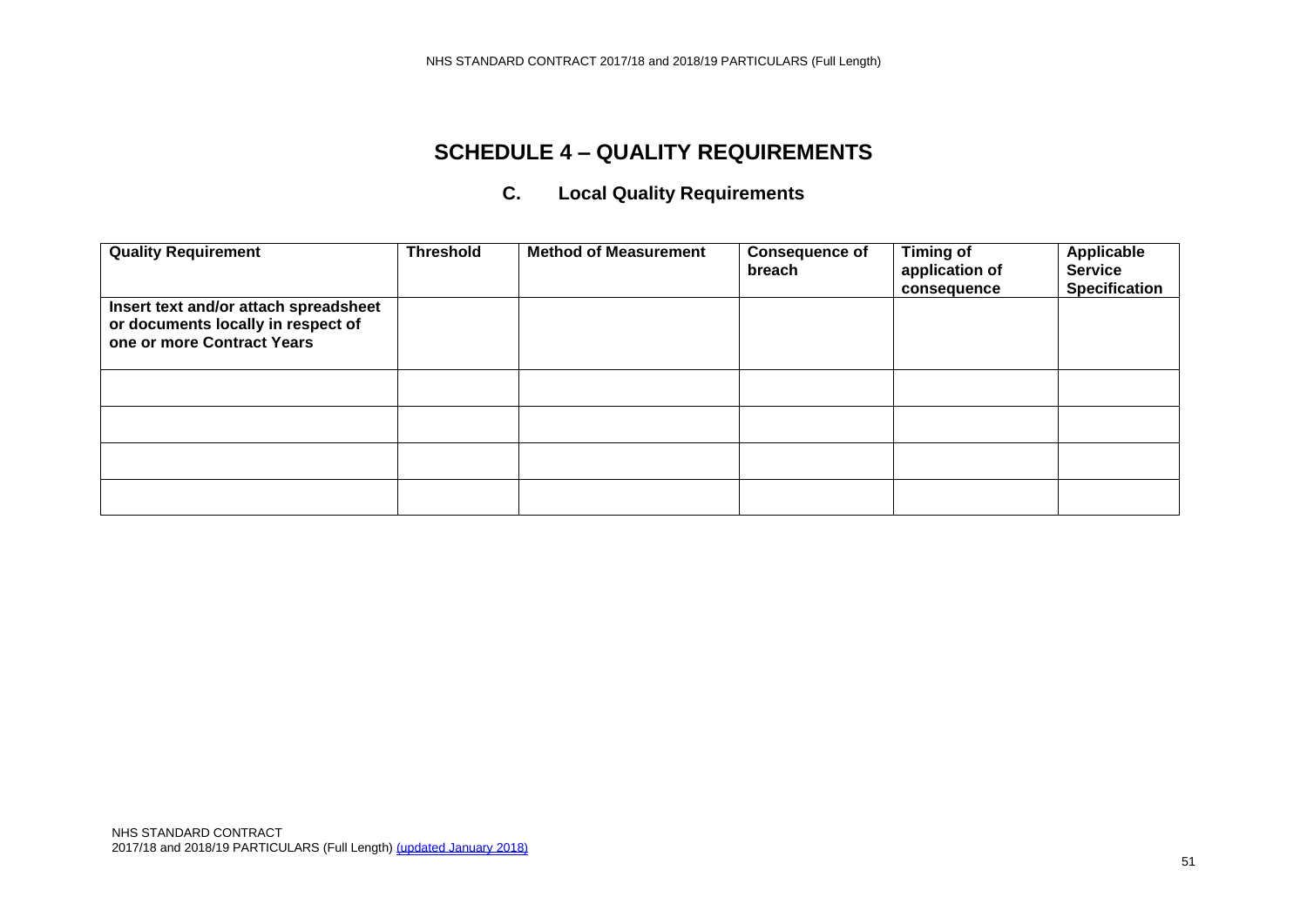# SCHEDULE 4 – QUALITY REQUIREMENTS

## C. Local Quality Requirements

| Quality Requirement | Threshold | Method of Measurement | Consequence of breach | Timing of application of consequence | Applicable Service Specification |
|---|---|---|---|---|---|
| **Insert text and/or attach spreadsheet or documents locally in respect of one or more Contract Years** | | | | | |
| | | | | | |
| | | | | | |
| | | | | | |
| | | | | | |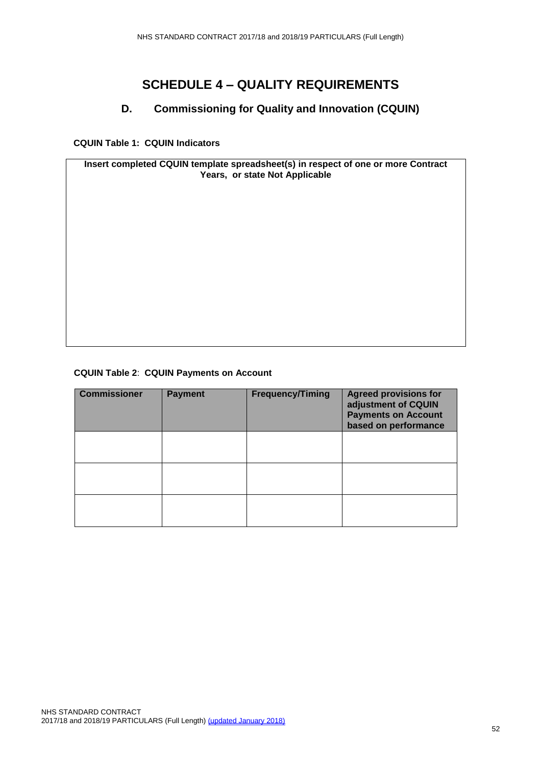# SCHEDULE 4 – QUALITY REQUIREMENTS

## D. Commissioning for Quality and Innovation (CQUIN)

**CQUIN Table 1: CQUIN Indicators**

| Insert completed CQUIN template spreadsheet(s) in respect of one or more Contract Years, or state Not Applicable |
|---|
| |

**CQUIN Table 2**: **CQUIN Payments on Account**

| Commissioner | Payment | Frequency/Timing | Agreed provisions for adjustment of CQUIN Payments on Account based on performance |
|---|---|---|---|
| | | | |
| | | | |
| | | | |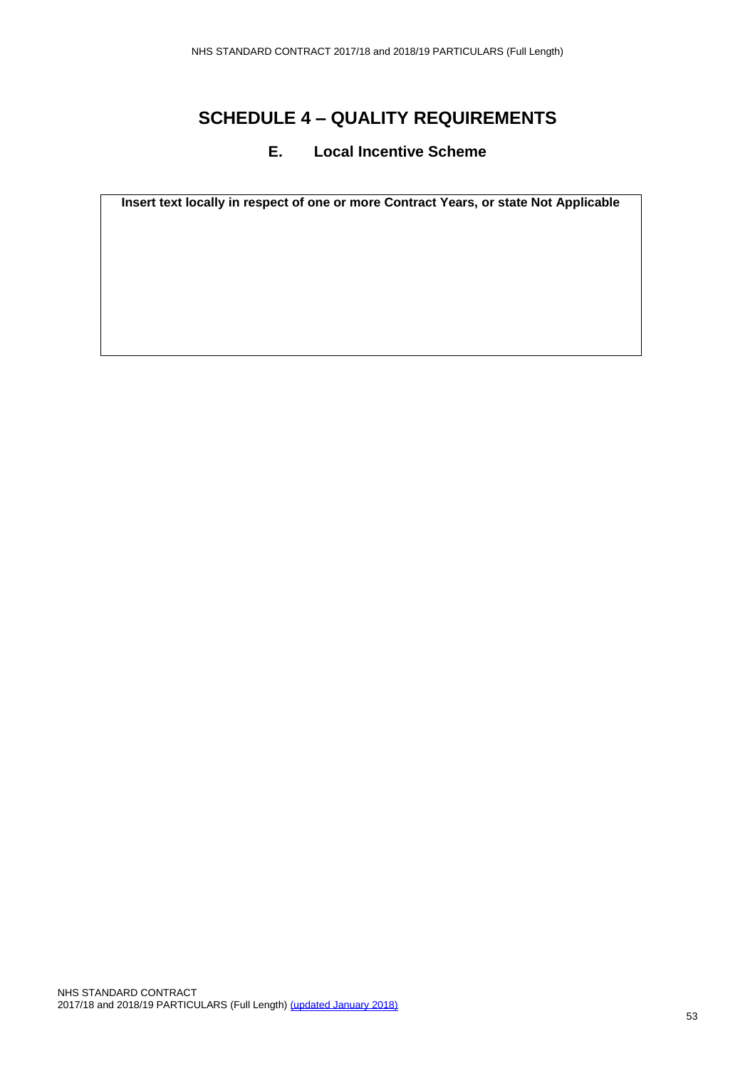# SCHEDULE 4 – QUALITY REQUIREMENTS

## E. Local Incentive Scheme

| **Insert text locally in respect of one or more Contract Years, or state Not Applicable** |
| --- |
| |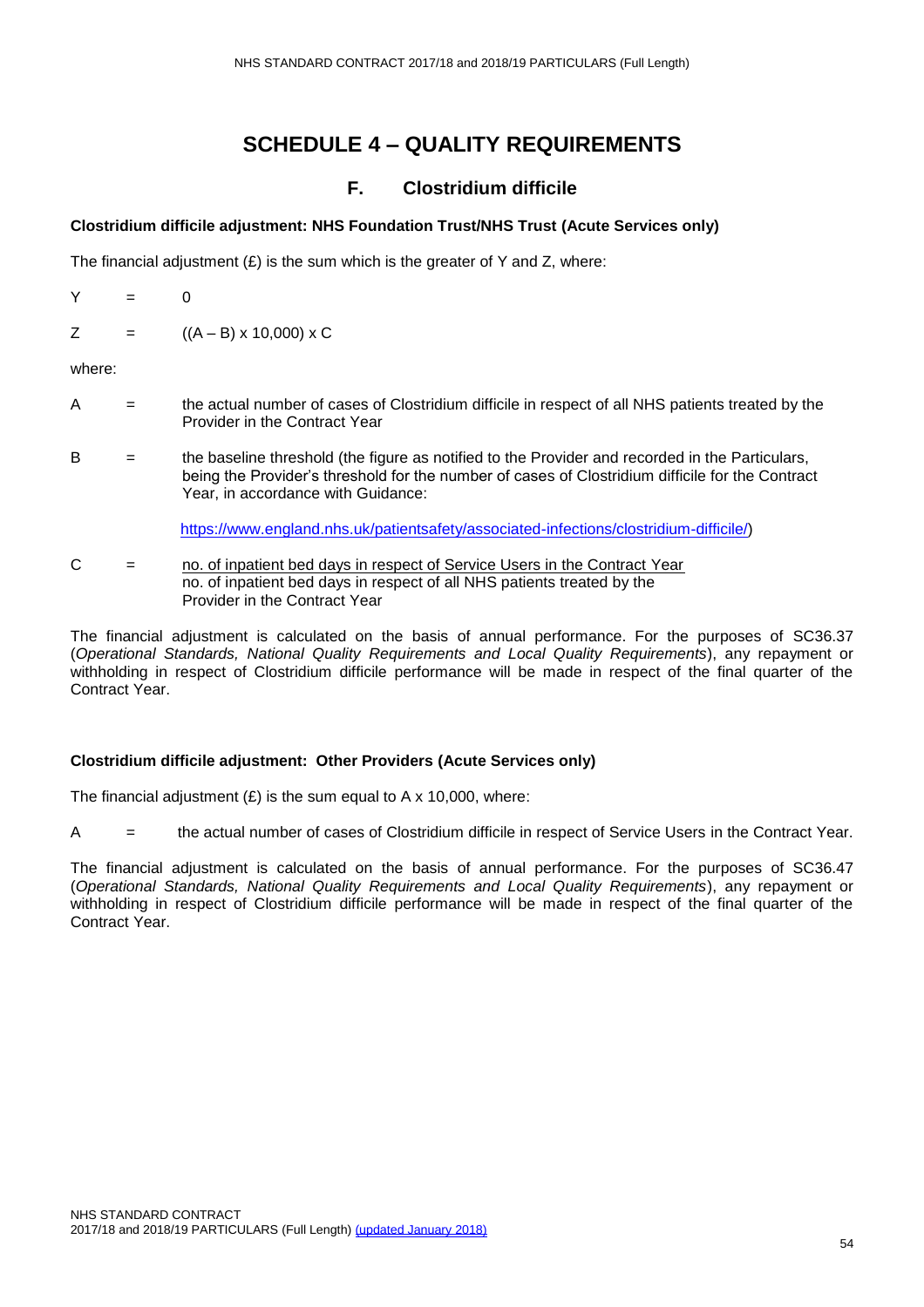# SCHEDULE 4 – QUALITY REQUIREMENTS

## F. Clostridium difficile

**Clostridium difficile adjustment: NHS Foundation Trust/NHS Trust (Acute Services only)**

The financial adjustment (£) is the sum which is the greater of Y and Z, where:

Y = 0

Z = ((A – B) x 10,000) x C

where:

A = the actual number of cases of Clostridium difficile in respect of all NHS patients treated by the Provider in the Contract Year

B = the baseline threshold (the figure as notified to the Provider and recorded in the Particulars, being the Provider's threshold for the number of cases of Clostridium difficile for the Contract Year, in accordance with Guidance:

https://www.england.nhs.uk/patientsafety/associated-infections/clostridium-difficile/)

C = $\dfrac{\text{no. of inpatient bed days in respect of Service Users in the Contract Year}}{\text{no. of inpatient bed days in respect of all NHS patients treated by the Provider in the Contract Year}}$

The financial adjustment is calculated on the basis of annual performance. For the purposes of SC36.37 (*Operational Standards, National Quality Requirements and Local Quality Requirements*), any repayment or withholding in respect of Clostridium difficile performance will be made in respect of the final quarter of the Contract Year.

**Clostridium difficile adjustment: Other Providers (Acute Services only)**

The financial adjustment (£) is the sum equal to A x 10,000, where:

A = the actual number of cases of Clostridium difficile in respect of Service Users in the Contract Year.

The financial adjustment is calculated on the basis of annual performance. For the purposes of SC36.47 (*Operational Standards, National Quality Requirements and Local Quality Requirements*), any repayment or withholding in respect of Clostridium difficile performance will be made in respect of the final quarter of the Contract Year.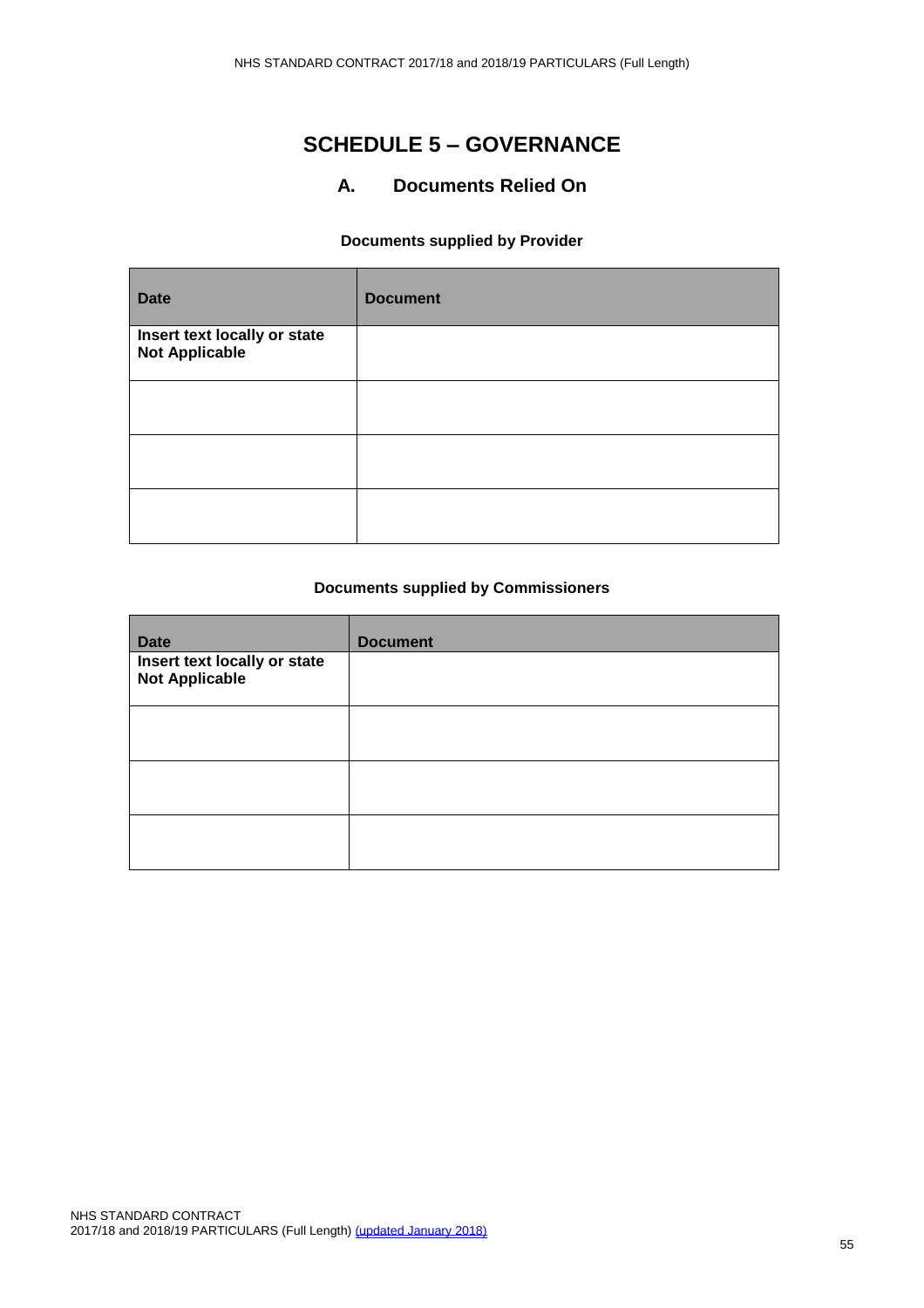# SCHEDULE 5 – GOVERNANCE

## A. Documents Relied On

**Documents supplied by Provider**

| Date | Document |
| --- | --- |
| **Insert text locally or state Not Applicable** | |
| | |
| | |
| | |

**Documents supplied by Commissioners**

| Date | Document |
| --- | --- |
| **Insert text locally or state Not Applicable** | |
| | |
| | |
| | |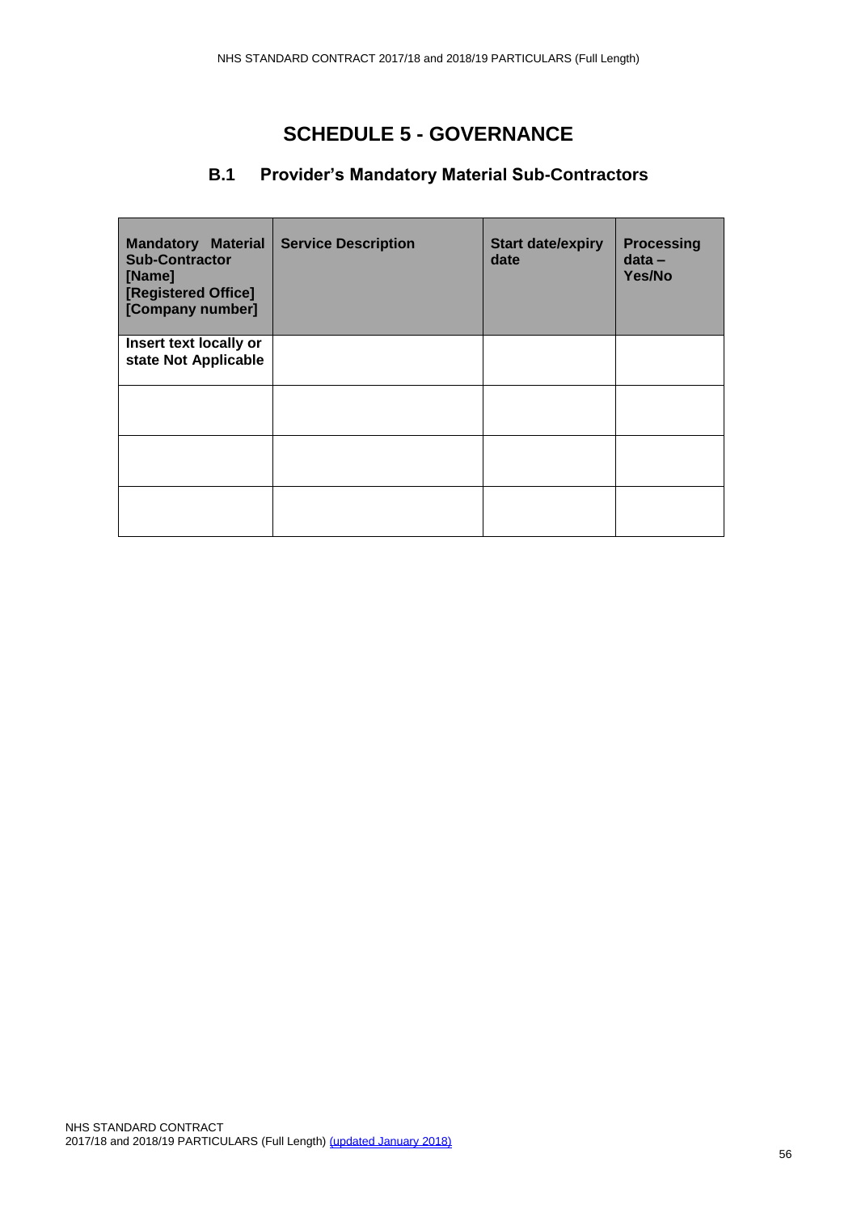# SCHEDULE 5 - GOVERNANCE

## B.1 Provider's Mandatory Material Sub-Contractors

| Mandatory Material Sub-Contractor [Name] [Registered Office] [Company number] | Service Description | Start date/expiry date | Processing data – Yes/No |
|---|---|---|---|
| **Insert text locally or state Not Applicable** | | | |
| | | | |
| | | | |
| | | | |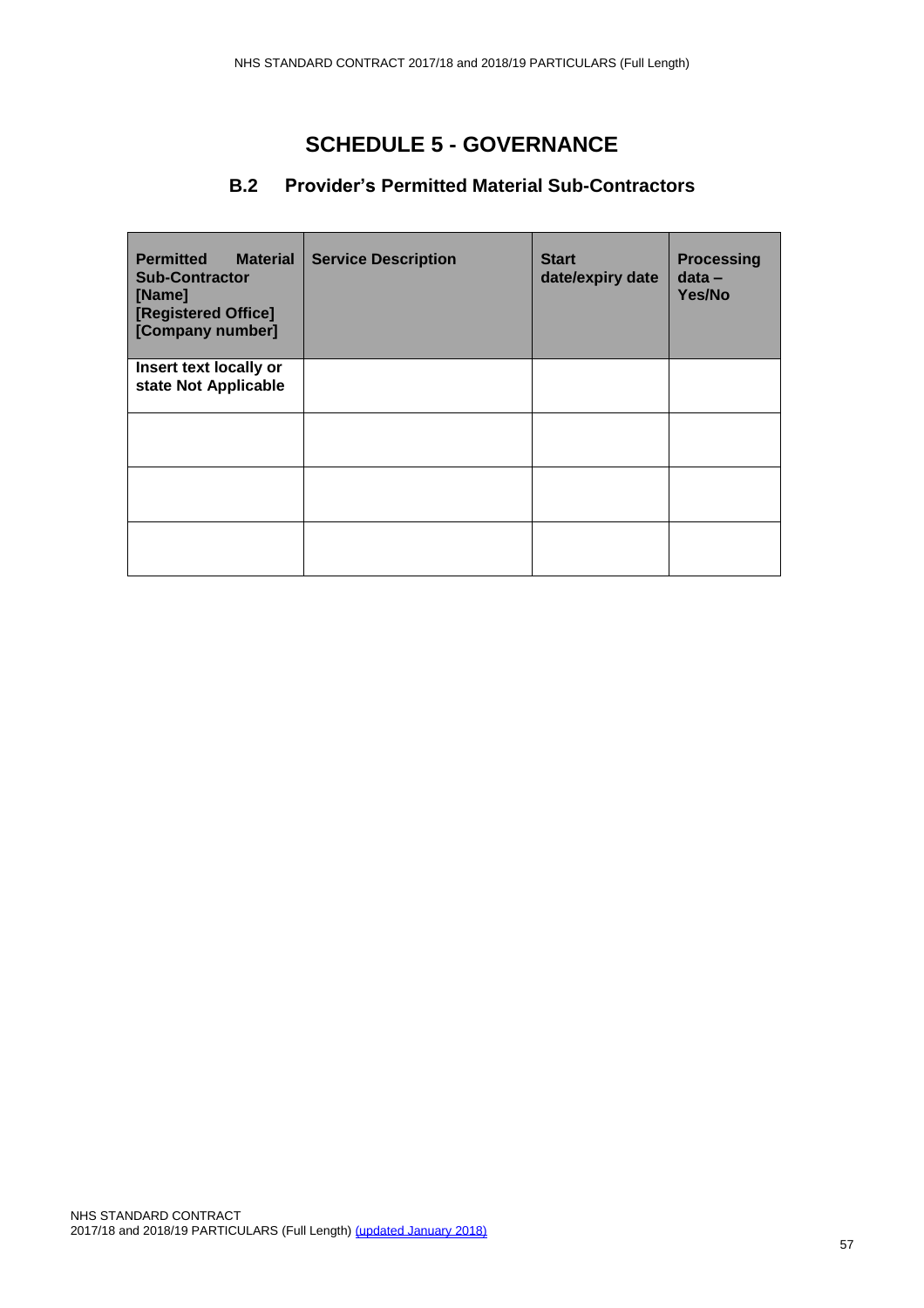# SCHEDULE 5 - GOVERNANCE

## B.2 Provider's Permitted Material Sub-Contractors

| **Permitted Material Sub-Contractor [Name] [Registered Office] [Company number]** | **Service Description** | **Start date/expiry date** | **Processing data – Yes/No** |
|---|---|---|---|
| **Insert text locally or state Not Applicable** | | | |
| | | | |
| | | | |
| | | | |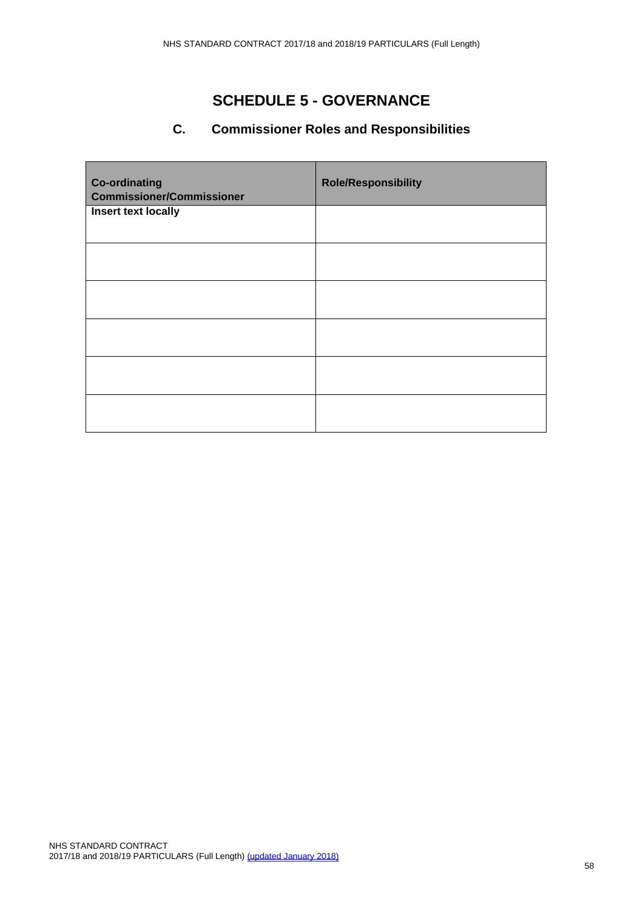# SCHEDULE 5 - GOVERNANCE

## C. Commissioner Roles and Responsibilities

| Co-ordinating Commissioner/Commissioner | Role/Responsibility |
|---|---|
| **Insert text locally** | |
| | |
| | |
| | |
| | |
| | |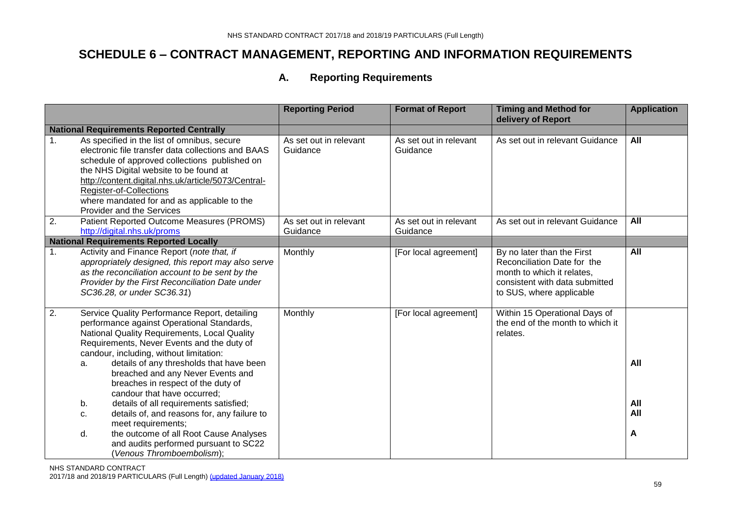# SCHEDULE 6 – CONTRACT MANAGEMENT, REPORTING AND INFORMATION REQUIREMENTS

## A. Reporting Requirements

| | Reporting Period | Format of Report | Timing and Method for delivery of Report | Application |
|---|---|---|---|---|
| **National Requirements Reported Centrally** | | | | |
| 1. As specified in the list of omnibus, secure electronic file transfer data collections and BAAS schedule of approved collections published on the NHS Digital website to be found at http://content.digital.nhs.uk/article/5073/Central-Register-of-Collections where mandated for and as applicable to the Provider and the Services | As set out in relevant Guidance | As set out in relevant Guidance | As set out in relevant Guidance | **All** |
| 2. Patient Reported Outcome Measures (PROMS) http://digital.nhs.uk/proms | As set out in relevant Guidance | As set out in relevant Guidance | As set out in relevant Guidance | **All** |
| **National Requirements Reported Locally** | | | | |
| 1. Activity and Finance Report (*note that, if appropriately designed, this report may also serve as the reconciliation account to be sent by the Provider by the First Reconciliation Date under SC36.28, or under SC36.31*) | Monthly | [For local agreement] | By no later than the First Reconciliation Date for the month to which it relates, consistent with data submitted to SUS, where applicable | **All** |
| 2. Service Quality Performance Report, detailing performance against Operational Standards, National Quality Requirements, Local Quality Requirements, Never Events and the duty of candour, including, without limitation: | Monthly | [For local agreement] | Within 15 Operational Days of the end of the month to which it relates. | |
| a. details of any thresholds that have been breached and any Never Events and breaches in respect of the duty of candour that have occurred; | | | | **All** |
| b. details of all requirements satisfied; | | | | **All** |
| c. details of, and reasons for, any failure to meet requirements; | | | | **All** |
| d. the outcome of all Root Cause Analyses and audits performed pursuant to SC22 (*Venous Thromboembolism*); | | | | **A** |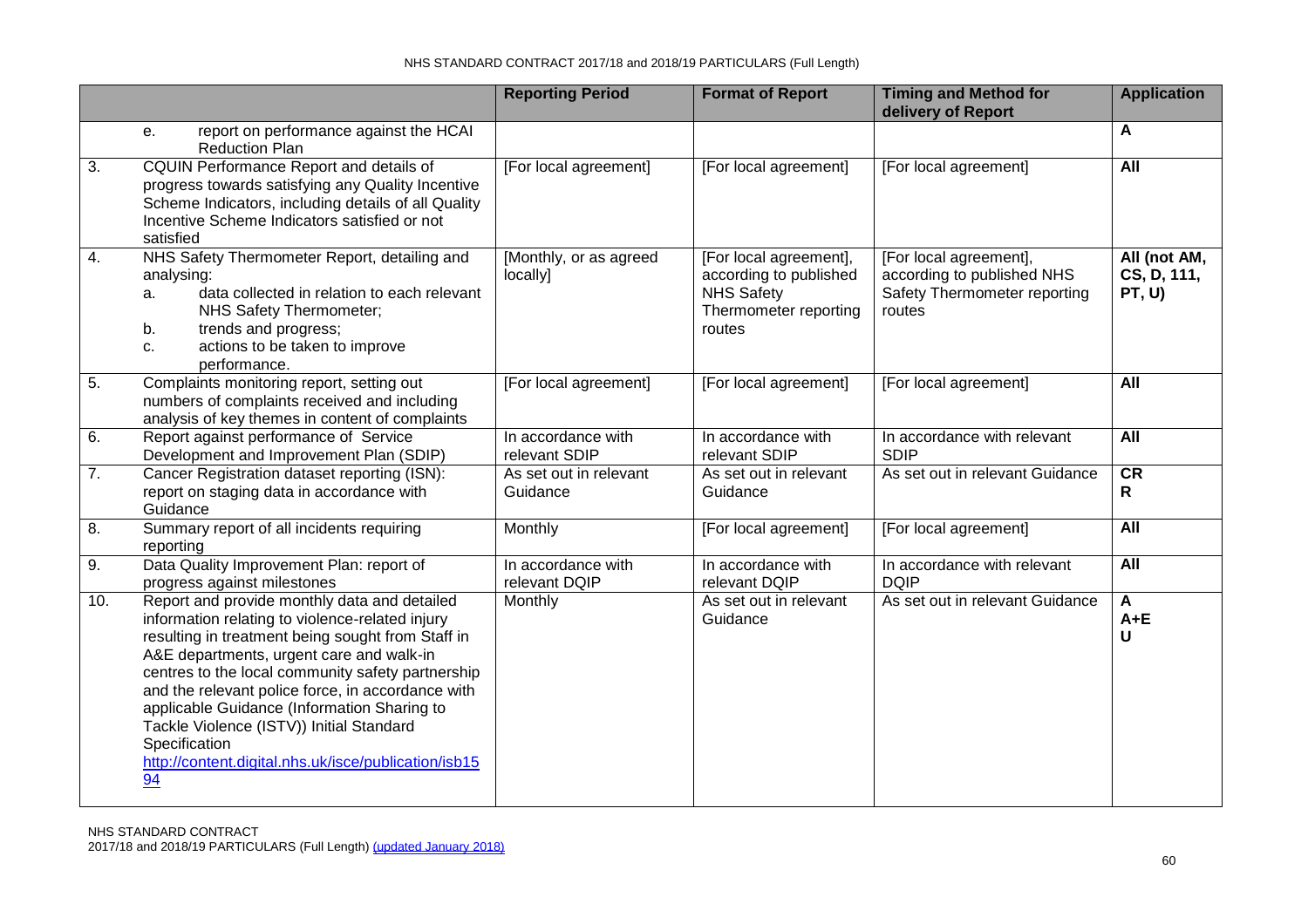| | | Reporting Period | Format of Report | Timing and Method for delivery of Report | Application |
|---|---|---|---|---|---|
| | e. report on performance against the HCAI Reduction Plan | | | | **A** |
| 3. | CQUIN Performance Report and details of progress towards satisfying any Quality Incentive Scheme Indicators, including details of all Quality Incentive Scheme Indicators satisfied or not satisfied | [For local agreement] | [For local agreement] | [For local agreement] | **All** |
| 4. | NHS Safety Thermometer Report, detailing and analysing:<br>a. data collected in relation to each relevant NHS Safety Thermometer;<br>b. trends and progress;<br>c. actions to be taken to improve performance. | [Monthly, or as agreed locally] | [For local agreement], according to published NHS Safety Thermometer reporting routes | [For local agreement], according to published NHS Safety Thermometer reporting routes | **All (not AM, CS, D, 111, PT, U)** |
| 5. | Complaints monitoring report, setting out numbers of complaints received and including analysis of key themes in content of complaints | [For local agreement] | [For local agreement] | [For local agreement] | **All** |
| 6. | Report against performance of Service Development and Improvement Plan (SDIP) | In accordance with relevant SDIP | In accordance with relevant SDIP | In accordance with relevant SDIP | **All** |
| 7. | Cancer Registration dataset reporting (ISN): report on staging data in accordance with Guidance | As set out in relevant Guidance | As set out in relevant Guidance | As set out in relevant Guidance | **CR**<br>**R** |
| 8. | Summary report of all incidents requiring reporting | Monthly | [For local agreement] | [For local agreement] | **All** |
| 9. | Data Quality Improvement Plan: report of progress against milestones | In accordance with relevant DQIP | In accordance with relevant DQIP | In accordance with relevant DQIP | **All** |
| 10. | Report and provide monthly data and detailed information relating to violence-related injury resulting in treatment being sought from Staff in A&E departments, urgent care and walk-in centres to the local community safety partnership and the relevant police force, in accordance with applicable Guidance (Information Sharing to Tackle Violence (ISTV)) Initial Standard Specification http://content.digital.nhs.uk/isce/publication/isb1594 | Monthly | As set out in relevant Guidance | As set out in relevant Guidance | **A**<br>**A+E**<br>**U** |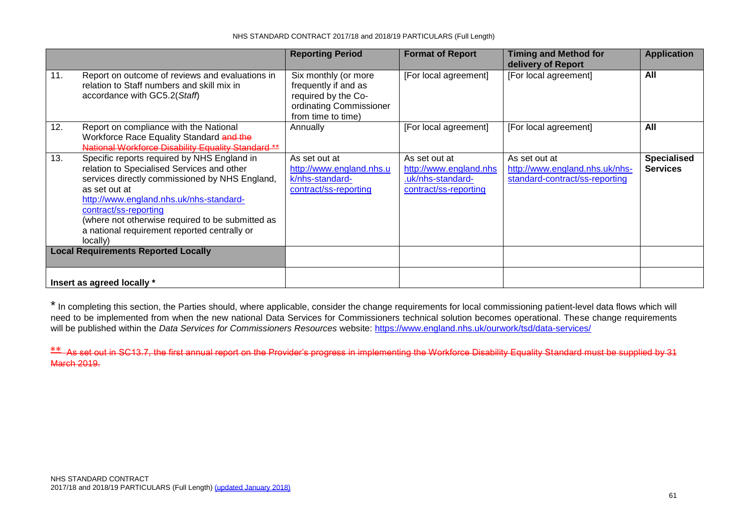| | Reporting Period | Format of Report | Timing and Method for delivery of Report | Application |
|---|---|---|---|---|
| 11. Report on outcome of reviews and evaluations in relation to Staff numbers and skill mix in accordance with GC5.2(*Staff*) | Six monthly (or more frequently if and as required by the Co-ordinating Commissioner from time to time) | [For local agreement] | [For local agreement] | **All** |
| 12. Report on compliance with the National Workforce Race Equality Standard ~~and the National Workforce Disability Equality Standard **~~ | Annually | [For local agreement] | [For local agreement] | **All** |
| 13. Specific reports required by NHS England in relation to Specialised Services and other services directly commissioned by NHS England, as set out at http://www.england.nhs.uk/nhs-standard-contract/ss-reporting (where not otherwise required to be submitted as a national requirement reported centrally or locally) | As set out at http://www.england.nhs.uk/nhs-standard-contract/ss-reporting | As set out at http://www.england.nhs.uk/nhs-standard-contract/ss-reporting | As set out at http://www.england.nhs.uk/nhs-standard-contract/ss-reporting | **Specialised Services** |
| **Local Requirements Reported Locally** | | | | |
| **Insert as agreed locally *** | | | | |

* In completing this section, the Parties should, where applicable, consider the change requirements for local commissioning patient-level data flows which will need to be implemented from when the new national Data Services for Commissioners technical solution becomes operational. These change requirements will be published within the *Data Services for Commissioners Resources* website: https://www.england.nhs.uk/ourwork/tsd/data-services/

~~** As set out in SC13.7, the first annual report on the Provider's progress in implementing the Workforce Disability Equality Standard must be supplied by 31 March 2019.~~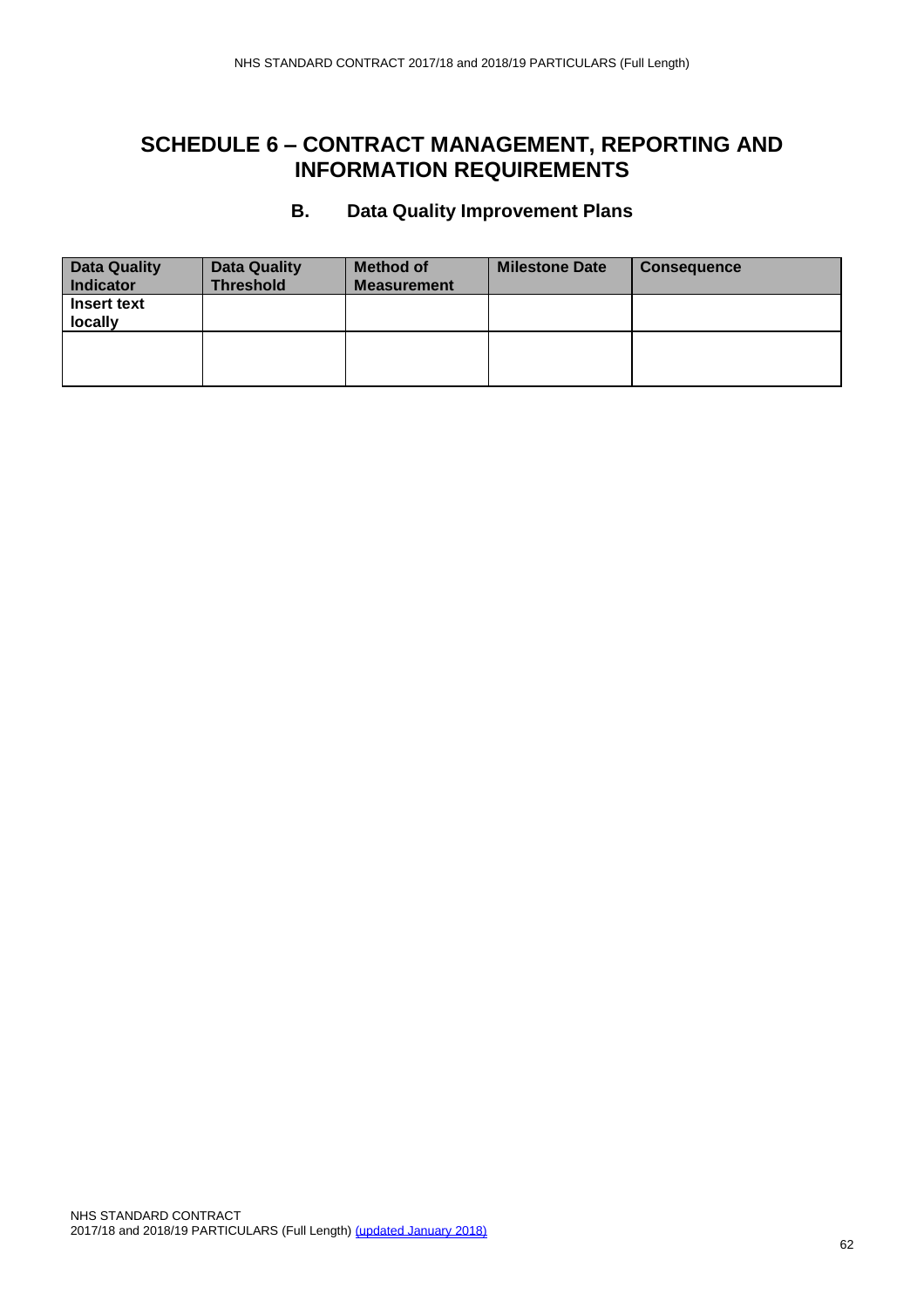# SCHEDULE 6 – CONTRACT MANAGEMENT, REPORTING AND INFORMATION REQUIREMENTS

## B. Data Quality Improvement Plans

| Data Quality Indicator | Data Quality Threshold | Method of Measurement | Milestone Date | Consequence |
|---|---|---|---|---|
| **Insert text locally** | | | | |
| | | | | |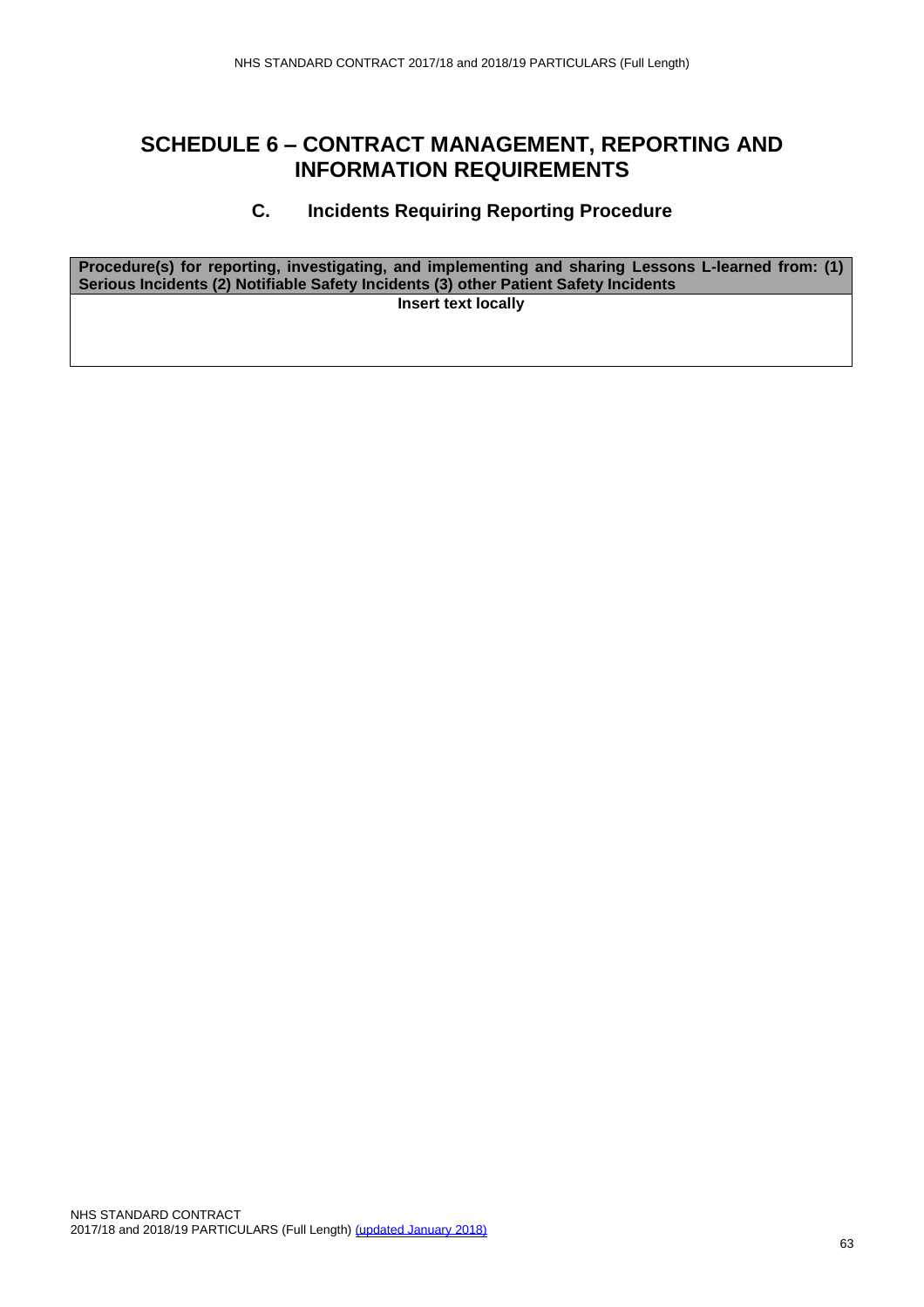# SCHEDULE 6 – CONTRACT MANAGEMENT, REPORTING AND INFORMATION REQUIREMENTS

## C. Incidents Requiring Reporting Procedure

| Procedure(s) for reporting, investigating, and implementing and sharing Lessons L-learned from: (1) Serious Incidents (2) Notifiable Safety Incidents (3) other Patient Safety Incidents |
| --- |
| **Insert text locally** |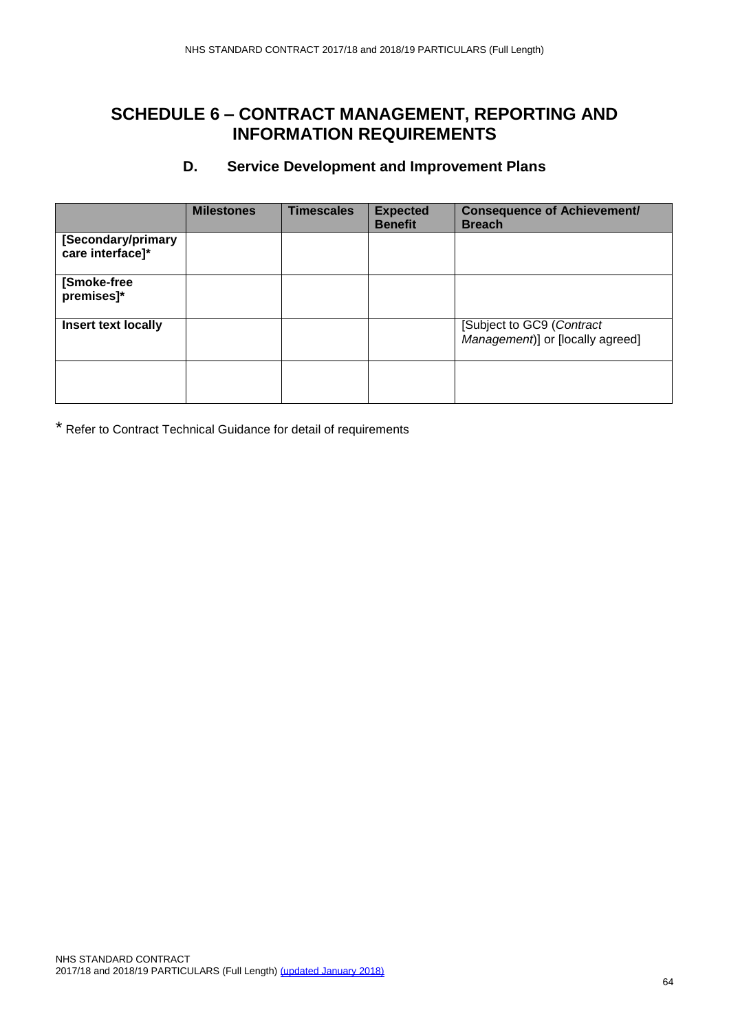# SCHEDULE 6 – CONTRACT MANAGEMENT, REPORTING AND INFORMATION REQUIREMENTS

## D. Service Development and Improvement Plans

| | Milestones | Timescales | Expected Benefit | Consequence of Achievement/ Breach |
|---|---|---|---|---|
| **[Secondary/primary care interface]*** | | | | |
| **[Smoke-free premises]*** | | | | |
| **Insert text locally** | | | | [Subject to GC9 (*Contract Management*)] or [locally agreed] |
| | | | | |

\* Refer to Contract Technical Guidance for detail of requirements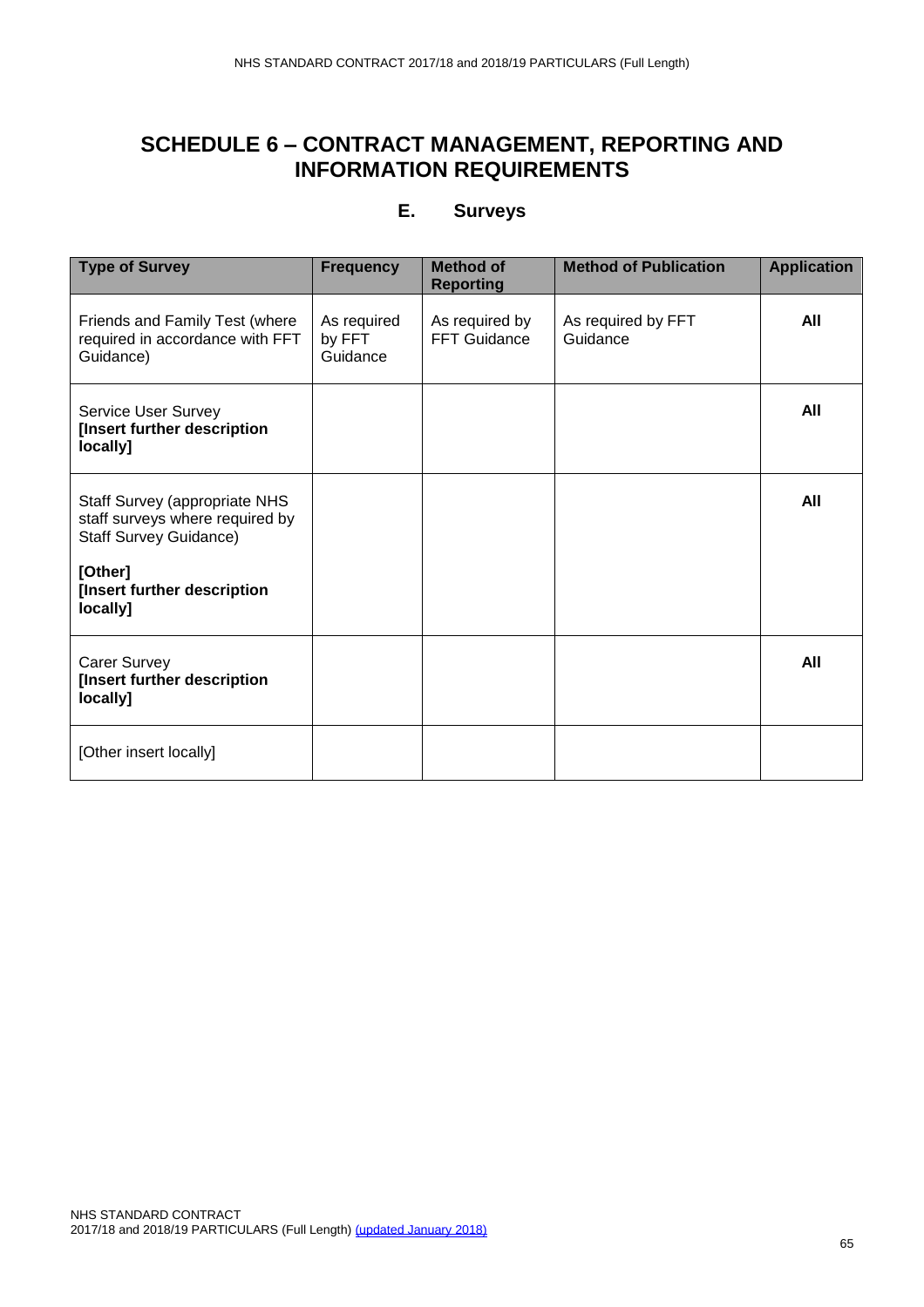# SCHEDULE 6 – CONTRACT MANAGEMENT, REPORTING AND INFORMATION REQUIREMENTS

## E. Surveys

| Type of Survey | Frequency | Method of Reporting | Method of Publication | Application |
|---|---|---|---|---|
| Friends and Family Test (where required in accordance with FFT Guidance) | As required by FFT Guidance | As required by FFT Guidance | As required by FFT Guidance | **All** |
| Service User Survey **[Insert further description locally]** | | | | **All** |
| Staff Survey (appropriate NHS staff surveys where required by Staff Survey Guidance) **[Other] [Insert further description locally]** | | | | **All** |
| Carer Survey **[Insert further description locally]** | | | | **All** |
| [Other insert locally] | | | | |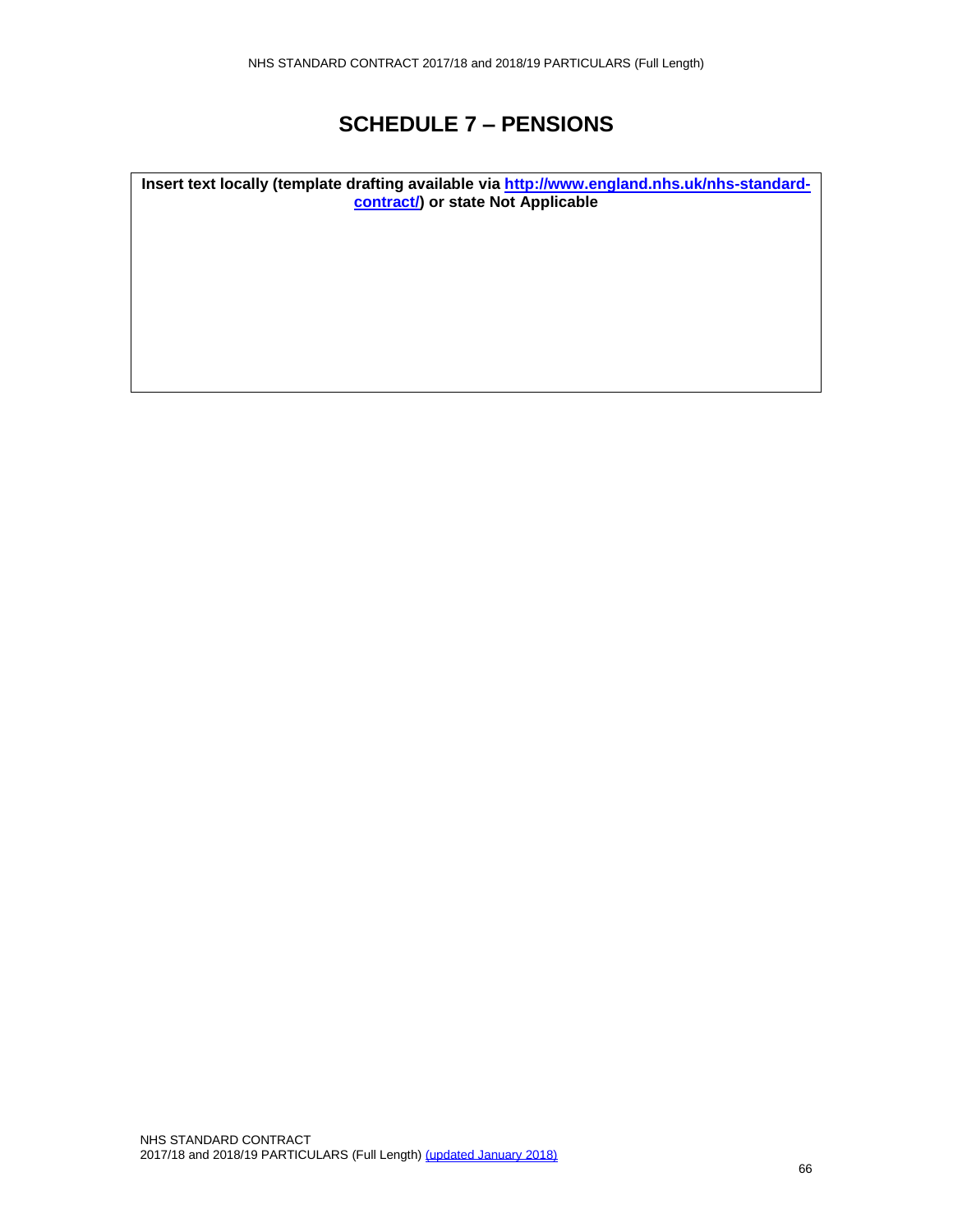# SCHEDULE 7 – PENSIONS

| **Insert text locally (template drafting available via [http://www.england.nhs.uk/nhs-standard-contract/](http://www.england.nhs.uk/nhs-standard-contract/)) or state Not Applicable** |
| --- |
| |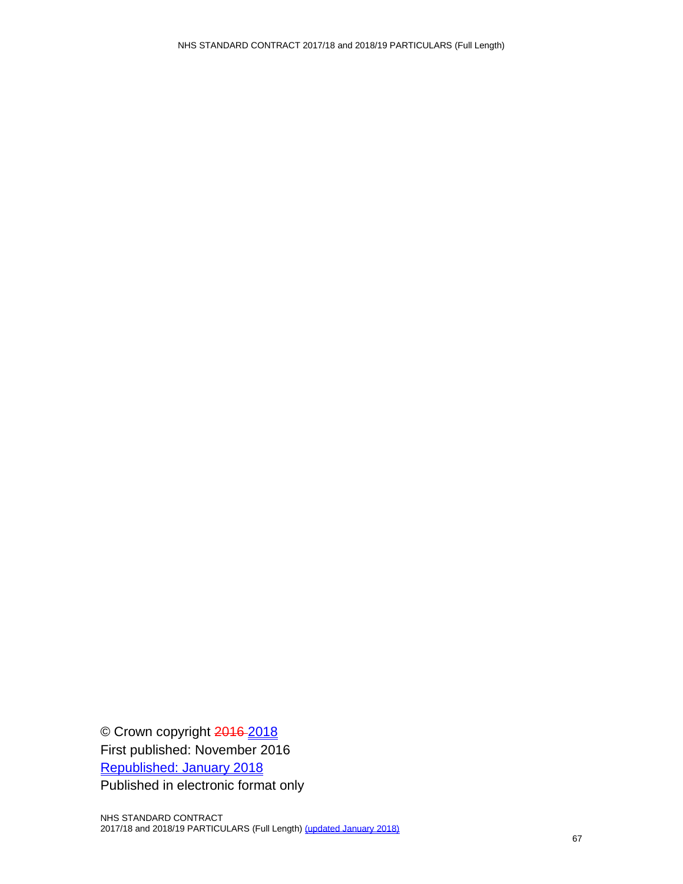© Crown copyright ~~2016~~ 2018

First published: November 2016

Republished: January 2018

Published in electronic format only